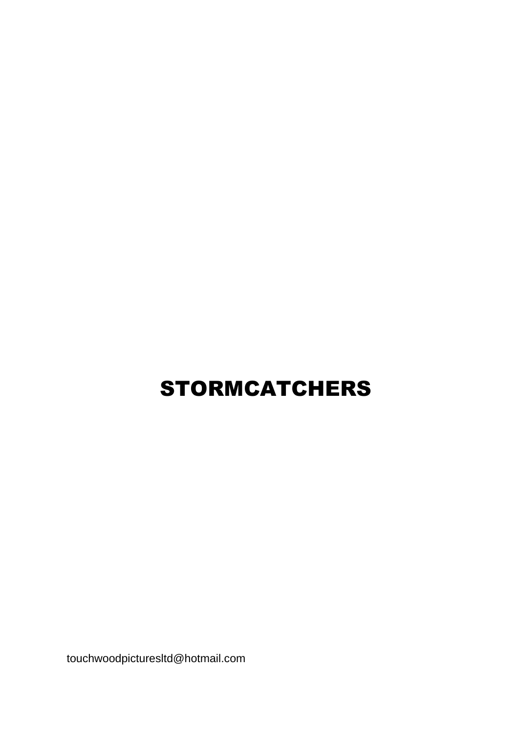# STORMCATCHERS

touchwoodpicturesltd@hotmail.com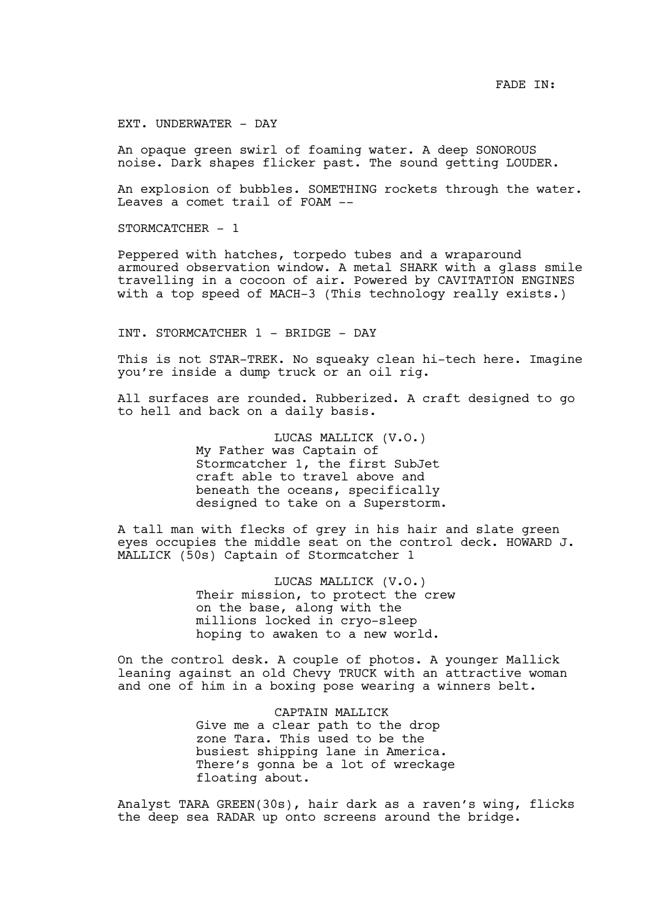FADE IN:

EXT. UNDERWATER - DAY

An opaque green swirl of foaming water. A deep SONOROUS noise. Dark shapes flicker past. The sound getting LOUDER.

An explosion of bubbles. SOMETHING rockets through the water. Leaves a comet trail of FOAM --

STORMCATCHER - 1

Peppered with hatches, torpedo tubes and a wraparound armoured observation window. A metal SHARK with a glass smile travelling in a cocoon of air. Powered by CAVITATION ENGINES with a top speed of MACH-3 (This technology really exists.)

INT. STORMCATCHER 1 - BRIDGE - DAY

This is not STAR-TREK. No squeaky clean hi-tech here. Imagine you're inside a dump truck or an oil rig.

All surfaces are rounded. Rubberized. A craft designed to go to hell and back on a daily basis.

LUCAS MALLICK (V.O.)
My Father was Captain of Stormcatcher 1, the first SubJet craft able to travel above and beneath the oceans, specifically designed to take on a Superstorm.

A tall man with flecks of grey in his hair and slate green eyes occupies the middle seat on the control deck. HOWARD J. MALLICK (50s) Captain of Stormcatcher 1

LUCAS MALLICK (V.O.)
Their mission, to protect the crew on the base, along with the millions locked in cryo-sleep hoping to awaken to a new world.

On the control desk. A couple of photos. A younger Mallick leaning against an old Chevy TRUCK with an attractive woman and one of him in a boxing pose wearing a winners belt.

CAPTAIN MALLICK
Give me a clear path to the drop zone Tara. This used to be the busiest shipping lane in America. There's gonna be a lot of wreckage floating about.

Analyst TARA GREEN(30s), hair dark as a raven's wing, flicks the deep sea RADAR up onto screens around the bridge.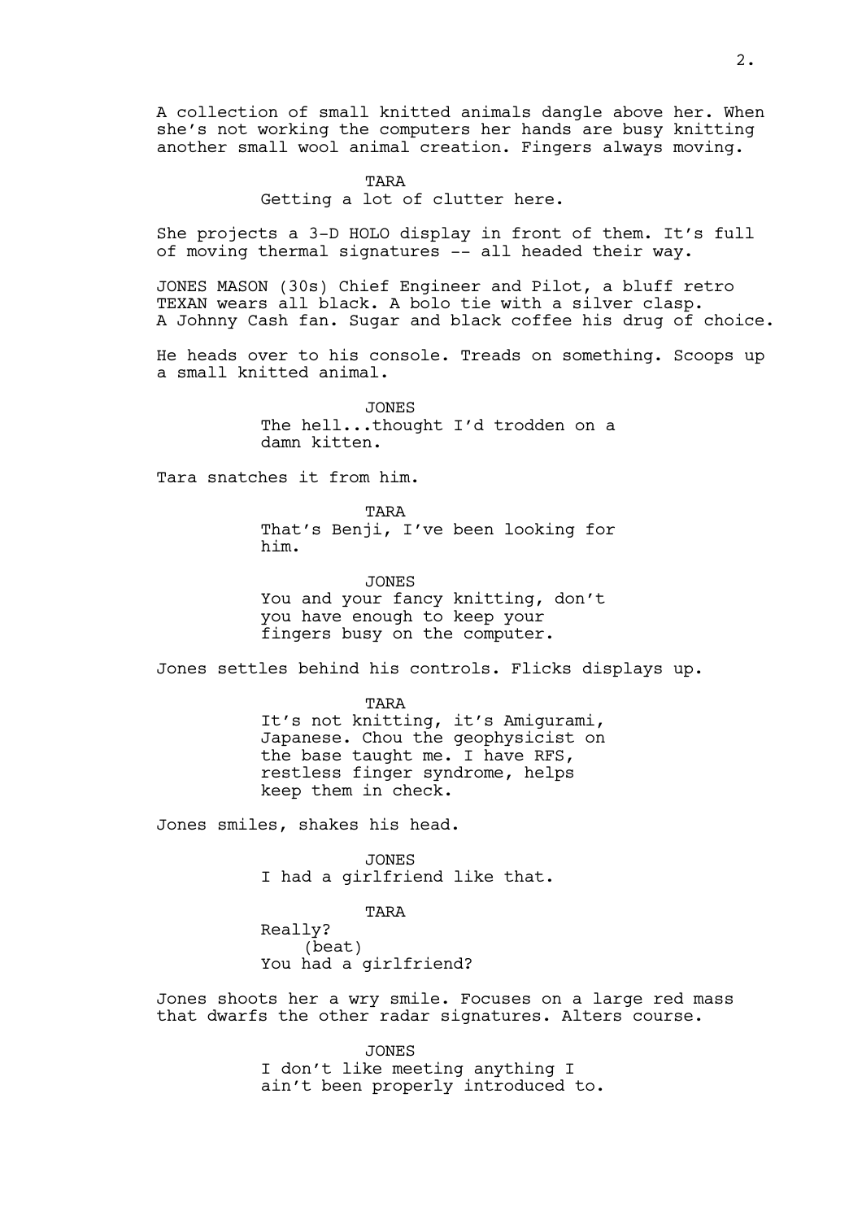A collection of small knitted animals dangle above her. When she's not working the computers her hands are busy knitting another small wool animal creation. Fingers always moving.

TARA
Getting a lot of clutter here.

She projects a 3-D HOLO display in front of them. It's full of moving thermal signatures -- all headed their way.

JONES MASON (30s) Chief Engineer and Pilot, a bluff retro TEXAN wears all black. A bolo tie with a silver clasp. A Johnny Cash fan. Sugar and black coffee his drug of choice.

He heads over to his console. Treads on something. Scoops up a small knitted animal.

JONES
The hell...thought I'd trodden on a damn kitten.

Tara snatches it from him.

TARA
That's Benji, I've been looking for him.

JONES
You and your fancy knitting, don't you have enough to keep your fingers busy on the computer.

Jones settles behind his controls. Flicks displays up.

TARA
It's not knitting, it's Amigurami, Japanese. Chou the geophysicist on the base taught me. I have RFS, restless finger syndrome, helps keep them in check.

Jones smiles, shakes his head.

JONES
I had a girlfriend like that.

TARA
Really?
(beat)
You had a girlfriend?

Jones shoots her a wry smile. Focuses on a large red mass that dwarfs the other radar signatures. Alters course.

JONES
I don't like meeting anything I ain't been properly introduced to.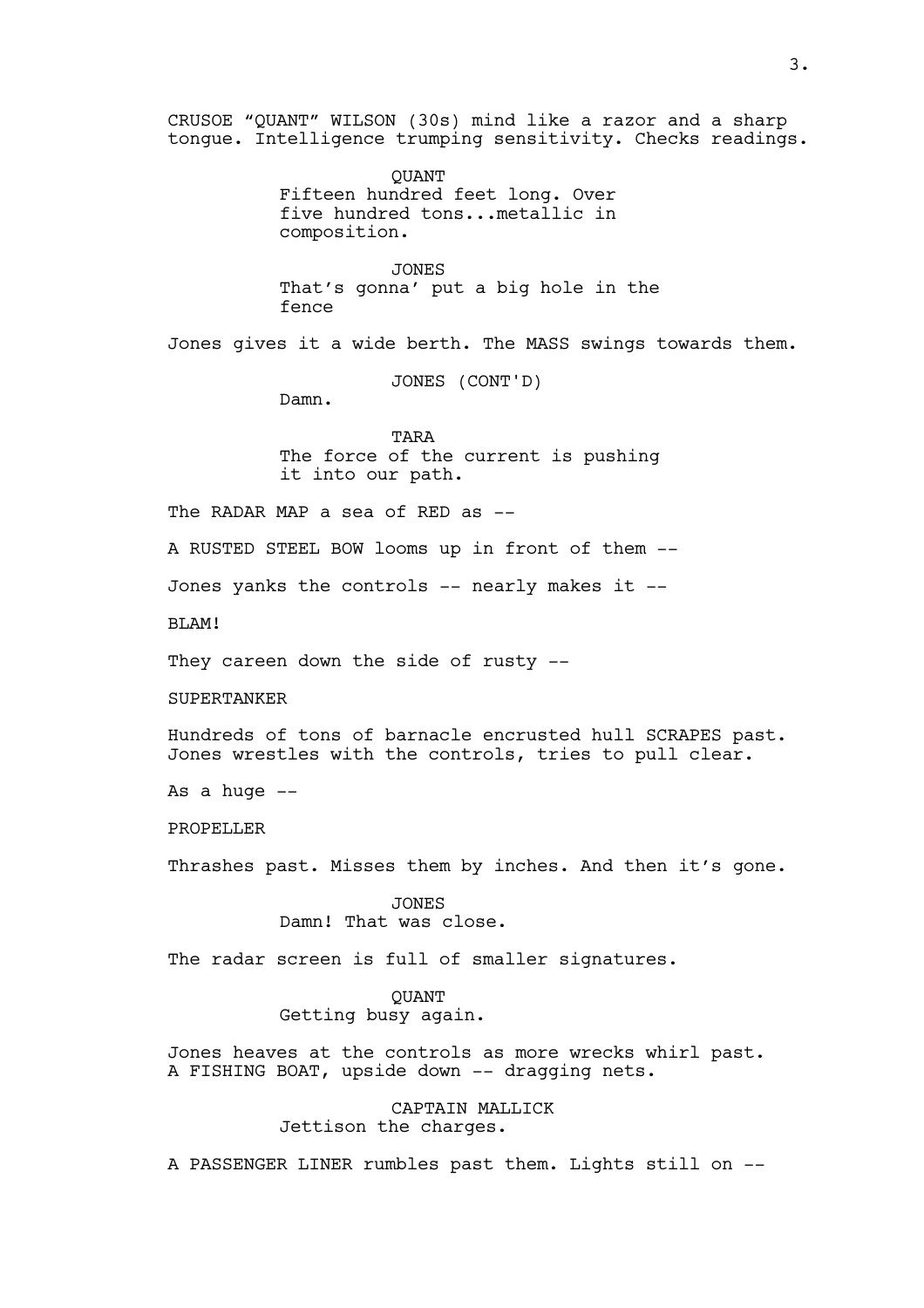CRUSOE “QUANT” WILSON (30s) mind like a razor and a sharp tongue. Intelligence trumping sensitivity. Checks readings.

QUANT
Fifteen hundred feet long. Over five hundred tons...metallic in composition.

JONES
That’s gonna’ put a big hole in the fence

Jones gives it a wide berth. The MASS swings towards them.

JONES (CONT'D)
Damn.

TARA
The force of the current is pushing it into our path.

The RADAR MAP a sea of RED as --

A RUSTED STEEL BOW looms up in front of them --

Jones yanks the controls -- nearly makes it --

BLAM!

They careen down the side of rusty --

SUPERTANKER

Hundreds of tons of barnacle encrusted hull SCRAPES past. Jones wrestles with the controls, tries to pull clear.

As a huge --

PROPELLER

Thrashes past. Misses them by inches. And then it’s gone.

JONES
Damn! That was close.

The radar screen is full of smaller signatures.

QUANT
Getting busy again.

Jones heaves at the controls as more wrecks whirl past. A FISHING BOAT, upside down -- dragging nets.

CAPTAIN MALLICK
Jettison the charges.

A PASSENGER LINER rumbles past them. Lights still on --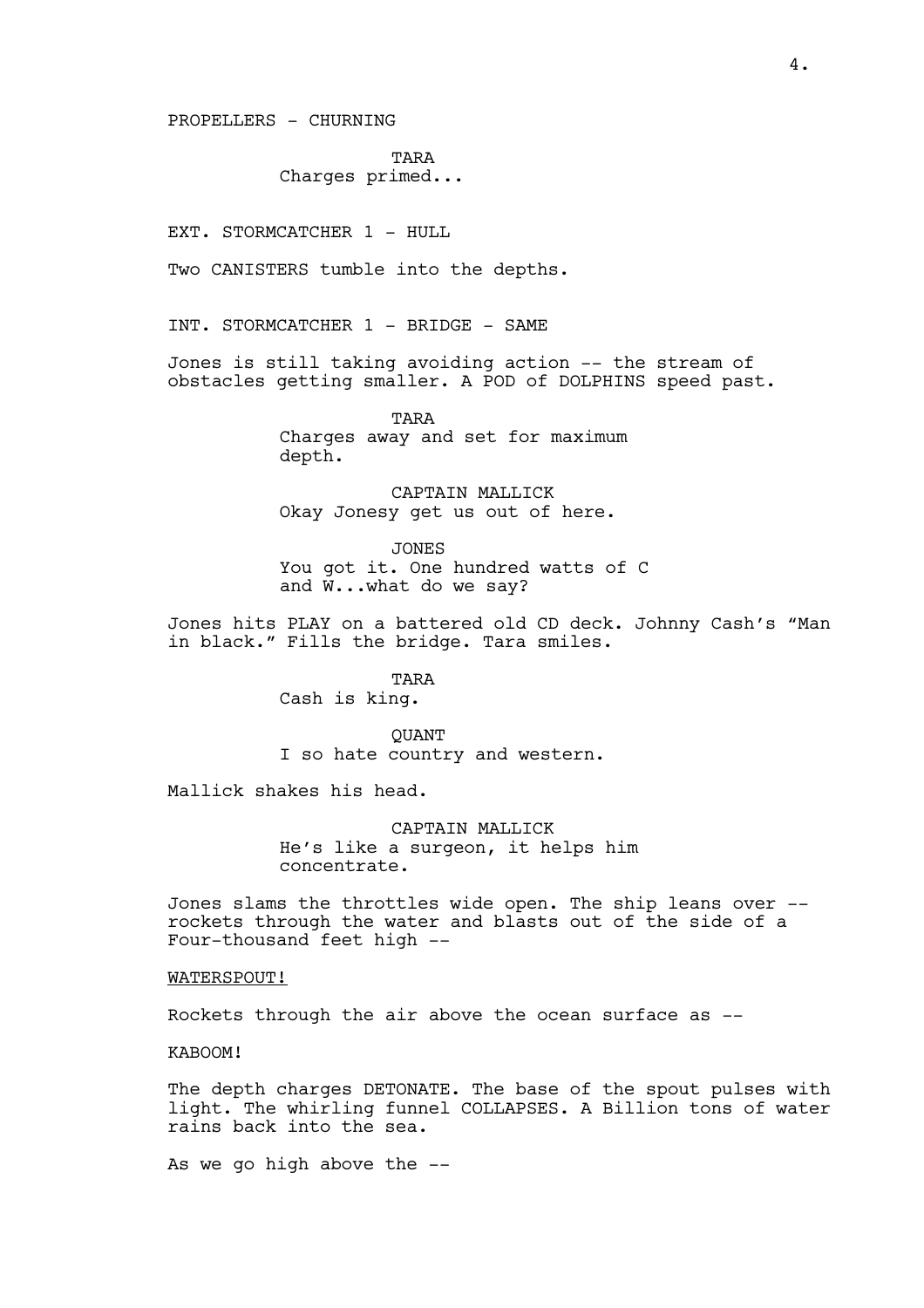PROPELLERS - CHURNING

TARA
Charges primed...

EXT. STORMCATCHER 1 - HULL

Two CANISTERS tumble into the depths.

INT. STORMCATCHER 1 - BRIDGE - SAME

Jones is still taking avoiding action -- the stream of obstacles getting smaller. A POD of DOLPHINS speed past.

TARA
Charges away and set for maximum depth.

CAPTAIN MALLICK
Okay Jonesy get us out of here.

JONES
You got it. One hundred watts of C and W...what do we say?

Jones hits PLAY on a battered old CD deck. Johnny Cash's "Man in black." Fills the bridge. Tara smiles.

TARA
Cash is king.

QUANT
I so hate country and western.

Mallick shakes his head.

CAPTAIN MALLICK
He's like a surgeon, it helps him concentrate.

Jones slams the throttles wide open. The ship leans over -- rockets through the water and blasts out of the side of a Four-thousand feet high --

<u>WATERSPOUT!</u>

Rockets through the air above the ocean surface as --

KABOOM!

The depth charges DETONATE. The base of the spout pulses with light. The whirling funnel COLLAPSES. A Billion tons of water rains back into the sea.

As we go high above the --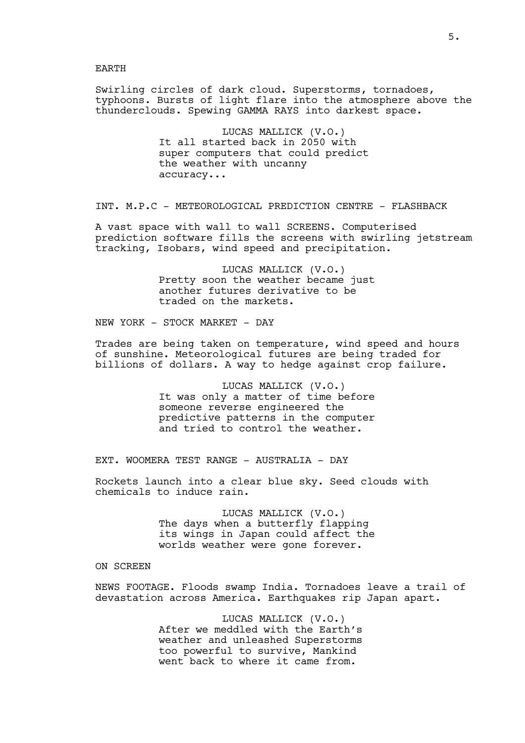EARTH

Swirling circles of dark cloud. Superstorms, tornadoes, typhoons. Bursts of light flare into the atmosphere above the thunderclouds. Spewing GAMMA RAYS into darkest space.

LUCAS MALLICK (V.O.)
It all started back in 2050 with super computers that could predict the weather with uncanny accuracy...

INT. M.P.C - METEOROLOGICAL PREDICTION CENTRE - FLASHBACK

A vast space with wall to wall SCREENS. Computerised prediction software fills the screens with swirling jetstream tracking, Isobars, wind speed and precipitation.

LUCAS MALLICK (V.O.)
Pretty soon the weather became just another futures derivative to be traded on the markets.

NEW YORK - STOCK MARKET - DAY

Trades are being taken on temperature, wind speed and hours of sunshine. Meteorological futures are being traded for billions of dollars. A way to hedge against crop failure.

LUCAS MALLICK (V.O.)
It was only a matter of time before someone reverse engineered the predictive patterns in the computer and tried to control the weather.

EXT. WOOMERA TEST RANGE - AUSTRALIA - DAY

Rockets launch into a clear blue sky. Seed clouds with chemicals to induce rain.

LUCAS MALLICK (V.O.)
The days when a butterfly flapping its wings in Japan could affect the worlds weather were gone forever.

ON SCREEN

NEWS FOOTAGE. Floods swamp India. Tornadoes leave a trail of devastation across America. Earthquakes rip Japan apart.

LUCAS MALLICK (V.O.)
After we meddled with the Earth's weather and unleashed Superstorms too powerful to survive, Mankind went back to where it came from.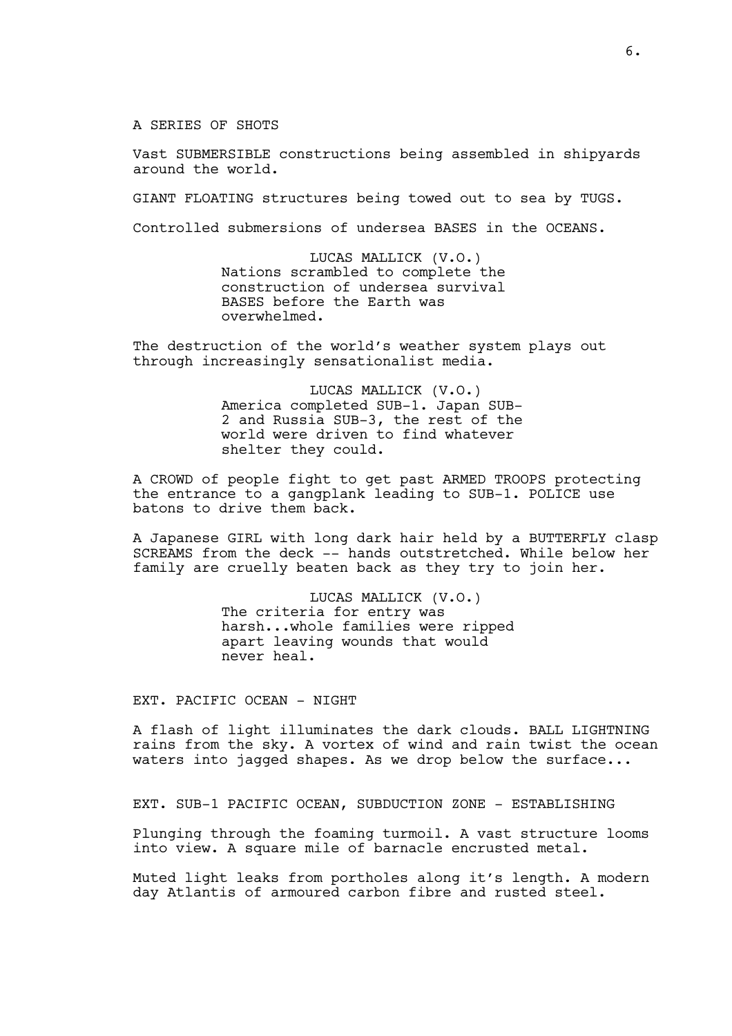A SERIES OF SHOTS

Vast SUBMERSIBLE constructions being assembled in shipyards around the world.

GIANT FLOATING structures being towed out to sea by TUGS.

Controlled submersions of undersea BASES in the OCEANS.

LUCAS MALLICK (V.O.)
Nations scrambled to complete the construction of undersea survival BASES before the Earth was overwhelmed.

The destruction of the world's weather system plays out through increasingly sensationalist media.

LUCAS MALLICK (V.O.)
America completed SUB-1. Japan SUB-2 and Russia SUB-3, the rest of the world were driven to find whatever shelter they could.

A CROWD of people fight to get past ARMED TROOPS protecting the entrance to a gangplank leading to SUB-1. POLICE use batons to drive them back.

A Japanese GIRL with long dark hair held by a BUTTERFLY clasp SCREAMS from the deck -- hands outstretched. While below her family are cruelly beaten back as they try to join her.

LUCAS MALLICK (V.O.)
The criteria for entry was harsh...whole families were ripped apart leaving wounds that would never heal.

EXT. PACIFIC OCEAN - NIGHT

A flash of light illuminates the dark clouds. BALL LIGHTNING rains from the sky. A vortex of wind and rain twist the ocean waters into jagged shapes. As we drop below the surface...

EXT. SUB-1 PACIFIC OCEAN, SUBDUCTION ZONE - ESTABLISHING

Plunging through the foaming turmoil. A vast structure looms into view. A square mile of barnacle encrusted metal.

Muted light leaks from portholes along it's length. A modern day Atlantis of armoured carbon fibre and rusted steel.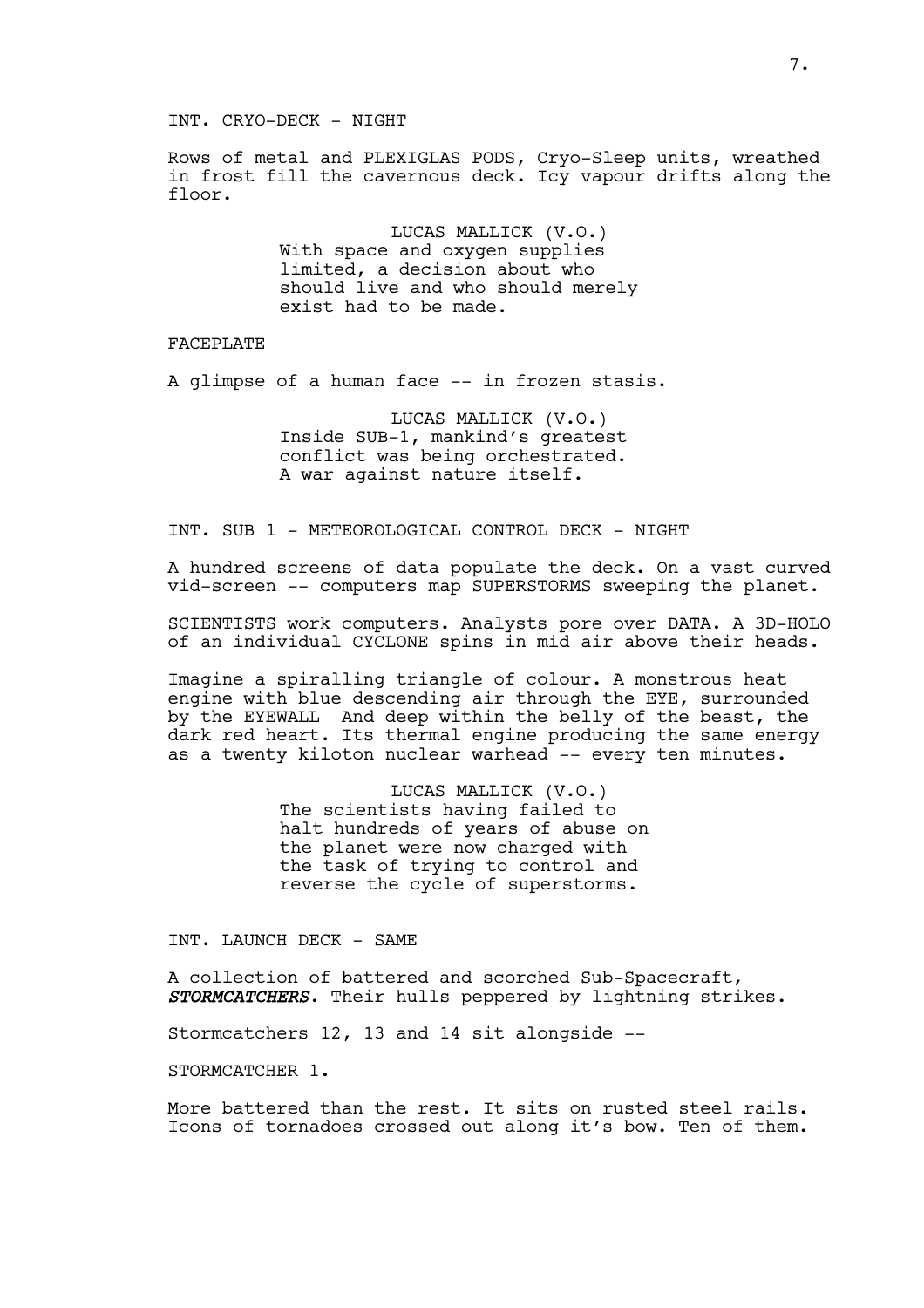INT. CRYO-DECK - NIGHT

Rows of metal and PLEXIGLAS PODS, Cryo-Sleep units, wreathed in frost fill the cavernous deck. Icy vapour drifts along the floor.

LUCAS MALLICK (V.O.)
With space and oxygen supplies limited, a decision about who should live and who should merely exist had to be made.

FACEPLATE

A glimpse of a human face -- in frozen stasis.

LUCAS MALLICK (V.O.)
Inside SUB-1, mankind's greatest conflict was being orchestrated. A war against nature itself.

INT. SUB 1 - METEOROLOGICAL CONTROL DECK - NIGHT

A hundred screens of data populate the deck. On a vast curved vid-screen -- computers map SUPERSTORMS sweeping the planet.

SCIENTISTS work computers. Analysts pore over DATA. A 3D-HOLO of an individual CYCLONE spins in mid air above their heads.

Imagine a spiralling triangle of colour. A monstrous heat engine with blue descending air through the EYE, surrounded by the EYEWALL  And deep within the belly of the beast, the dark red heart. Its thermal engine producing the same energy as a twenty kiloton nuclear warhead -- every ten minutes.

LUCAS MALLICK (V.O.)
The scientists having failed to halt hundreds of years of abuse on the planet were now charged with the task of trying to control and reverse the cycle of superstorms.

INT. LAUNCH DECK - SAME

A collection of battered and scorched Sub-Spacecraft, ***STORMCATCHERS***. Their hulls peppered by lightning strikes.

Stormcatchers 12, 13 and 14 sit alongside --

STORMCATCHER 1.

More battered than the rest. It sits on rusted steel rails. Icons of tornadoes crossed out along it's bow. Ten of them.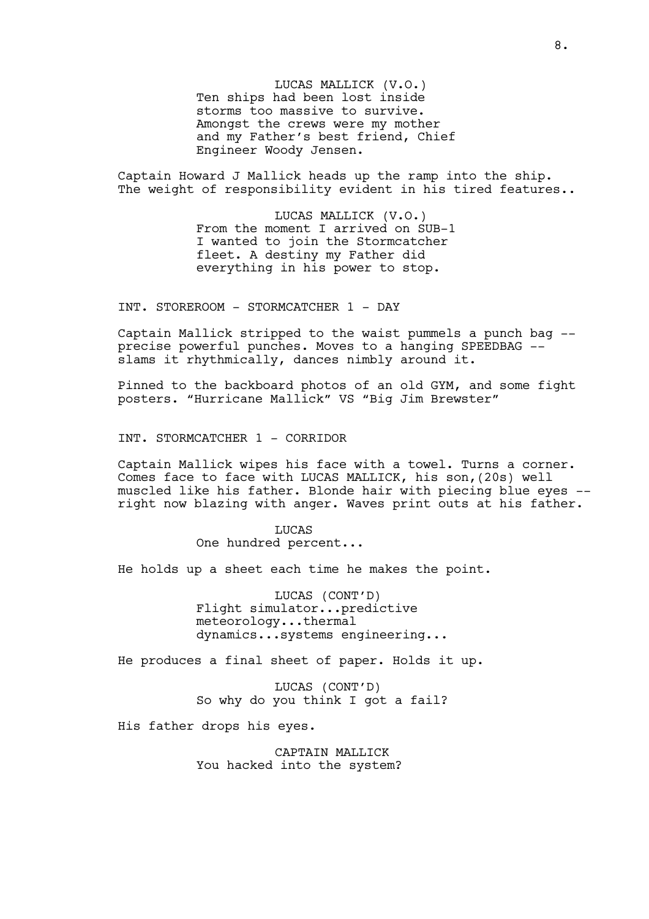LUCAS MALLICK (V.O.)
Ten ships had been lost inside storms too massive to survive. Amongst the crews were my mother and my Father's best friend, Chief Engineer Woody Jensen.

Captain Howard J Mallick heads up the ramp into the ship. The weight of responsibility evident in his tired features..

LUCAS MALLICK (V.O.)
From the moment I arrived on SUB-1 I wanted to join the Stormcatcher fleet. A destiny my Father did everything in his power to stop.

INT. STOREROOM - STORMCATCHER 1 - DAY

Captain Mallick stripped to the waist pummels a punch bag -- precise powerful punches. Moves to a hanging SPEEDBAG -- slams it rhythmically, dances nimbly around it.

Pinned to the backboard photos of an old GYM, and some fight posters. "Hurricane Mallick" VS "Big Jim Brewster"

INT. STORMCATCHER 1 - CORRIDOR

Captain Mallick wipes his face with a towel. Turns a corner. Comes face to face with LUCAS MALLICK, his son,(20s) well muscled like his father. Blonde hair with piecing blue eyes -- right now blazing with anger. Waves print outs at his father.

LUCAS
One hundred percent...

He holds up a sheet each time he makes the point.

LUCAS (CONT'D)
Flight simulator...predictive meteorology...thermal dynamics...systems engineering...

He produces a final sheet of paper. Holds it up.

LUCAS (CONT'D)
So why do you think I got a fail?

His father drops his eyes.

CAPTAIN MALLICK
You hacked into the system?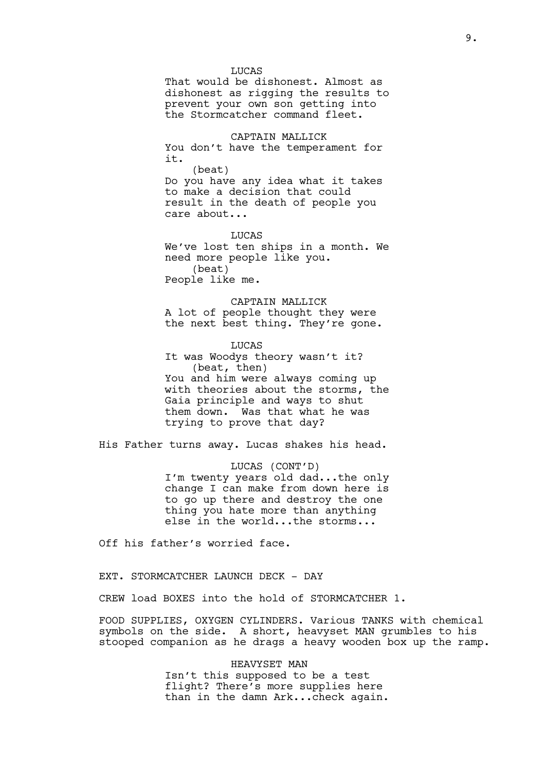LUCAS

That would be dishonest. Almost as dishonest as rigging the results to prevent your own son getting into the Stormcatcher command fleet.

CAPTAIN MALLICK

You don't have the temperament for it.

(beat)

Do you have any idea what it takes to make a decision that could result in the death of people you care about...

LUCAS

We've lost ten ships in a month. We need more people like you.

(beat)

People like me.

CAPTAIN MALLICK

A lot of people thought they were the next best thing. They're gone.

LUCAS

It was Woodys theory wasn't it?

(beat, then)

You and him were always coming up with theories about the storms, the Gaia principle and ways to shut them down. Was that what he was trying to prove that day?

His Father turns away. Lucas shakes his head.

LUCAS (CONT'D)

I'm twenty years old dad...the only change I can make from down here is to go up there and destroy the one thing you hate more than anything else in the world...the storms...

Off his father's worried face.

EXT. STORMCATCHER LAUNCH DECK - DAY

CREW load BOXES into the hold of STORMCATCHER 1.

FOOD SUPPLIES, OXYGEN CYLINDERS. Various TANKS with chemical symbols on the side. A short, heavyset MAN grumbles to his stooped companion as he drags a heavy wooden box up the ramp.

HEAVYSET MAN

Isn't this supposed to be a test flight? There's more supplies here than in the damn Ark...check again.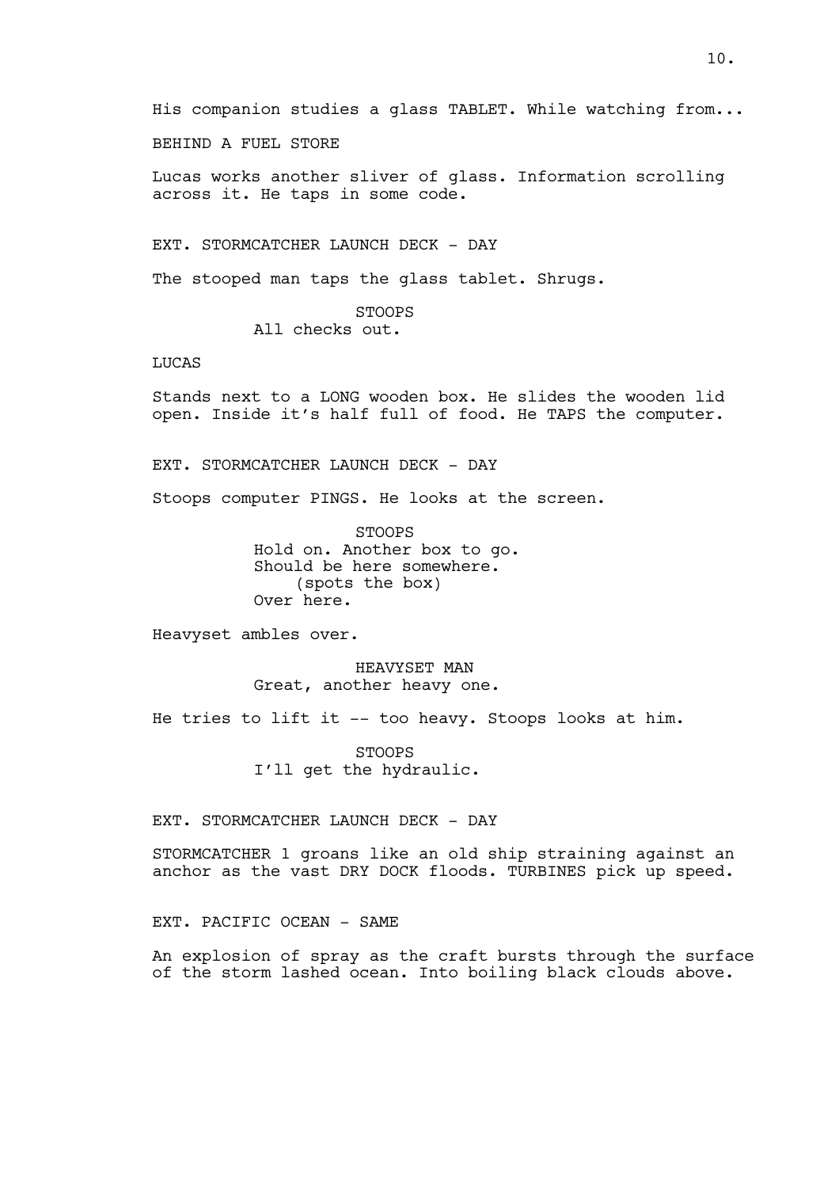His companion studies a glass TABLET. While watching from...

BEHIND A FUEL STORE

Lucas works another sliver of glass. Information scrolling across it. He taps in some code.

EXT. STORMCATCHER LAUNCH DECK - DAY

The stooped man taps the glass tablet. Shrugs.

STOOPS
All checks out.

LUCAS

Stands next to a LONG wooden box. He slides the wooden lid open. Inside it's half full of food. He TAPS the computer.

EXT. STORMCATCHER LAUNCH DECK - DAY

Stoops computer PINGS. He looks at the screen.

STOOPS
Hold on. Another box to go.
Should be here somewhere.
(spots the box)
Over here.

Heavyset ambles over.

HEAVYSET MAN
Great, another heavy one.

He tries to lift it -- too heavy. Stoops looks at him.

STOOPS
I'll get the hydraulic.

EXT. STORMCATCHER LAUNCH DECK - DAY

STORMCATCHER 1 groans like an old ship straining against an anchor as the vast DRY DOCK floods. TURBINES pick up speed.

EXT. PACIFIC OCEAN - SAME

An explosion of spray as the craft bursts through the surface of the storm lashed ocean. Into boiling black clouds above.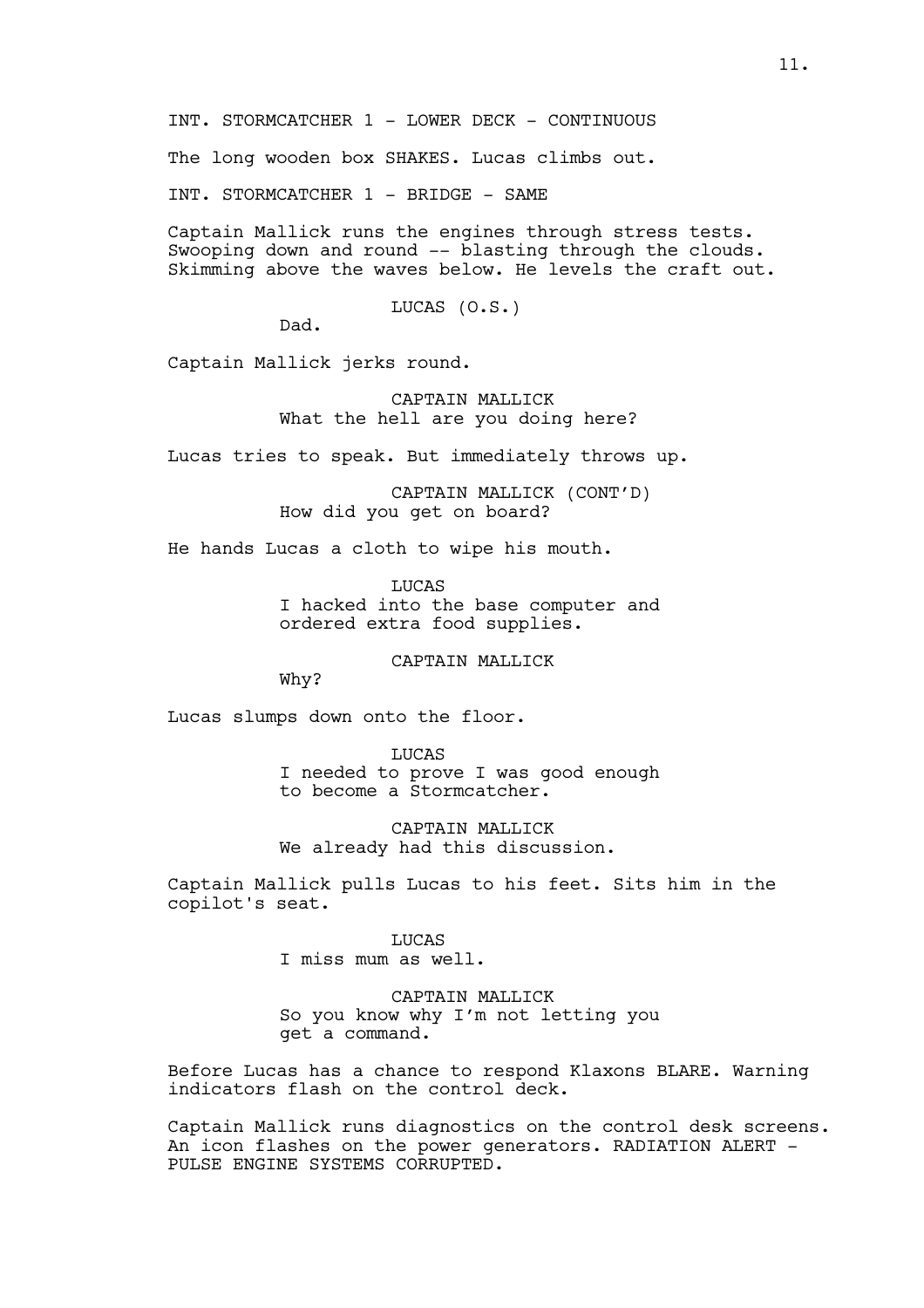INT. STORMCATCHER 1 - LOWER DECK - CONTINUOUS

The long wooden box SHAKES. Lucas climbs out.

INT. STORMCATCHER 1 - BRIDGE - SAME

Captain Mallick runs the engines through stress tests. Swooping down and round -- blasting through the clouds. Skimming above the waves below. He levels the craft out.

LUCAS (O.S.)
Dad.

Captain Mallick jerks round.

CAPTAIN MALLICK
What the hell are you doing here?

Lucas tries to speak. But immediately throws up.

CAPTAIN MALLICK (CONT'D)
How did you get on board?

He hands Lucas a cloth to wipe his mouth.

LUCAS
I hacked into the base computer and ordered extra food supplies.

CAPTAIN MALLICK
Why?

Lucas slumps down onto the floor.

LUCAS
I needed to prove I was good enough to become a Stormcatcher.

CAPTAIN MALLICK
We already had this discussion.

Captain Mallick pulls Lucas to his feet. Sits him in the copilot's seat.

LUCAS
I miss mum as well.

CAPTAIN MALLICK
So you know why I'm not letting you get a command.

Before Lucas has a chance to respond Klaxons BLARE. Warning indicators flash on the control deck.

Captain Mallick runs diagnostics on the control desk screens. An icon flashes on the power generators. RADIATION ALERT - PULSE ENGINE SYSTEMS CORRUPTED.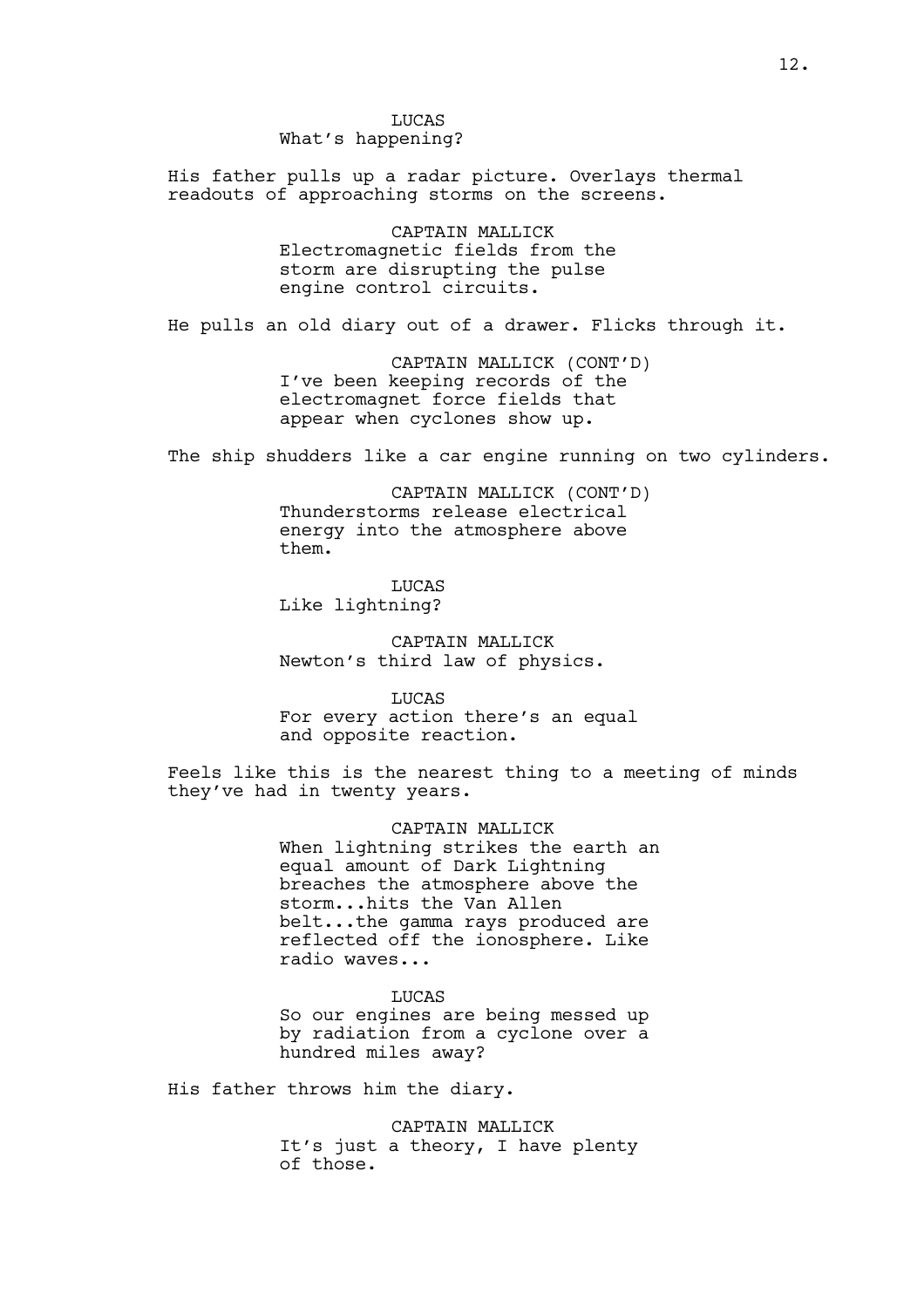LUCAS
What's happening?

His father pulls up a radar picture. Overlays thermal readouts of approaching storms on the screens.

CAPTAIN MALLICK
Electromagnetic fields from the storm are disrupting the pulse engine control circuits.

He pulls an old diary out of a drawer. Flicks through it.

CAPTAIN MALLICK (CONT'D)
I've been keeping records of the electromagnet force fields that appear when cyclones show up.

The ship shudders like a car engine running on two cylinders.

CAPTAIN MALLICK (CONT'D)
Thunderstorms release electrical energy into the atmosphere above them.

LUCAS
Like lightning?

CAPTAIN MALLICK
Newton's third law of physics.

LUCAS
For every action there's an equal and opposite reaction.

Feels like this is the nearest thing to a meeting of minds they've had in twenty years.

CAPTAIN MALLICK
When lightning strikes the earth an equal amount of Dark Lightning breaches the atmosphere above the storm...hits the Van Allen belt...the gamma rays produced are reflected off the ionosphere. Like radio waves...

LUCAS
So our engines are being messed up by radiation from a cyclone over a hundred miles away?

His father throws him the diary.

CAPTAIN MALLICK
It's just a theory, I have plenty of those.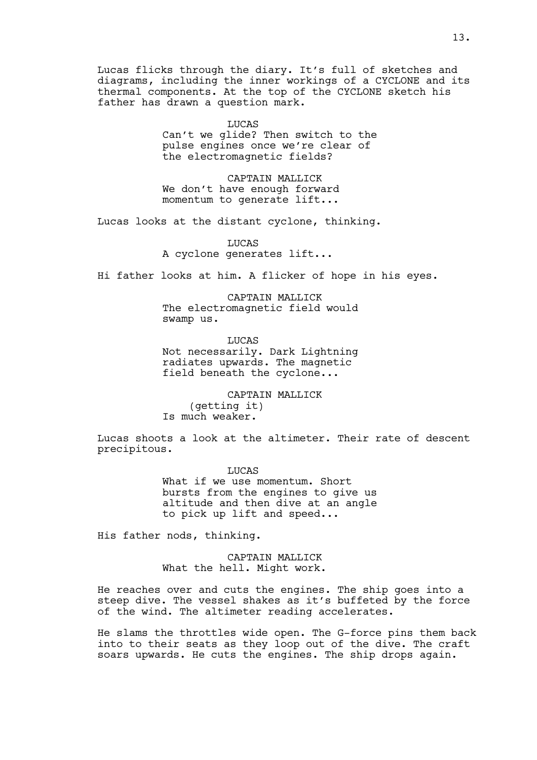Lucas flicks through the diary. It's full of sketches and diagrams, including the inner workings of a CYCLONE and its thermal components. At the top of the CYCLONE sketch his father has drawn a question mark.

LUCAS
Can't we glide? Then switch to the pulse engines once we're clear of the electromagnetic fields?

CAPTAIN MALLICK
We don't have enough forward momentum to generate lift...

Lucas looks at the distant cyclone, thinking.

LUCAS
A cyclone generates lift...

Hi father looks at him. A flicker of hope in his eyes.

CAPTAIN MALLICK
The electromagnetic field would swamp us.

LUCAS
Not necessarily. Dark Lightning radiates upwards. The magnetic field beneath the cyclone...

CAPTAIN MALLICK
(getting it)
Is much weaker.

Lucas shoots a look at the altimeter. Their rate of descent precipitous.

LUCAS
What if we use momentum. Short bursts from the engines to give us altitude and then dive at an angle to pick up lift and speed...

His father nods, thinking.

CAPTAIN MALLICK
What the hell. Might work.

He reaches over and cuts the engines. The ship goes into a steep dive. The vessel shakes as it's buffeted by the force of the wind. The altimeter reading accelerates.

He slams the throttles wide open. The G-force pins them back into to their seats as they loop out of the dive. The craft soars upwards. He cuts the engines. The ship drops again.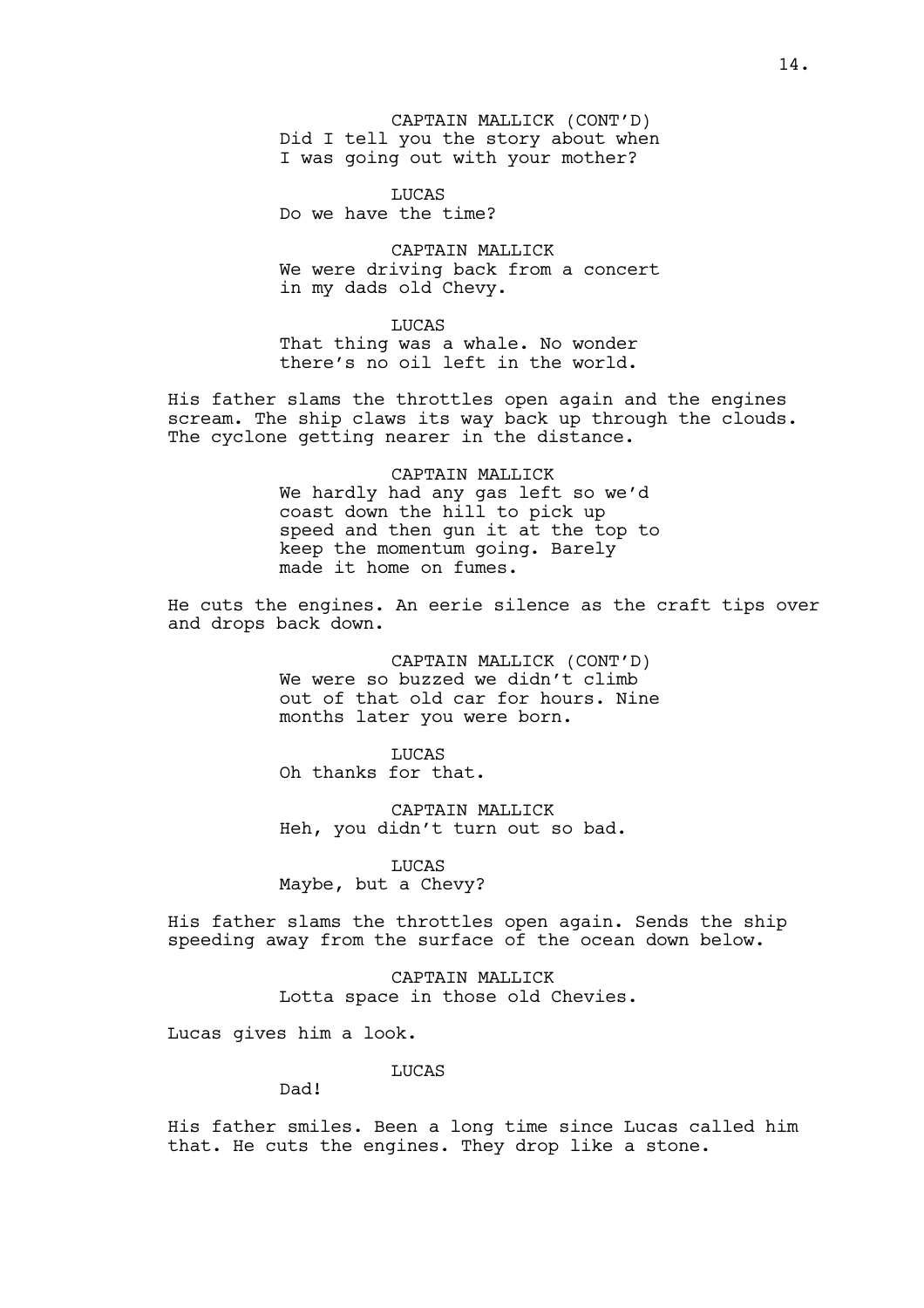CAPTAIN MALLICK (CONT'D)
Did I tell you the story about when I was going out with your mother?

LUCAS
Do we have the time?

CAPTAIN MALLICK
We were driving back from a concert in my dads old Chevy.

LUCAS
That thing was a whale. No wonder there's no oil left in the world.

His father slams the throttles open again and the engines scream. The ship claws its way back up through the clouds. The cyclone getting nearer in the distance.

CAPTAIN MALLICK
We hardly had any gas left so we'd coast down the hill to pick up speed and then gun it at the top to keep the momentum going. Barely made it home on fumes.

He cuts the engines. An eerie silence as the craft tips over and drops back down.

CAPTAIN MALLICK (CONT'D)
We were so buzzed we didn't climb out of that old car for hours. Nine months later you were born.

LUCAS
Oh thanks for that.

CAPTAIN MALLICK
Heh, you didn't turn out so bad.

LUCAS
Maybe, but a Chevy?

His father slams the throttles open again. Sends the ship speeding away from the surface of the ocean down below.

CAPTAIN MALLICK
Lotta space in those old Chevies.

Lucas gives him a look.

LUCAS
Dad!

His father smiles. Been a long time since Lucas called him that. He cuts the engines. They drop like a stone.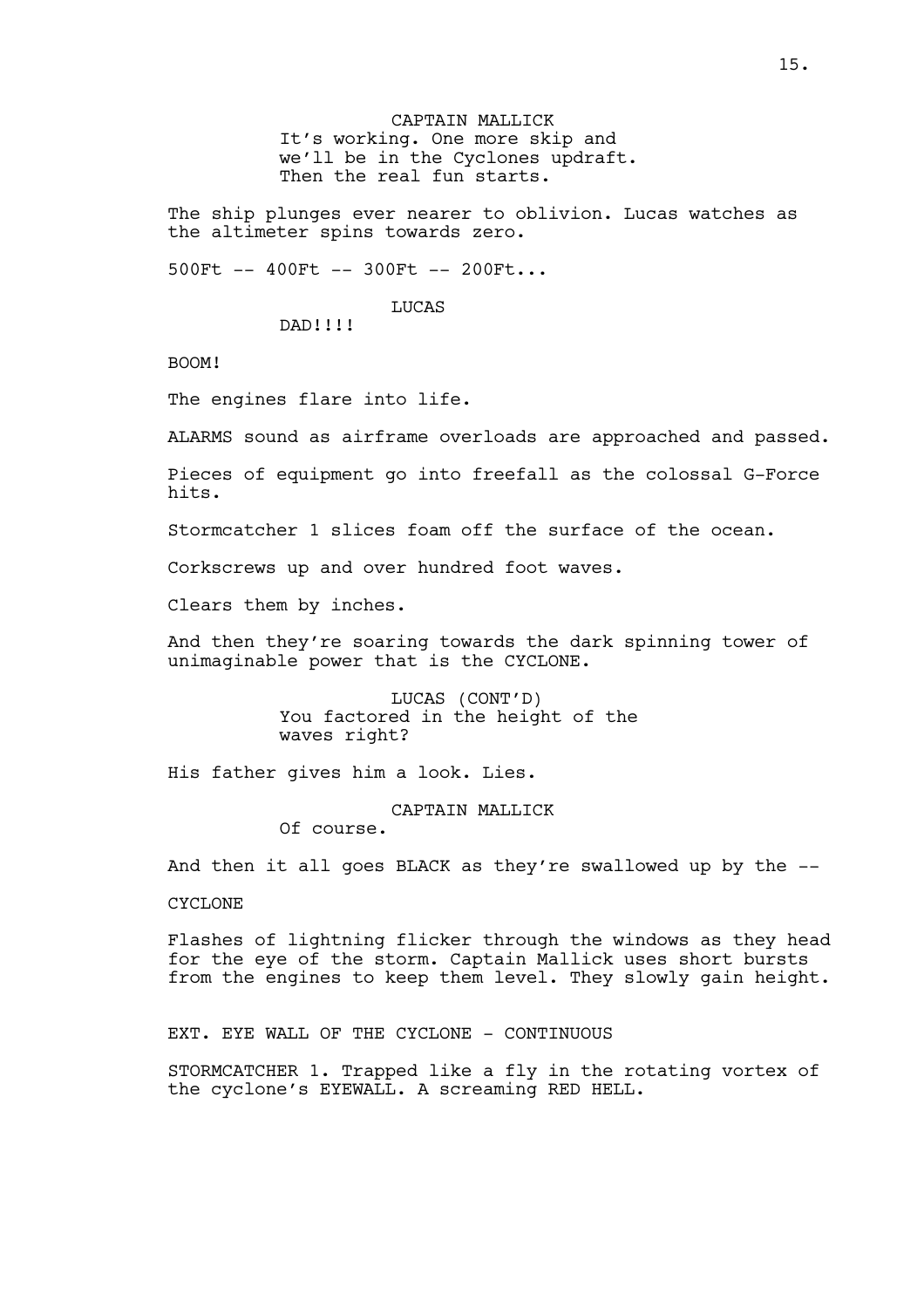CAPTAIN MALLICK
It's working. One more skip and we'll be in the Cyclones updraft. Then the real fun starts.

The ship plunges ever nearer to oblivion. Lucas watches as the altimeter spins towards zero.

500Ft -- 400Ft -- 300Ft -- 200Ft...

LUCAS
DAD!!!!

BOOM!

The engines flare into life.

ALARMS sound as airframe overloads are approached and passed.

Pieces of equipment go into freefall as the colossal G-Force hits.

Stormcatcher 1 slices foam off the surface of the ocean.

Corkscrews up and over hundred foot waves.

Clears them by inches.

And then they're soaring towards the dark spinning tower of unimaginable power that is the CYCLONE.

LUCAS (CONT'D)
You factored in the height of the waves right?

His father gives him a look. Lies.

CAPTAIN MALLICK
Of course.

And then it all goes BLACK as they're swallowed up by the --

CYCLONE

Flashes of lightning flicker through the windows as they head for the eye of the storm. Captain Mallick uses short bursts from the engines to keep them level. They slowly gain height.

EXT. EYE WALL OF THE CYCLONE - CONTINUOUS

STORMCATCHER 1. Trapped like a fly in the rotating vortex of the cyclone's EYEWALL. A screaming RED HELL.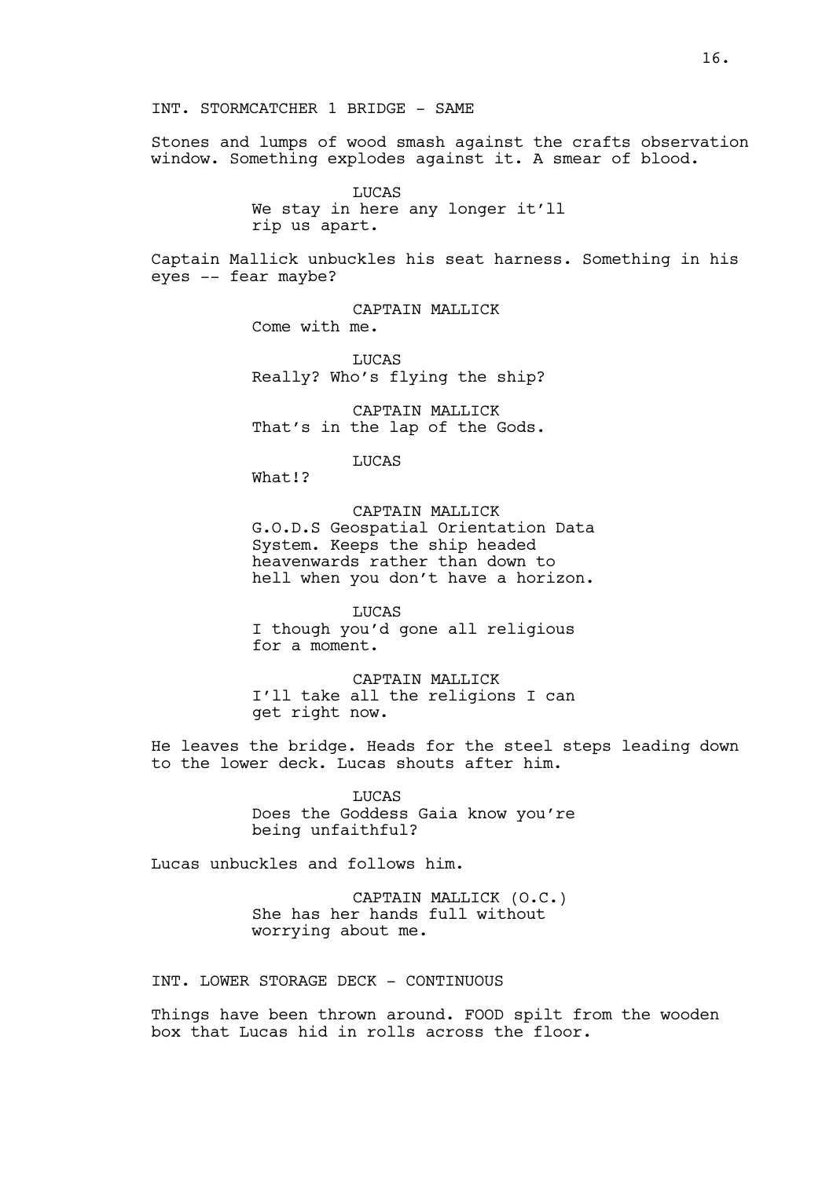INT. STORMCATCHER 1 BRIDGE - SAME

Stones and lumps of wood smash against the crafts observation window. Something explodes against it. A smear of blood.

LUCAS
We stay in here any longer it'll rip us apart.

Captain Mallick unbuckles his seat harness. Something in his eyes -- fear maybe?

CAPTAIN MALLICK
Come with me.

LUCAS
Really? Who's flying the ship?

CAPTAIN MALLICK
That's in the lap of the Gods.

LUCAS
What!?

CAPTAIN MALLICK
G.O.D.S Geospatial Orientation Data System. Keeps the ship headed heavenwards rather than down to hell when you don't have a horizon.

LUCAS
I though you'd gone all religious for a moment.

CAPTAIN MALLICK
I'll take all the religions I can get right now.

He leaves the bridge. Heads for the steel steps leading down to the lower deck. Lucas shouts after him.

LUCAS
Does the Goddess Gaia know you're being unfaithful?

Lucas unbuckles and follows him.

CAPTAIN MALLICK (O.C.)
She has her hands full without worrying about me.

INT. LOWER STORAGE DECK - CONTINUOUS

Things have been thrown around. FOOD spilt from the wooden box that Lucas hid in rolls across the floor.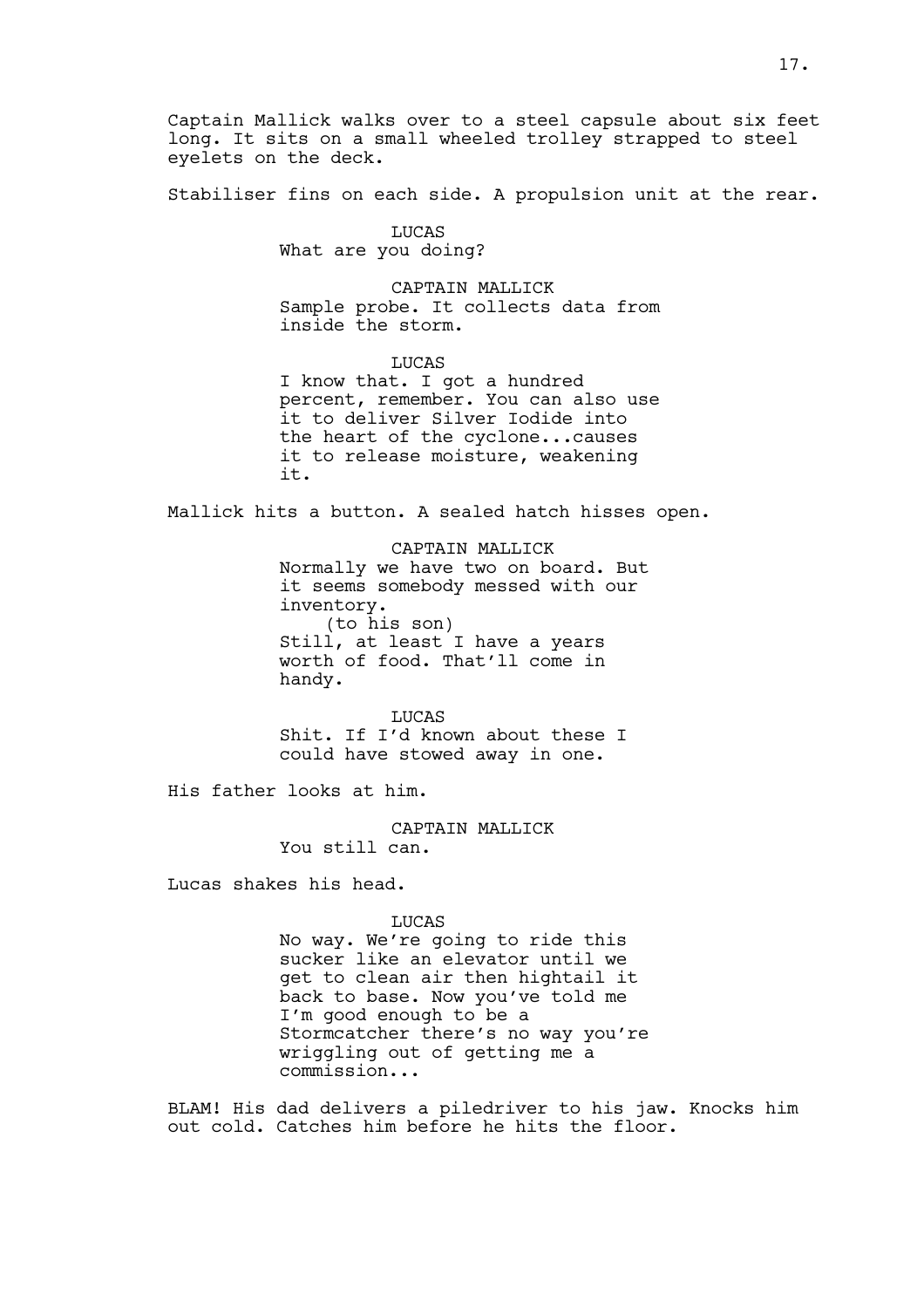Captain Mallick walks over to a steel capsule about six feet long. It sits on a small wheeled trolley strapped to steel eyelets on the deck.

Stabiliser fins on each side. A propulsion unit at the rear.

LUCAS
What are you doing?

CAPTAIN MALLICK
Sample probe. It collects data from inside the storm.

LUCAS
I know that. I got a hundred percent, remember. You can also use it to deliver Silver Iodide into the heart of the cyclone...causes it to release moisture, weakening it.

Mallick hits a button. A sealed hatch hisses open.

CAPTAIN MALLICK
Normally we have two on board. But it seems somebody messed with our inventory.
(to his son)
Still, at least I have a years worth of food. That'll come in handy.

LUCAS
Shit. If I'd known about these I could have stowed away in one.

His father looks at him.

CAPTAIN MALLICK
You still can.

Lucas shakes his head.

LUCAS
No way. We're going to ride this sucker like an elevator until we get to clean air then hightail it back to base. Now you've told me I'm good enough to be a Stormcatcher there's no way you're wriggling out of getting me a commission...

BLAM! His dad delivers a piledriver to his jaw. Knocks him out cold. Catches him before he hits the floor.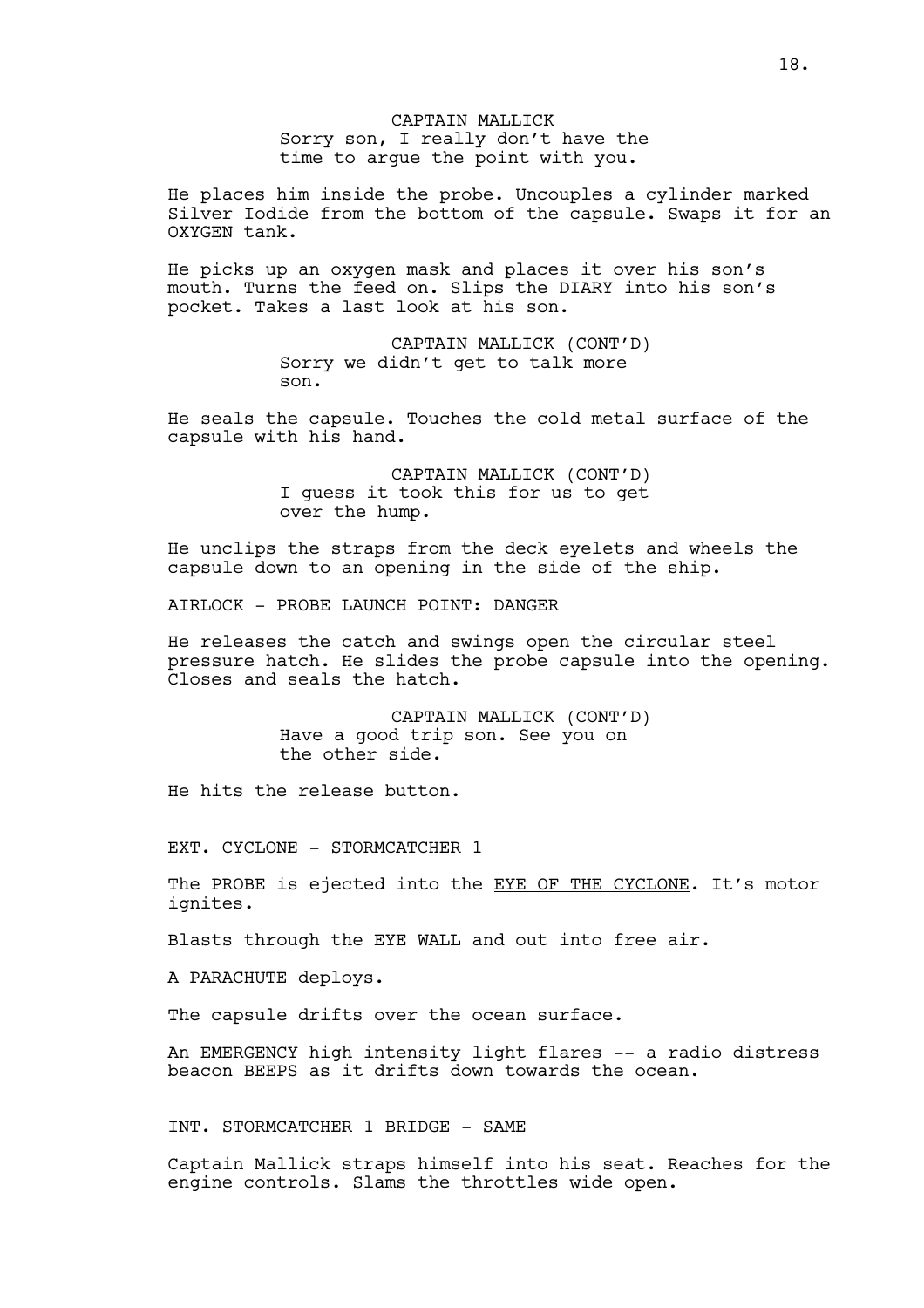CAPTAIN MALLICK
Sorry son, I really don't have the time to argue the point with you.

He places him inside the probe. Uncouples a cylinder marked Silver Iodide from the bottom of the capsule. Swaps it for an OXYGEN tank.

He picks up an oxygen mask and places it over his son's mouth. Turns the feed on. Slips the DIARY into his son's pocket. Takes a last look at his son.

CAPTAIN MALLICK (CONT'D)
Sorry we didn't get to talk more son.

He seals the capsule. Touches the cold metal surface of the capsule with his hand.

CAPTAIN MALLICK (CONT'D)
I guess it took this for us to get over the hump.

He unclips the straps from the deck eyelets and wheels the capsule down to an opening in the side of the ship.

AIRLOCK - PROBE LAUNCH POINT: DANGER

He releases the catch and swings open the circular steel pressure hatch. He slides the probe capsule into the opening. Closes and seals the hatch.

CAPTAIN MALLICK (CONT'D)
Have a good trip son. See you on the other side.

He hits the release button.

EXT. CYCLONE - STORMCATCHER 1

The PROBE is ejected into the <u>EYE OF THE CYCLONE</u>. It's motor ignites.

Blasts through the EYE WALL and out into free air.

A PARACHUTE deploys.

The capsule drifts over the ocean surface.

An EMERGENCY high intensity light flares -- a radio distress beacon BEEPS as it drifts down towards the ocean.

INT. STORMCATCHER 1 BRIDGE - SAME

Captain Mallick straps himself into his seat. Reaches for the engine controls. Slams the throttles wide open.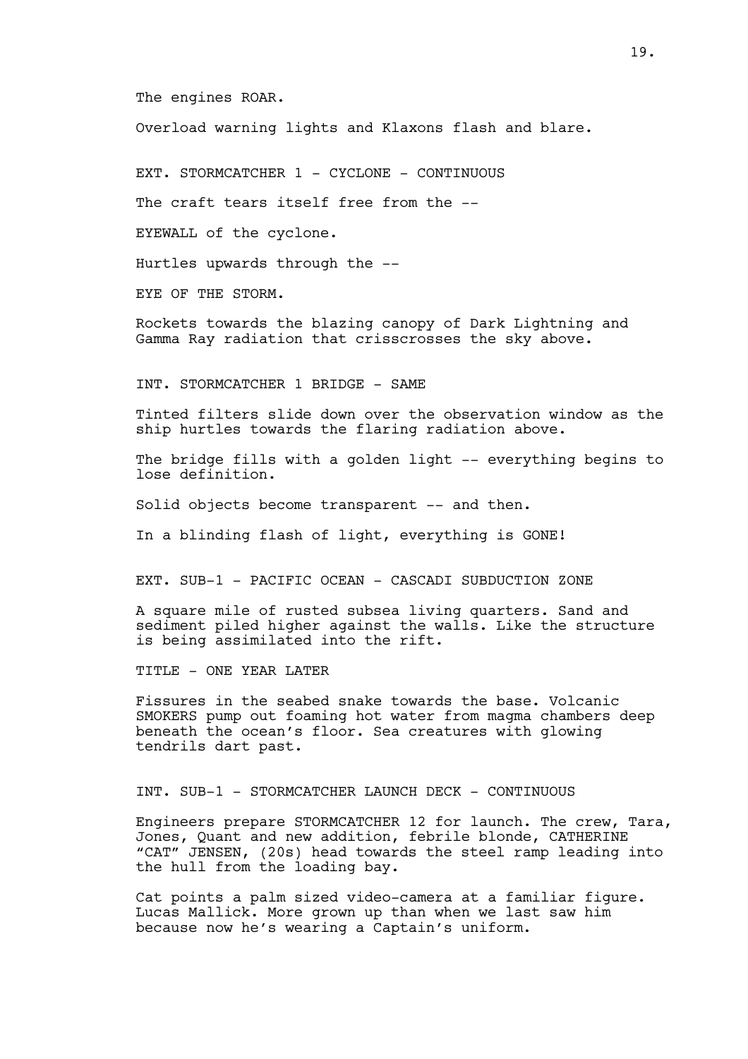The engines ROAR.

Overload warning lights and Klaxons flash and blare.

EXT. STORMCATCHER 1 - CYCLONE - CONTINUOUS

The craft tears itself free from the --

EYEWALL of the cyclone.

Hurtles upwards through the --

EYE OF THE STORM.

Rockets towards the blazing canopy of Dark Lightning and Gamma Ray radiation that crisscrosses the sky above.

INT. STORMCATCHER 1 BRIDGE - SAME

Tinted filters slide down over the observation window as the ship hurtles towards the flaring radiation above.

The bridge fills with a golden light -- everything begins to lose definition.

Solid objects become transparent -- and then.

In a blinding flash of light, everything is GONE!

EXT. SUB-1 - PACIFIC OCEAN - CASCADI SUBDUCTION ZONE

A square mile of rusted subsea living quarters. Sand and sediment piled higher against the walls. Like the structure is being assimilated into the rift.

TITLE - ONE YEAR LATER

Fissures in the seabed snake towards the base. Volcanic SMOKERS pump out foaming hot water from magma chambers deep beneath the ocean's floor. Sea creatures with glowing tendrils dart past.

INT. SUB-1 - STORMCATCHER LAUNCH DECK - CONTINUOUS

Engineers prepare STORMCATCHER 12 for launch. The crew, Tara, Jones, Quant and new addition, febrile blonde, CATHERINE "CAT" JENSEN, (20s) head towards the steel ramp leading into the hull from the loading bay.

Cat points a palm sized video-camera at a familiar figure. Lucas Mallick. More grown up than when we last saw him because now he's wearing a Captain's uniform.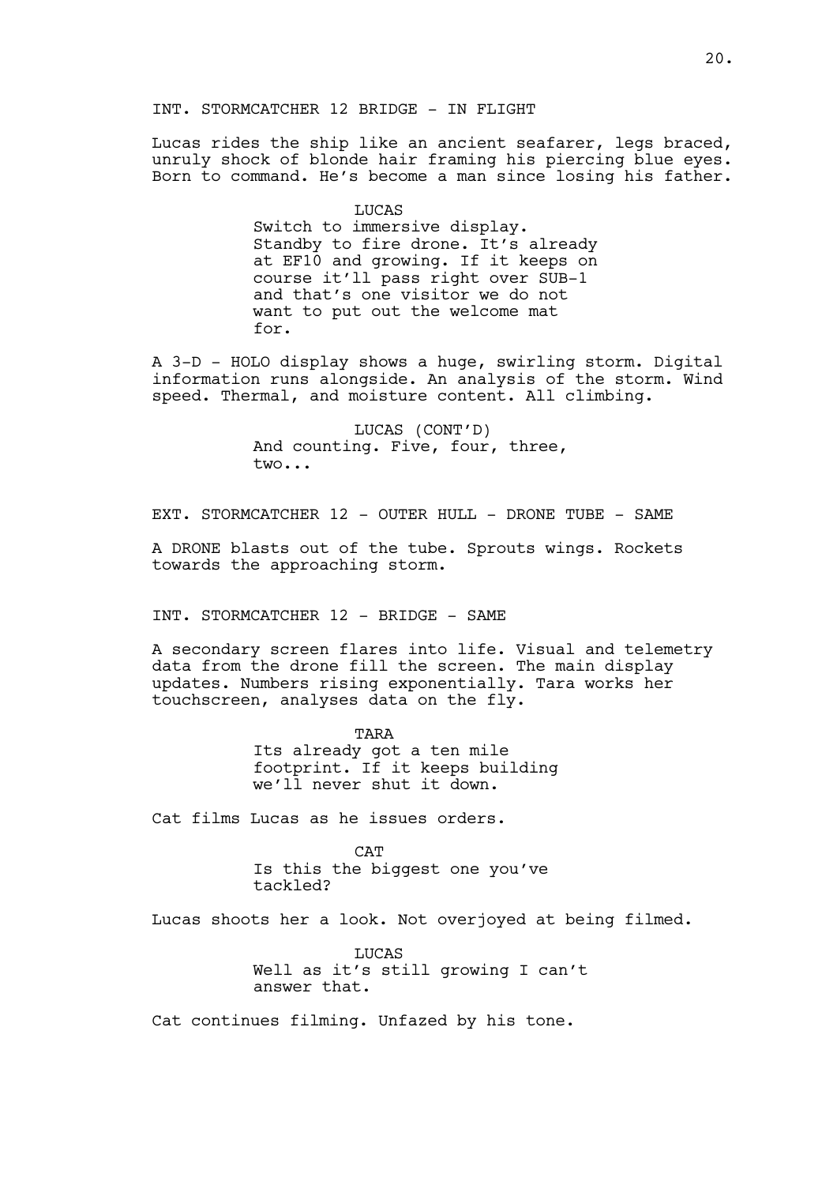INT. STORMCATCHER 12 BRIDGE - IN FLIGHT

Lucas rides the ship like an ancient seafarer, legs braced, unruly shock of blonde hair framing his piercing blue eyes. Born to command. He's become a man since losing his father.

LUCAS
Switch to immersive display. Standby to fire drone. It's already at EF10 and growing. If it keeps on course it'll pass right over SUB-1 and that's one visitor we do not want to put out the welcome mat for.

A 3-D - HOLO display shows a huge, swirling storm. Digital information runs alongside. An analysis of the storm. Wind speed. Thermal, and moisture content. All climbing.

LUCAS (CONT'D)
And counting. Five, four, three, two...

EXT. STORMCATCHER 12 - OUTER HULL - DRONE TUBE - SAME

A DRONE blasts out of the tube. Sprouts wings. Rockets towards the approaching storm.

INT. STORMCATCHER 12 - BRIDGE - SAME

A secondary screen flares into life. Visual and telemetry data from the drone fill the screen. The main display updates. Numbers rising exponentially. Tara works her touchscreen, analyses data on the fly.

TARA
Its already got a ten mile footprint. If it keeps building we'll never shut it down.

Cat films Lucas as he issues orders.

CAT
Is this the biggest one you've tackled?

Lucas shoots her a look. Not overjoyed at being filmed.

LUCAS
Well as it's still growing I can't answer that.

Cat continues filming. Unfazed by his tone.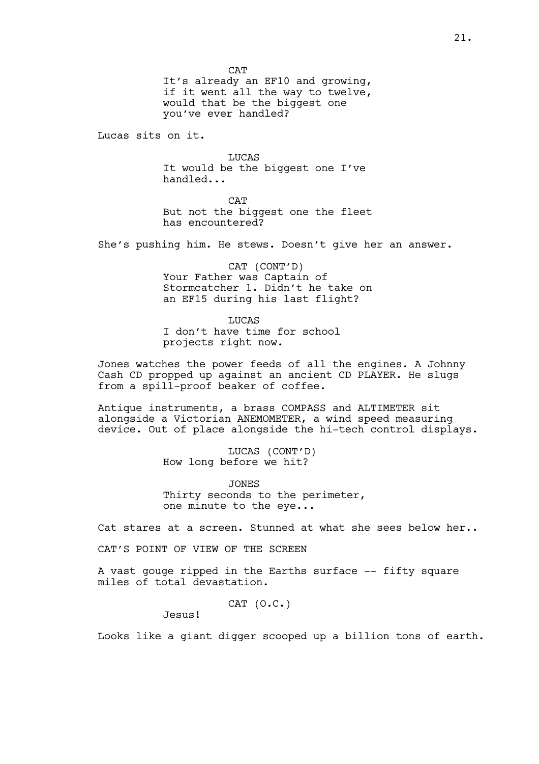CAT

It's already an EF10 and growing, if it went all the way to twelve, would that be the biggest one you've ever handled?

Lucas sits on it.

LUCAS

It would be the biggest one I've handled...

CAT

But not the biggest one the fleet has encountered?

She's pushing him. He stews. Doesn't give her an answer.

CAT (CONT'D)

Your Father was Captain of Stormcatcher 1. Didn't he take on an EF15 during his last flight?

LUCAS

I don't have time for school projects right now.

Jones watches the power feeds of all the engines. A Johnny Cash CD propped up against an ancient CD PLAYER. He slugs from a spill-proof beaker of coffee.

Antique instruments, a brass COMPASS and ALTIMETER sit alongside a Victorian ANEMOMETER, a wind speed measuring device. Out of place alongside the hi-tech control displays.

LUCAS (CONT'D)

How long before we hit?

JONES

Thirty seconds to the perimeter, one minute to the eye...

Cat stares at a screen. Stunned at what she sees below her..

CAT'S POINT OF VIEW OF THE SCREEN

A vast gouge ripped in the Earths surface -- fifty square miles of total devastation.

CAT (O.C.)

Jesus!

Looks like a giant digger scooped up a billion tons of earth.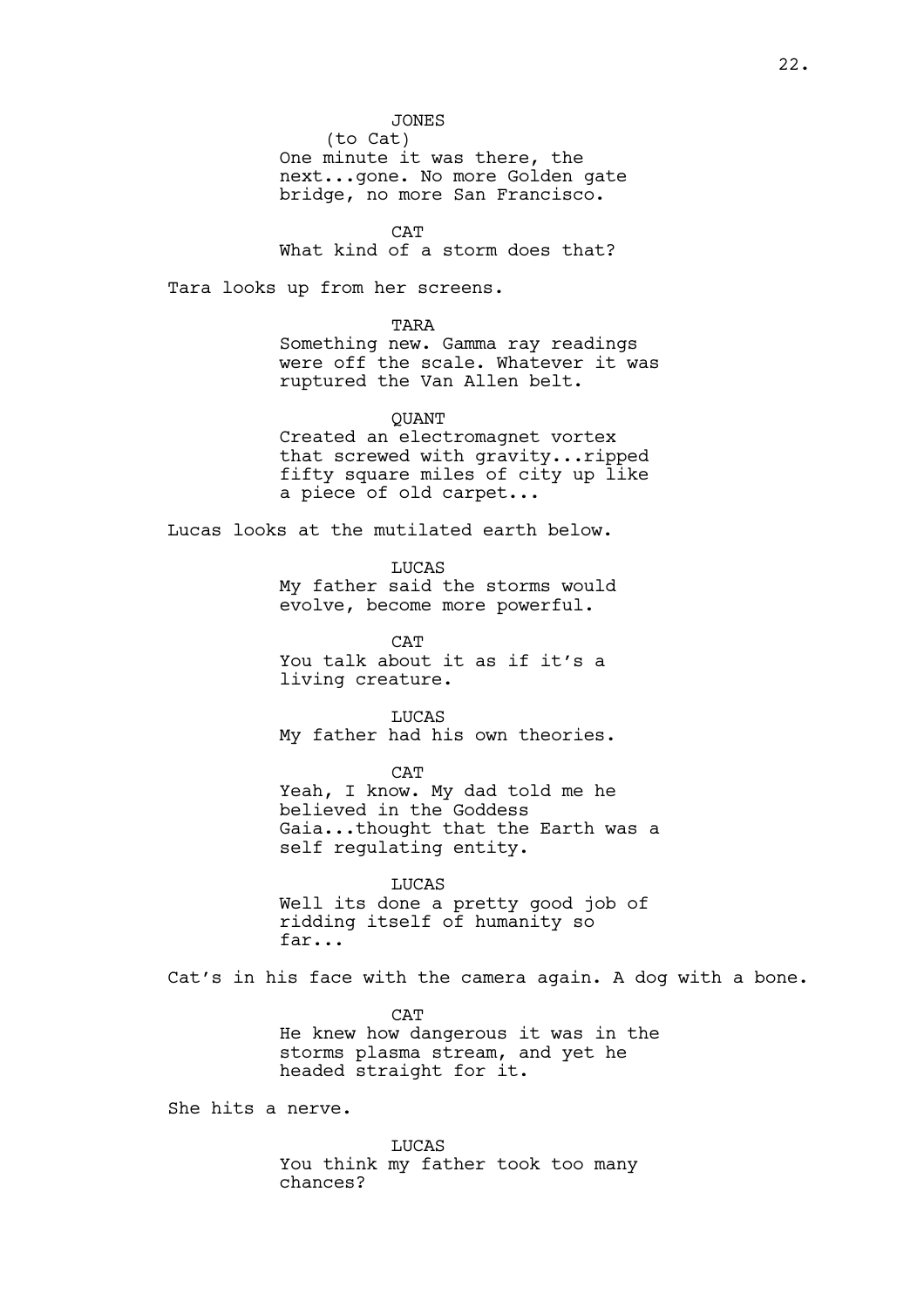JONES
(to Cat)
One minute it was there, the next...gone. No more Golden gate bridge, no more San Francisco.

CAT
What kind of a storm does that?

Tara looks up from her screens.

TARA
Something new. Gamma ray readings were off the scale. Whatever it was ruptured the Van Allen belt.

QUANT
Created an electromagnet vortex that screwed with gravity...ripped fifty square miles of city up like a piece of old carpet...

Lucas looks at the mutilated earth below.

LUCAS
My father said the storms would evolve, become more powerful.

CAT
You talk about it as if it's a living creature.

LUCAS
My father had his own theories.

CAT
Yeah, I know. My dad told me he believed in the Goddess Gaia...thought that the Earth was a self regulating entity.

LUCAS
Well its done a pretty good job of ridding itself of humanity so far...

Cat's in his face with the camera again. A dog with a bone.

CAT
He knew how dangerous it was in the storms plasma stream, and yet he headed straight for it.

She hits a nerve.

LUCAS
You think my father took too many chances?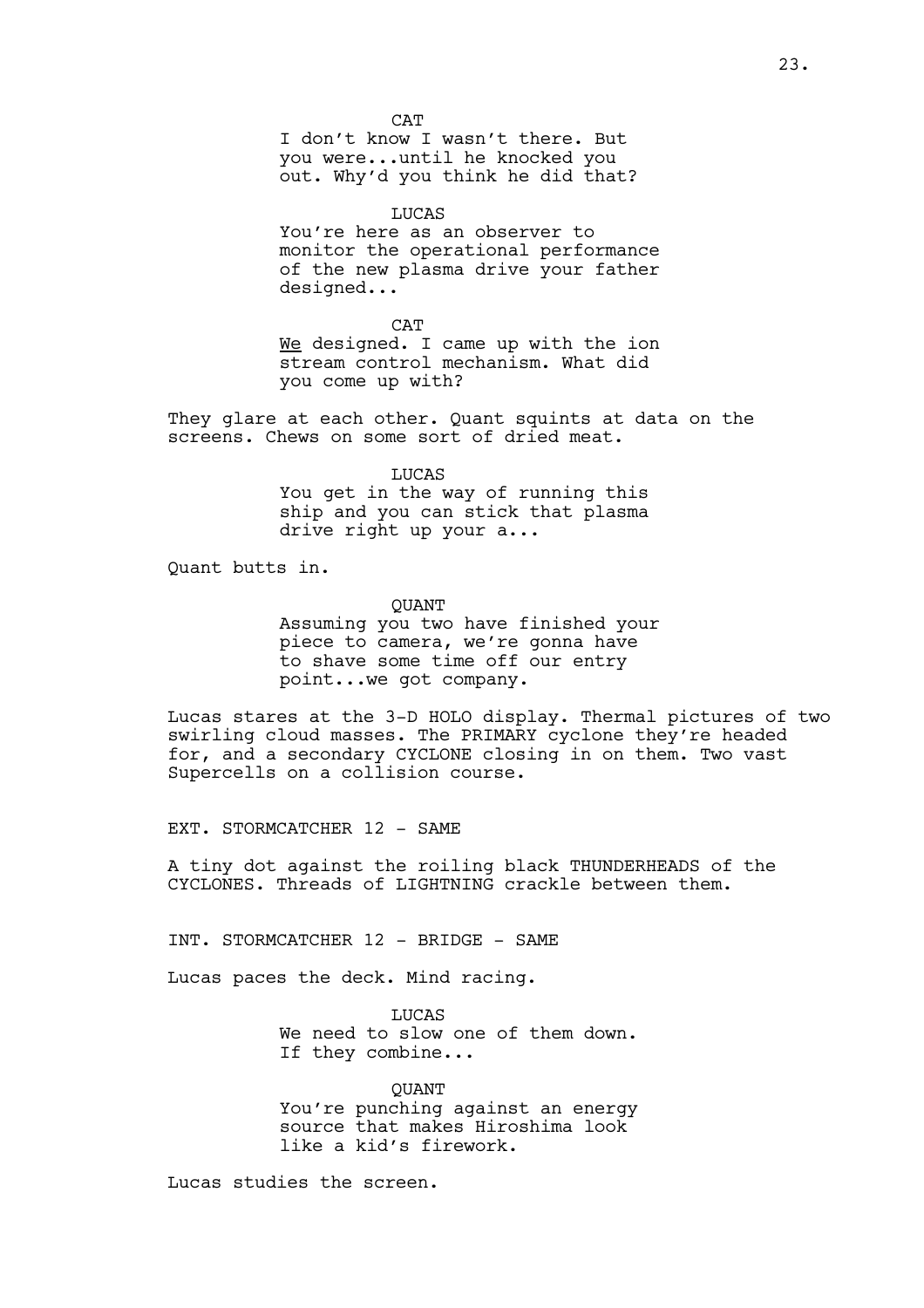CAT

I don't know I wasn't there. But you were...until he knocked you out. Why'd you think he did that?

LUCAS

You're here as an observer to monitor the operational performance of the new plasma drive your father designed...

CAT

<u>We</u> designed. I came up with the ion stream control mechanism. What did you come up with?

They glare at each other. Quant squints at data on the screens. Chews on some sort of dried meat.

LUCAS

You get in the way of running this ship and you can stick that plasma drive right up your a...

Quant butts in.

QUANT

Assuming you two have finished your piece to camera, we're gonna have to shave some time off our entry point...we got company.

Lucas stares at the 3-D HOLO display. Thermal pictures of two swirling cloud masses. The PRIMARY cyclone they're headed for, and a secondary CYCLONE closing in on them. Two vast Supercells on a collision course.

EXT. STORMCATCHER 12 - SAME

A tiny dot against the roiling black THUNDERHEADS of the CYCLONES. Threads of LIGHTNING crackle between them.

INT. STORMCATCHER 12 - BRIDGE - SAME

Lucas paces the deck. Mind racing.

LUCAS

We need to slow one of them down. If they combine...

QUANT

You're punching against an energy source that makes Hiroshima look like a kid's firework.

Lucas studies the screen.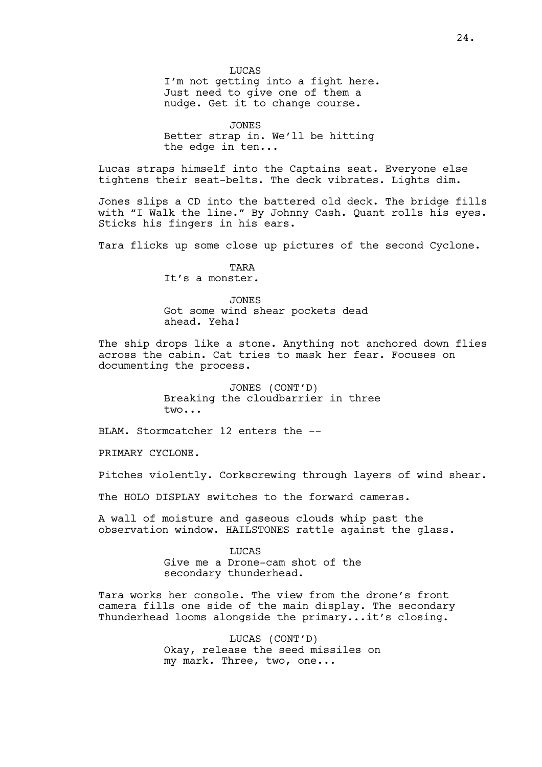LUCAS
I'm not getting into a fight here. Just need to give one of them a nudge. Get it to change course.

JONES
Better strap in. We'll be hitting the edge in ten...

Lucas straps himself into the Captains seat. Everyone else tightens their seat-belts. The deck vibrates. Lights dim.

Jones slips a CD into the battered old deck. The bridge fills with "I Walk the line." By Johnny Cash. Quant rolls his eyes. Sticks his fingers in his ears.

Tara flicks up some close up pictures of the second Cyclone.

TARA
It's a monster.

JONES
Got some wind shear pockets dead ahead. Yeha!

The ship drops like a stone. Anything not anchored down flies across the cabin. Cat tries to mask her fear. Focuses on documenting the process.

JONES (CONT'D)
Breaking the cloudbarrier in three two...

BLAM. Stormcatcher 12 enters the --

PRIMARY CYCLONE.

Pitches violently. Corkscrewing through layers of wind shear.

The HOLO DISPLAY switches to the forward cameras.

A wall of moisture and gaseous clouds whip past the observation window. HAILSTONES rattle against the glass.

LUCAS
Give me a Drone-cam shot of the secondary thunderhead.

Tara works her console. The view from the drone's front camera fills one side of the main display. The secondary Thunderhead looms alongside the primary...it's closing.

LUCAS (CONT'D)
Okay, release the seed missiles on my mark. Three, two, one...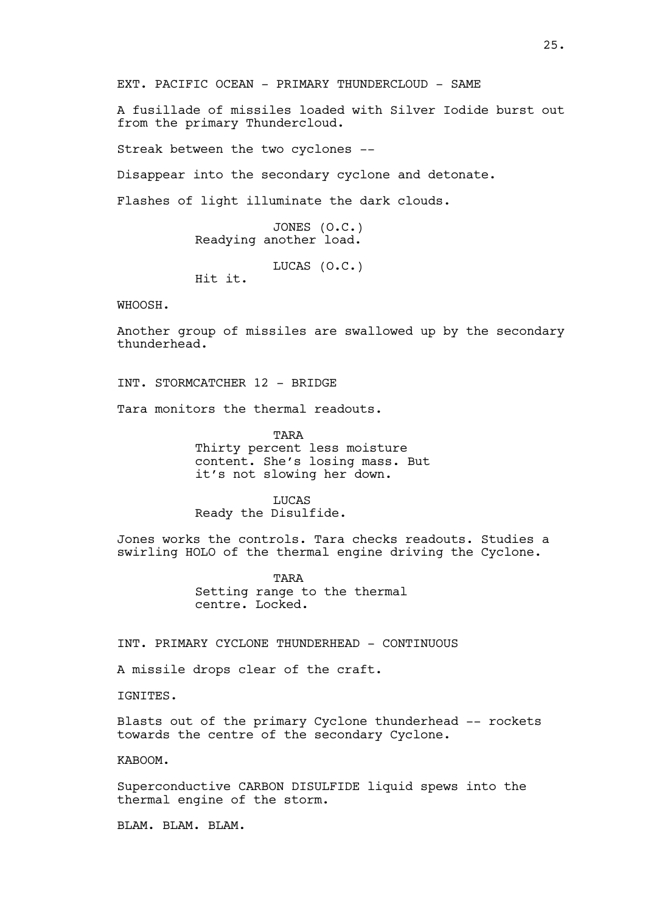EXT. PACIFIC OCEAN - PRIMARY THUNDERCLOUD - SAME

A fusillade of missiles loaded with Silver Iodide burst out from the primary Thundercloud.

Streak between the two cyclones --

Disappear into the secondary cyclone and detonate.

Flashes of light illuminate the dark clouds.

JONES (O.C.)
Readying another load.

LUCAS (O.C.)
Hit it.

WHOOSH.

Another group of missiles are swallowed up by the secondary thunderhead.

INT. STORMCATCHER 12 - BRIDGE

Tara monitors the thermal readouts.

TARA
Thirty percent less moisture content. She's losing mass. But it's not slowing her down.

LUCAS
Ready the Disulfide.

Jones works the controls. Tara checks readouts. Studies a swirling HOLO of the thermal engine driving the Cyclone.

TARA
Setting range to the thermal centre. Locked.

INT. PRIMARY CYCLONE THUNDERHEAD - CONTINUOUS

A missile drops clear of the craft.

IGNITES.

Blasts out of the primary Cyclone thunderhead -- rockets towards the centre of the secondary Cyclone.

KABOOM.

Superconductive CARBON DISULFIDE liquid spews into the thermal engine of the storm.

BLAM. BLAM. BLAM.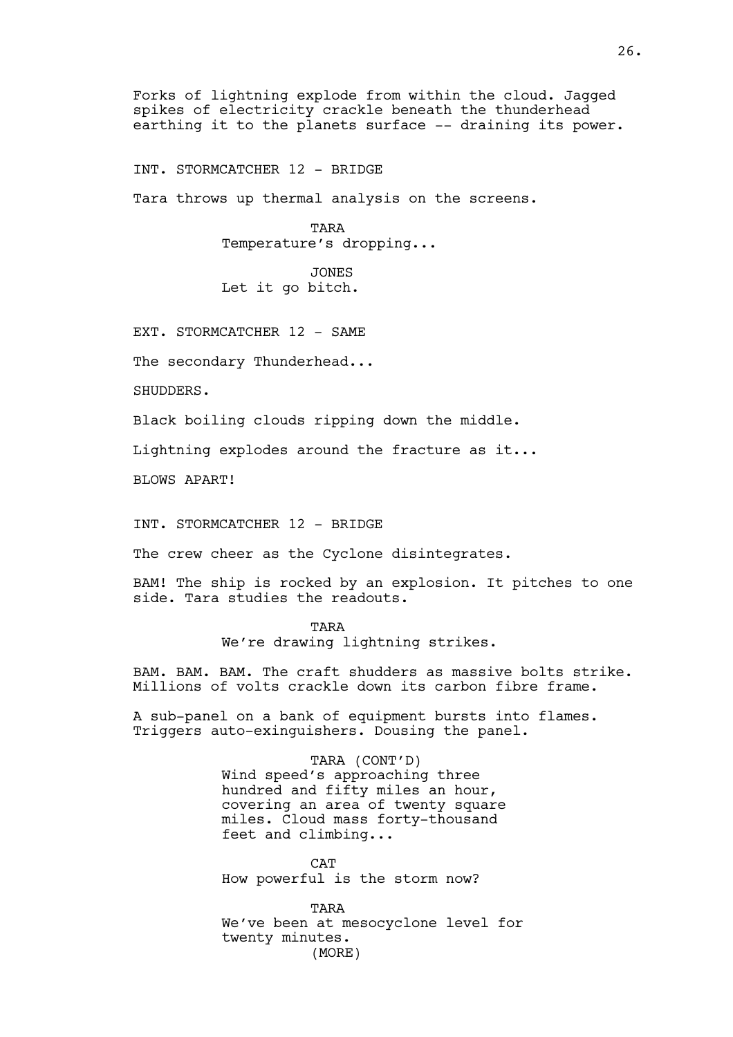Forks of lightning explode from within the cloud. Jagged spikes of electricity crackle beneath the thunderhead earthing it to the planets surface -- draining its power.

INT. STORMCATCHER 12 - BRIDGE

Tara throws up thermal analysis on the screens.

TARA
Temperature's dropping...

JONES
Let it go bitch.

EXT. STORMCATCHER 12 - SAME

The secondary Thunderhead...

SHUDDERS.

Black boiling clouds ripping down the middle.

Lightning explodes around the fracture as it...

BLOWS APART!

INT. STORMCATCHER 12 - BRIDGE

The crew cheer as the Cyclone disintegrates.

BAM! The ship is rocked by an explosion. It pitches to one side. Tara studies the readouts.

TARA
We're drawing lightning strikes.

BAM. BAM. BAM. The craft shudders as massive bolts strike. Millions of volts crackle down its carbon fibre frame.

A sub-panel on a bank of equipment bursts into flames. Triggers auto-exinguishers. Dousing the panel.

TARA (CONT'D)
Wind speed's approaching three hundred and fifty miles an hour, covering an area of twenty square miles. Cloud mass forty-thousand feet and climbing...

CAT
How powerful is the storm now?

TARA
We've been at mesocyclone level for twenty minutes.
(MORE)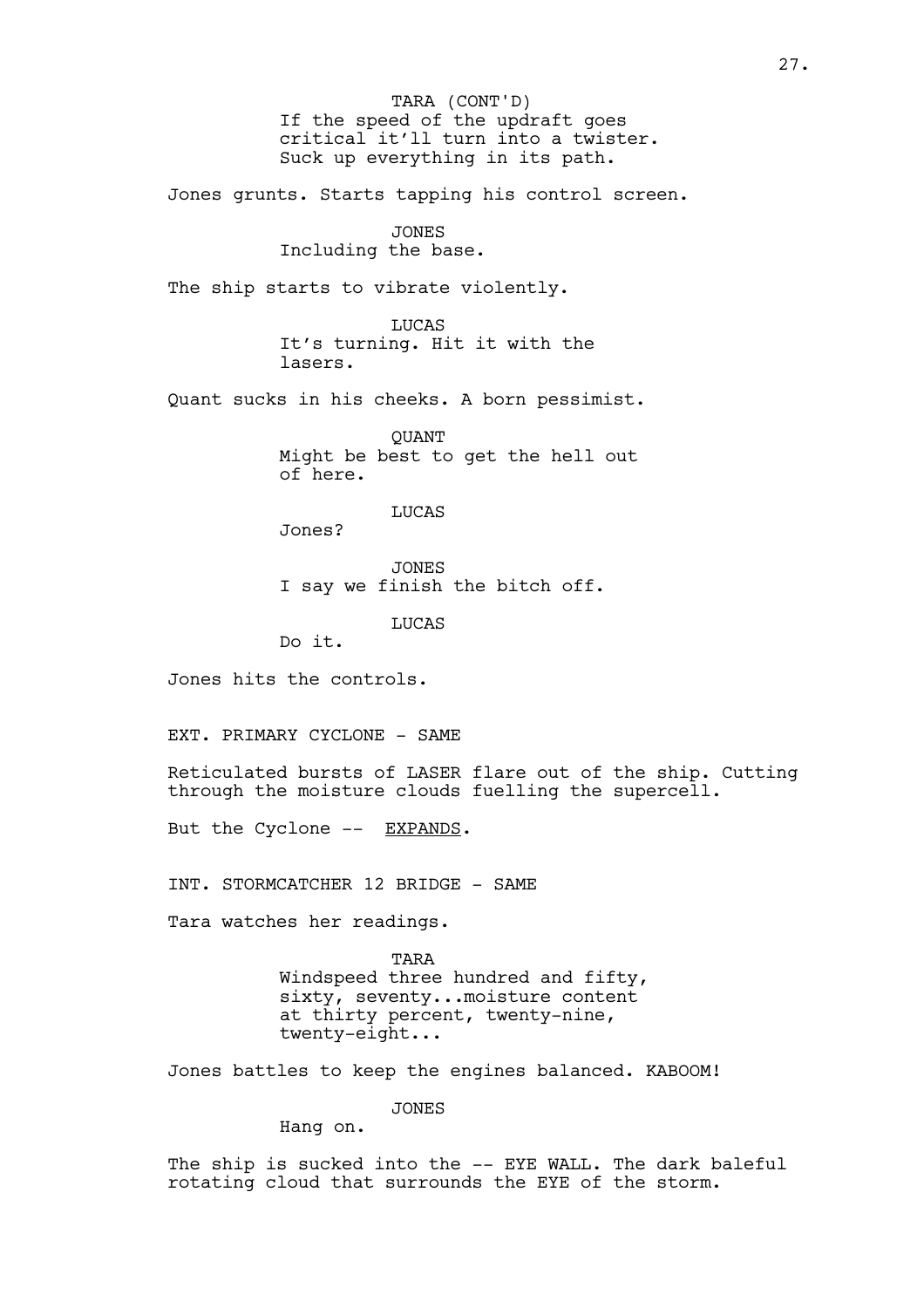TARA (CONT'D)
If the speed of the updraft goes critical it'll turn into a twister. Suck up everything in its path.

Jones grunts. Starts tapping his control screen.

JONES
Including the base.

The ship starts to vibrate violently.

LUCAS
It's turning. Hit it with the lasers.

Quant sucks in his cheeks. A born pessimist.

QUANT
Might be best to get the hell out of here.

LUCAS
Jones?

JONES
I say we finish the bitch off.

LUCAS
Do it.

Jones hits the controls.

EXT. PRIMARY CYCLONE - SAME

Reticulated bursts of LASER flare out of the ship. Cutting through the moisture clouds fuelling the supercell.

But the Cyclone -- EXPANDS.

INT. STORMCATCHER 12 BRIDGE - SAME

Tara watches her readings.

TARA
Windspeed three hundred and fifty, sixty, seventy...moisture content at thirty percent, twenty-nine, twenty-eight...

Jones battles to keep the engines balanced. KABOOM!

JONES
Hang on.

The ship is sucked into the -- EYE WALL. The dark baleful rotating cloud that surrounds the EYE of the storm.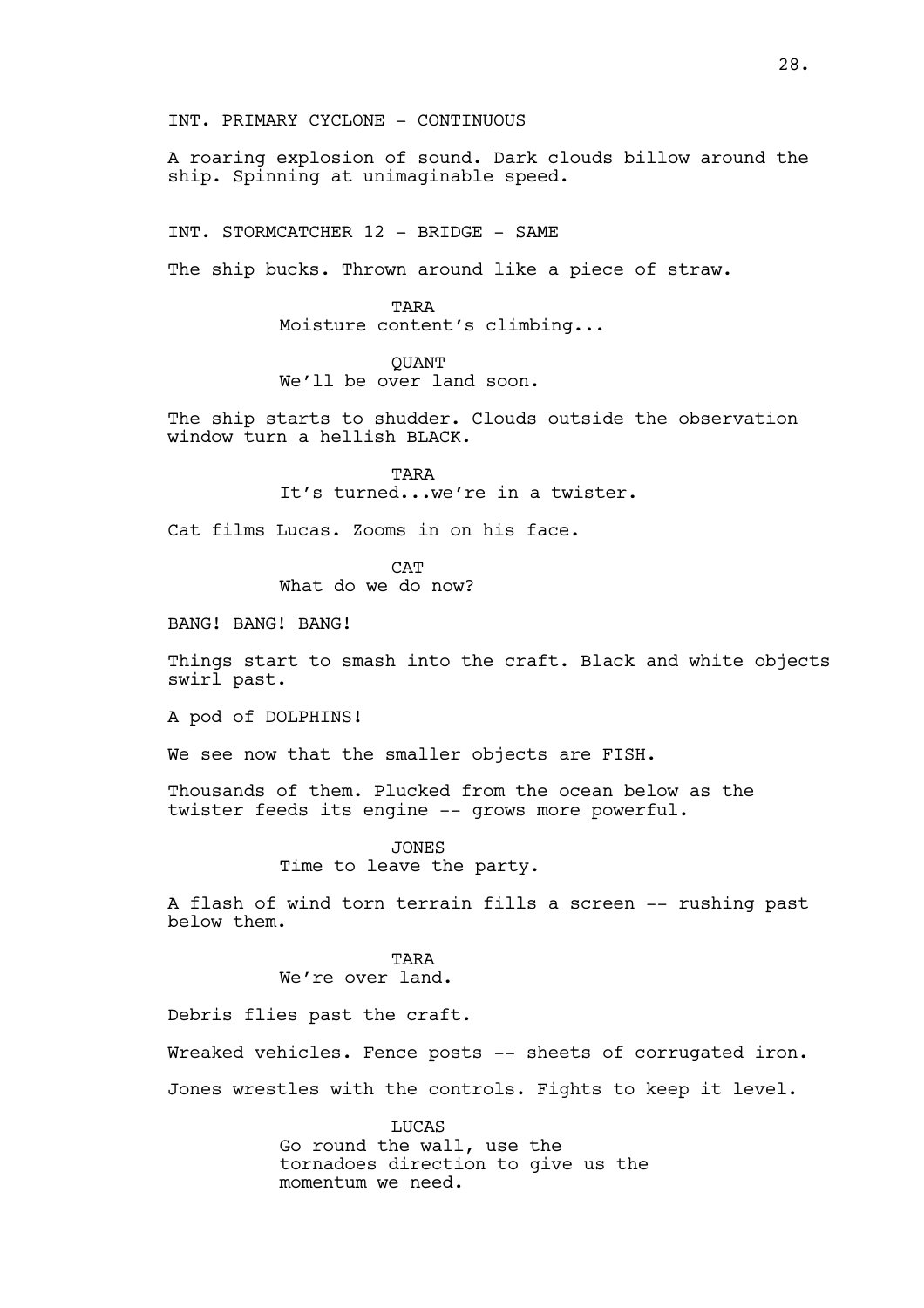INT. PRIMARY CYCLONE - CONTINUOUS

A roaring explosion of sound. Dark clouds billow around the ship. Spinning at unimaginable speed.

INT. STORMCATCHER 12 - BRIDGE - SAME

The ship bucks. Thrown around like a piece of straw.

TARA
Moisture content's climbing...

QUANT
We'll be over land soon.

The ship starts to shudder. Clouds outside the observation window turn a hellish BLACK.

TARA
It's turned...we're in a twister.

Cat films Lucas. Zooms in on his face.

CAT
What do we do now?

BANG! BANG! BANG!

Things start to smash into the craft. Black and white objects swirl past.

A pod of DOLPHINS!

We see now that the smaller objects are FISH.

Thousands of them. Plucked from the ocean below as the twister feeds its engine -- grows more powerful.

JONES
Time to leave the party.

A flash of wind torn terrain fills a screen -- rushing past below them.

TARA
We're over land.

Debris flies past the craft.

Wreaked vehicles. Fence posts -- sheets of corrugated iron.

Jones wrestles with the controls. Fights to keep it level.

LUCAS
Go round the wall, use the tornadoes direction to give us the momentum we need.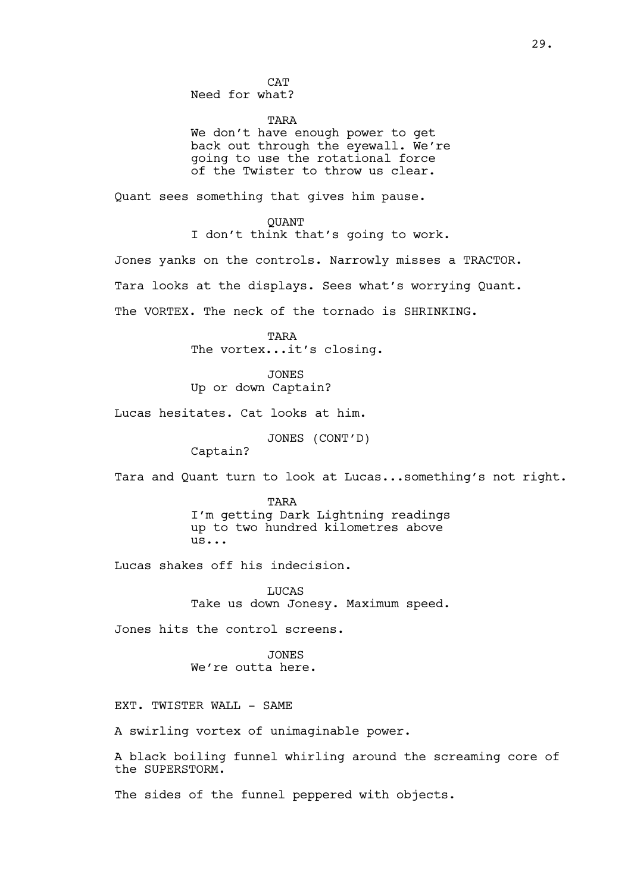CAT
Need for what?

TARA
We don't have enough power to get back out through the eyewall. We're going to use the rotational force of the Twister to throw us clear.

Quant sees something that gives him pause.

QUANT
I don't think that's going to work.

Jones yanks on the controls. Narrowly misses a TRACTOR.

Tara looks at the displays. Sees what's worrying Quant.

The VORTEX. The neck of the tornado is SHRINKING.

TARA
The vortex...it's closing.

JONES
Up or down Captain?

Lucas hesitates. Cat looks at him.

JONES (CONT'D)
Captain?

Tara and Quant turn to look at Lucas...something's not right.

TARA
I'm getting Dark Lightning readings up to two hundred kilometres above us...

Lucas shakes off his indecision.

LUCAS
Take us down Jonesy. Maximum speed.

Jones hits the control screens.

JONES
We're outta here.

EXT. TWISTER WALL - SAME

A swirling vortex of unimaginable power.

A black boiling funnel whirling around the screaming core of the SUPERSTORM.

The sides of the funnel peppered with objects.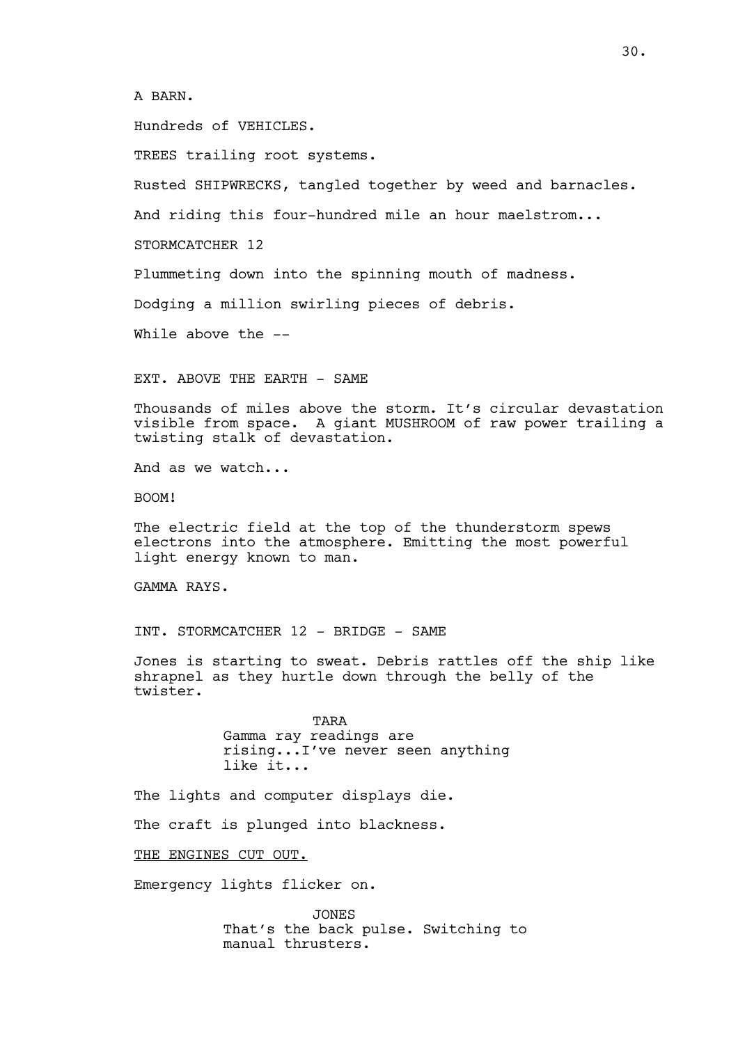A BARN.

Hundreds of VEHICLES.

TREES trailing root systems.

Rusted SHIPWRECKS, tangled together by weed and barnacles.

And riding this four-hundred mile an hour maelstrom...

STORMCATCHER 12

Plummeting down into the spinning mouth of madness.

Dodging a million swirling pieces of debris.

While above the --

EXT. ABOVE THE EARTH - SAME

Thousands of miles above the storm. It's circular devastation visible from space. A giant MUSHROOM of raw power trailing a twisting stalk of devastation.

And as we watch...

BOOM!

The electric field at the top of the thunderstorm spews electrons into the atmosphere. Emitting the most powerful light energy known to man.

GAMMA RAYS.

INT. STORMCATCHER 12 - BRIDGE - SAME

Jones is starting to sweat. Debris rattles off the ship like shrapnel as they hurtle down through the belly of the twister.

TARA
Gamma ray readings are rising...I've never seen anything like it...

The lights and computer displays die.

The craft is plunged into blackness.

<u>THE ENGINES CUT OUT.</u>

Emergency lights flicker on.

JONES
That's the back pulse. Switching to manual thrusters.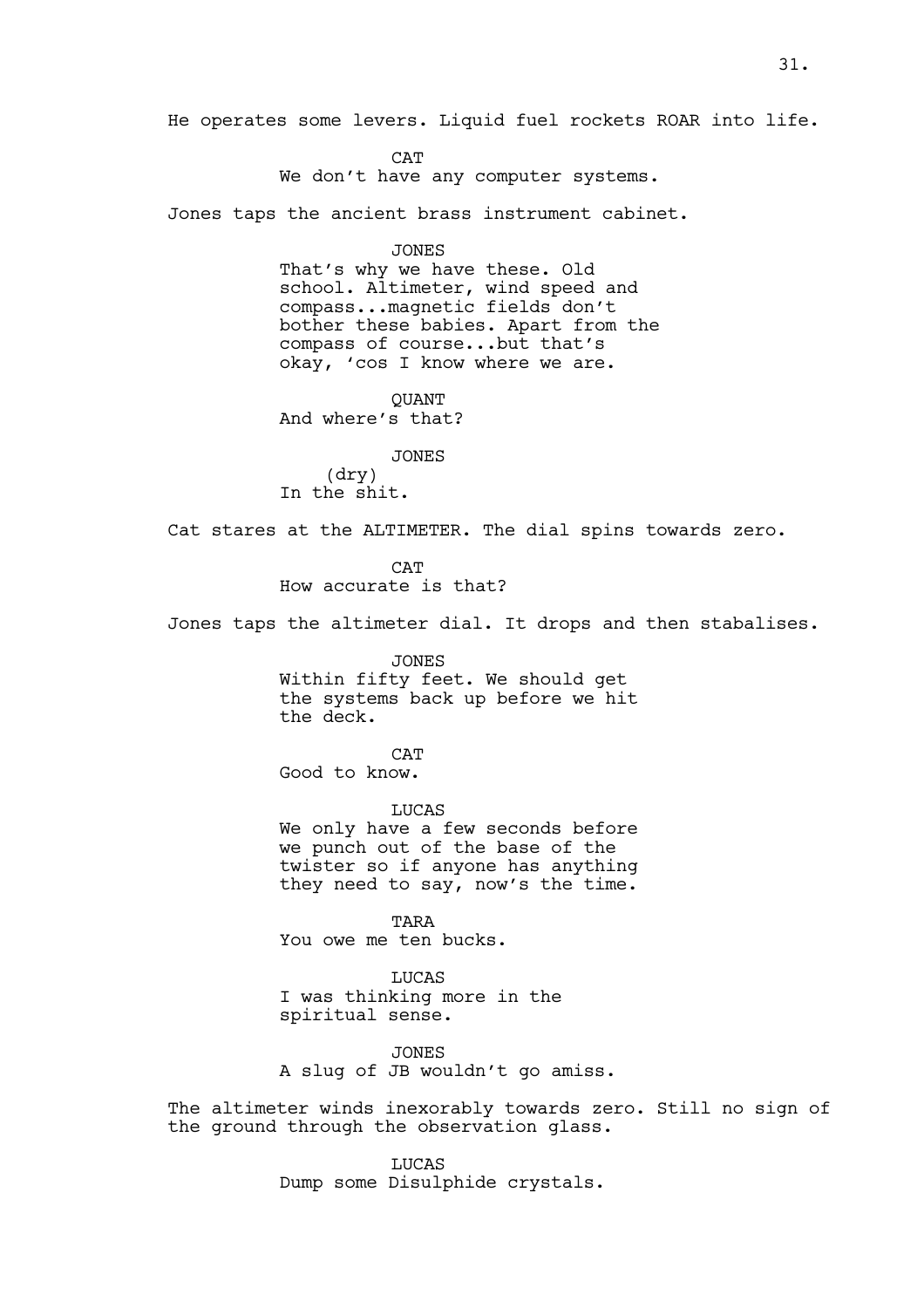He operates some levers. Liquid fuel rockets ROAR into life.

CAT
We don't have any computer systems.

Jones taps the ancient brass instrument cabinet.

JONES
That's why we have these. Old school. Altimeter, wind speed and compass...magnetic fields don't bother these babies. Apart from the compass of course...but that's okay, 'cos I know where we are.

QUANT
And where's that?

JONES
(dry)
In the shit.

Cat stares at the ALTIMETER. The dial spins towards zero.

CAT
How accurate is that?

Jones taps the altimeter dial. It drops and then stabalises.

JONES
Within fifty feet. We should get the systems back up before we hit the deck.

CAT
Good to know.

LUCAS
We only have a few seconds before we punch out of the base of the twister so if anyone has anything they need to say, now's the time.

TARA
You owe me ten bucks.

LUCAS
I was thinking more in the spiritual sense.

JONES
A slug of JB wouldn't go amiss.

The altimeter winds inexorably towards zero. Still no sign of the ground through the observation glass.

LUCAS
Dump some Disulphide crystals.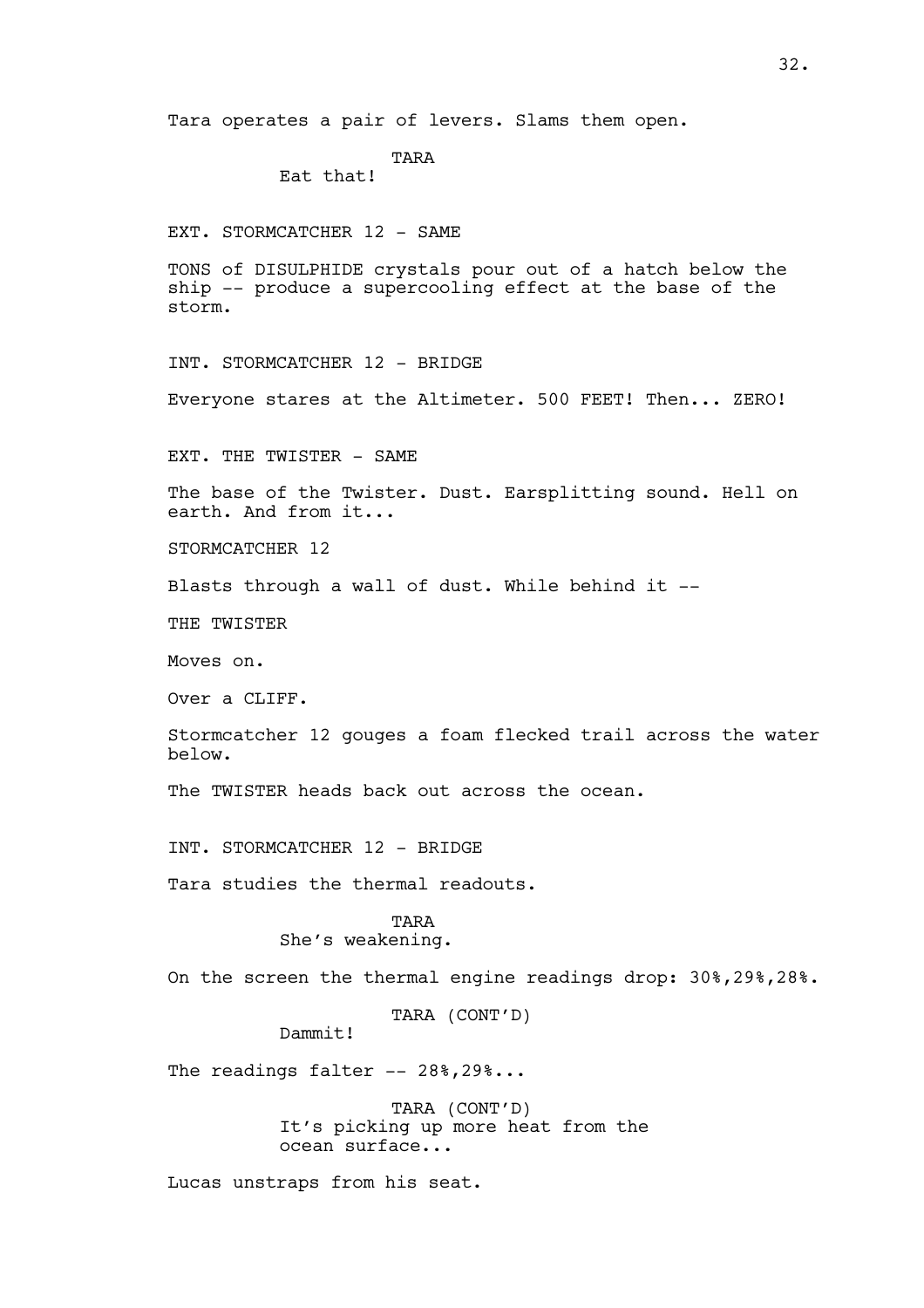Tara operates a pair of levers. Slams them open.

TARA
Eat that!

EXT. STORMCATCHER 12 - SAME

TONS of DISULPHIDE crystals pour out of a hatch below the ship -- produce a supercooling effect at the base of the storm.

INT. STORMCATCHER 12 - BRIDGE

Everyone stares at the Altimeter. 500 FEET! Then... ZERO!

EXT. THE TWISTER - SAME

The base of the Twister. Dust. Earsplitting sound. Hell on earth. And from it...

STORMCATCHER 12

Blasts through a wall of dust. While behind it --

THE TWISTER

Moves on.

Over a CLIFF.

Stormcatcher 12 gouges a foam flecked trail across the water below.

The TWISTER heads back out across the ocean.

INT. STORMCATCHER 12 - BRIDGE

Tara studies the thermal readouts.

TARA
She's weakening.

On the screen the thermal engine readings drop: 30%,29%,28%.

TARA (CONT'D)
Dammit!

The readings falter -- 28%,29%...

TARA (CONT'D)
It's picking up more heat from the ocean surface...

Lucas unstraps from his seat.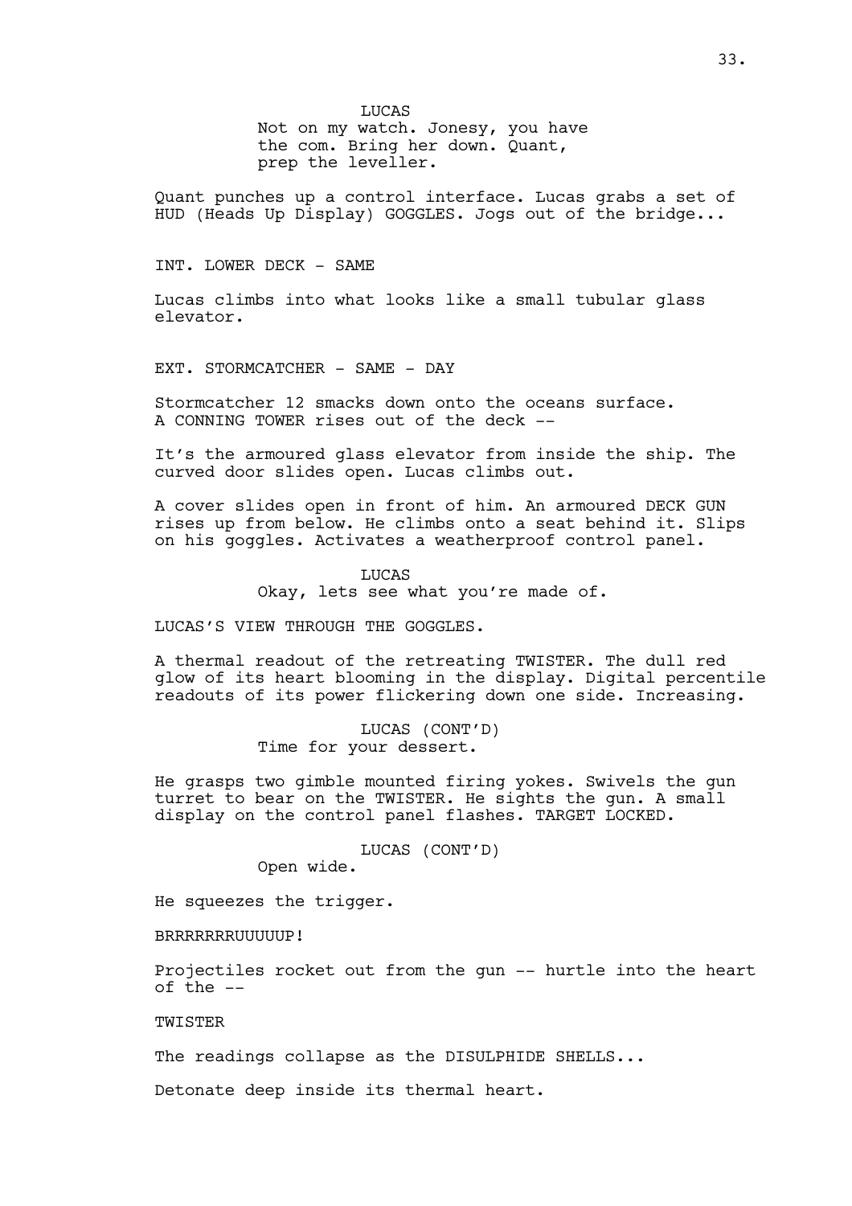LUCAS
Not on my watch. Jonesy, you have the com. Bring her down. Quant, prep the leveller.

Quant punches up a control interface. Lucas grabs a set of HUD (Heads Up Display) GOGGLES. Jogs out of the bridge...

INT. LOWER DECK - SAME

Lucas climbs into what looks like a small tubular glass elevator.

EXT. STORMCATCHER - SAME - DAY

Stormcatcher 12 smacks down onto the oceans surface. A CONNING TOWER rises out of the deck --

It's the armoured glass elevator from inside the ship. The curved door slides open. Lucas climbs out.

A cover slides open in front of him. An armoured DECK GUN rises up from below. He climbs onto a seat behind it. Slips on his goggles. Activates a weatherproof control panel.

LUCAS
Okay, lets see what you're made of.

LUCAS'S VIEW THROUGH THE GOGGLES.

A thermal readout of the retreating TWISTER. The dull red glow of its heart blooming in the display. Digital percentile readouts of its power flickering down one side. Increasing.

LUCAS (CONT'D)
Time for your dessert.

He grasps two gimble mounted firing yokes. Swivels the gun turret to bear on the TWISTER. He sights the gun. A small display on the control panel flashes. TARGET LOCKED.

LUCAS (CONT'D)
Open wide.

He squeezes the trigger.

BRRRRRRRUUUUUP!

Projectiles rocket out from the gun -- hurtle into the heart of the --

TWISTER

The readings collapse as the DISULPHIDE SHELLS...

Detonate deep inside its thermal heart.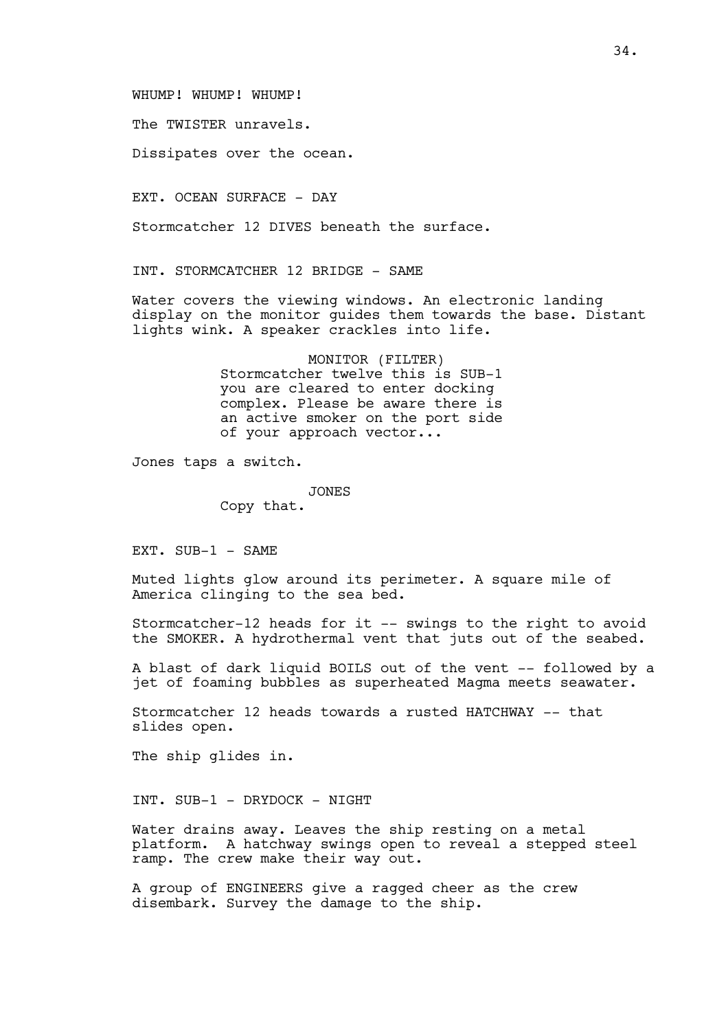WHUMP! WHUMP! WHUMP!

The TWISTER unravels.

Dissipates over the ocean.

EXT. OCEAN SURFACE - DAY

Stormcatcher 12 DIVES beneath the surface.

INT. STORMCATCHER 12 BRIDGE - SAME

Water covers the viewing windows. An electronic landing display on the monitor guides them towards the base. Distant lights wink. A speaker crackles into life.

MONITOR (FILTER)
Stormcatcher twelve this is SUB-1 you are cleared to enter docking complex. Please be aware there is an active smoker on the port side of your approach vector...

Jones taps a switch.

JONES
Copy that.

EXT. SUB-1 - SAME

Muted lights glow around its perimeter. A square mile of America clinging to the sea bed.

Stormcatcher-12 heads for it -- swings to the right to avoid the SMOKER. A hydrothermal vent that juts out of the seabed.

A blast of dark liquid BOILS out of the vent -- followed by a jet of foaming bubbles as superheated Magma meets seawater.

Stormcatcher 12 heads towards a rusted HATCHWAY -- that slides open.

The ship glides in.

INT. SUB-1 - DRYDOCK - NIGHT

Water drains away. Leaves the ship resting on a metal platform. A hatchway swings open to reveal a stepped steel ramp. The crew make their way out.

A group of ENGINEERS give a ragged cheer as the crew disembark. Survey the damage to the ship.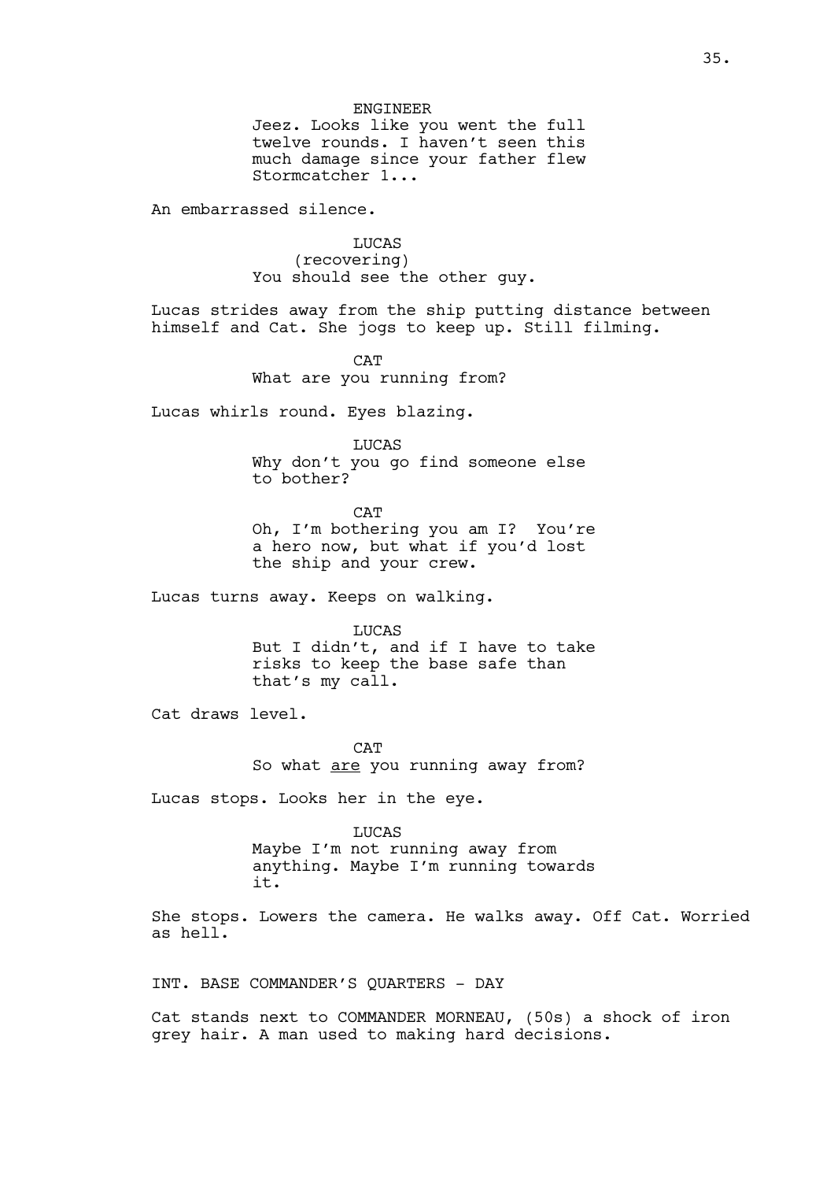ENGINEER

Jeez. Looks like you went the full twelve rounds. I haven't seen this much damage since your father flew Stormcatcher 1...

An embarrassed silence.

LUCAS

(recovering)

You should see the other guy.

Lucas strides away from the ship putting distance between himself and Cat. She jogs to keep up. Still filming.

CAT

What are you running from?

Lucas whirls round. Eyes blazing.

LUCAS

Why don't you go find someone else to bother?

CAT

Oh, I'm bothering you am I? You're a hero now, but what if you'd lost the ship and your crew.

Lucas turns away. Keeps on walking.

LUCAS

But I didn't, and if I have to take risks to keep the base safe than that's my call.

Cat draws level.

CAT

So what <u>are</u> you running away from?

Lucas stops. Looks her in the eye.

LUCAS

Maybe I'm not running away from anything. Maybe I'm running towards it.

She stops. Lowers the camera. He walks away. Off Cat. Worried as hell.

INT. BASE COMMANDER'S QUARTERS - DAY

Cat stands next to COMMANDER MORNEAU, (50s) a shock of iron grey hair. A man used to making hard decisions.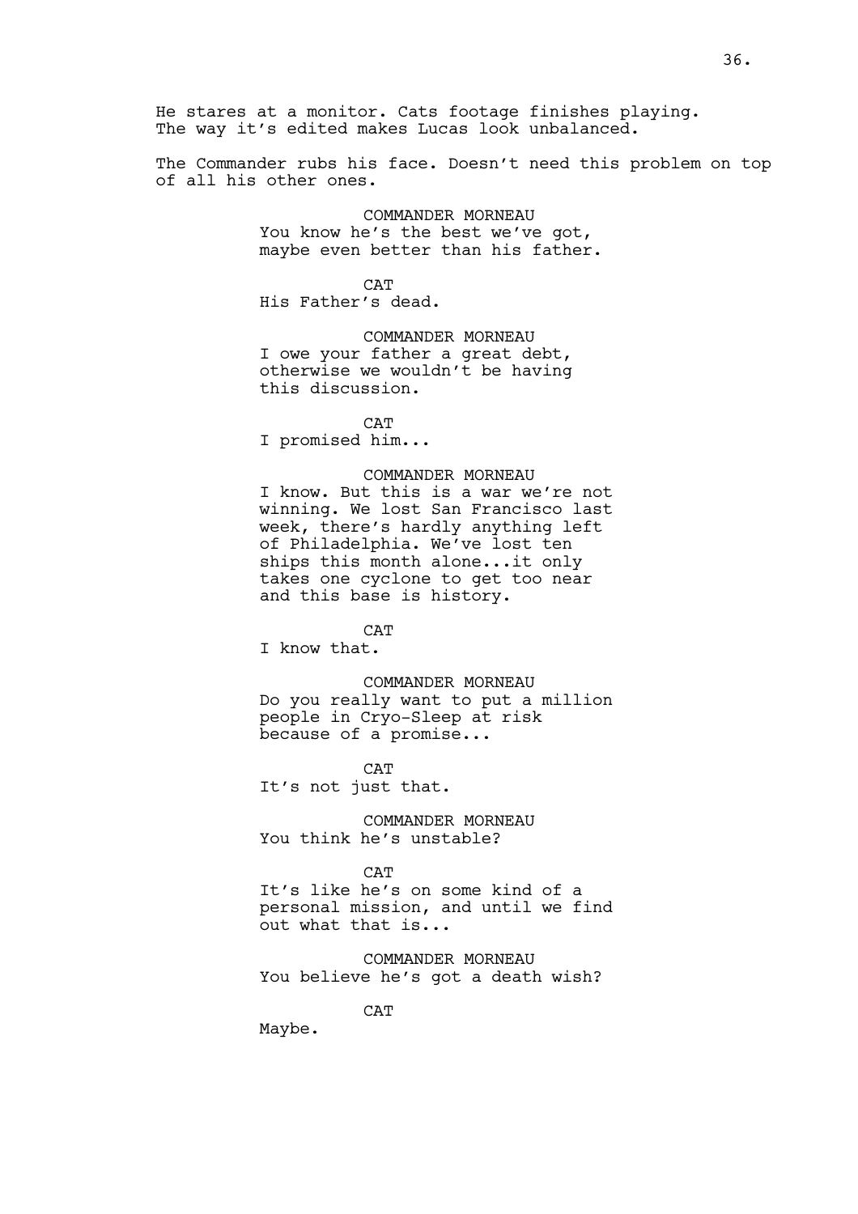He stares at a monitor. Cats footage finishes playing. The way it's edited makes Lucas look unbalanced.

The Commander rubs his face. Doesn't need this problem on top of all his other ones.

COMMANDER MORNEAU
You know he's the best we've got, maybe even better than his father.

CAT
His Father's dead.

COMMANDER MORNEAU
I owe your father a great debt, otherwise we wouldn't be having this discussion.

CAT
I promised him...

COMMANDER MORNEAU
I know. But this is a war we're not winning. We lost San Francisco last week, there's hardly anything left of Philadelphia. We've lost ten ships this month alone...it only takes one cyclone to get too near and this base is history.

CAT
I know that.

COMMANDER MORNEAU
Do you really want to put a million people in Cryo-Sleep at risk because of a promise...

CAT
It's not just that.

COMMANDER MORNEAU
You think he's unstable?

CAT
It's like he's on some kind of a personal mission, and until we find out what that is...

COMMANDER MORNEAU
You believe he's got a death wish?

CAT
Maybe.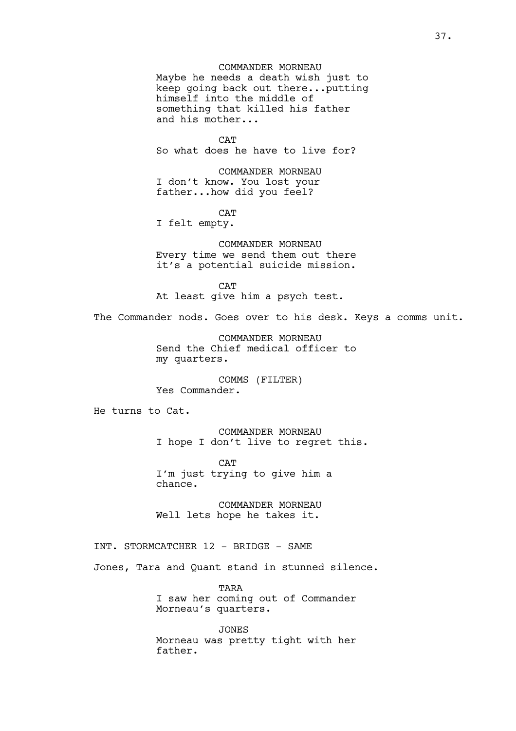COMMANDER MORNEAU
Maybe he needs a death wish just to keep going back out there...putting himself into the middle of something that killed his father and his mother...

CAT
So what does he have to live for?

COMMANDER MORNEAU
I don't know. You lost your father...how did you feel?

CAT
I felt empty.

COMMANDER MORNEAU
Every time we send them out there it's a potential suicide mission.

CAT
At least give him a psych test.

The Commander nods. Goes over to his desk. Keys a comms unit.

COMMANDER MORNEAU
Send the Chief medical officer to my quarters.

COMMS (FILTER)
Yes Commander.

He turns to Cat.

COMMANDER MORNEAU
I hope I don't live to regret this.

CAT
I'm just trying to give him a chance.

COMMANDER MORNEAU
Well lets hope he takes it.

INT. STORMCATCHER 12 - BRIDGE - SAME

Jones, Tara and Quant stand in stunned silence.

TARA
I saw her coming out of Commander Morneau's quarters.

JONES
Morneau was pretty tight with her father.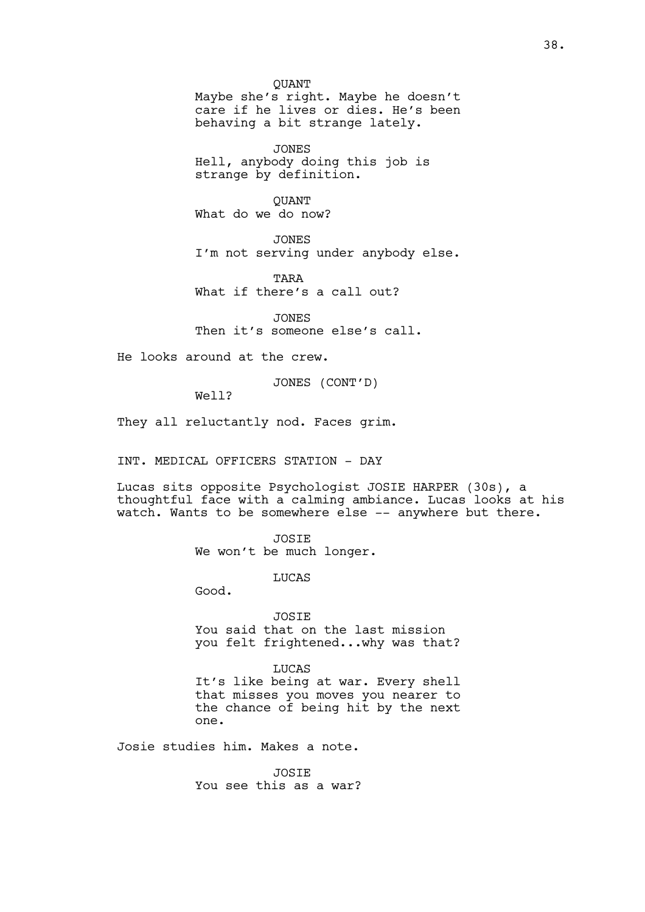QUANT
Maybe she's right. Maybe he doesn't care if he lives or dies. He's been behaving a bit strange lately.

JONES
Hell, anybody doing this job is strange by definition.

QUANT
What do we do now?

JONES
I'm not serving under anybody else.

TARA
What if there's a call out?

JONES
Then it's someone else's call.

He looks around at the crew.

JONES (CONT'D)
Well?

They all reluctantly nod. Faces grim.

INT. MEDICAL OFFICERS STATION - DAY

Lucas sits opposite Psychologist JOSIE HARPER (30s), a thoughtful face with a calming ambiance. Lucas looks at his watch. Wants to be somewhere else -- anywhere but there.

JOSIE
We won't be much longer.

LUCAS
Good.

JOSIE
You said that on the last mission you felt frightened...why was that?

LUCAS
It's like being at war. Every shell that misses you moves you nearer to the chance of being hit by the next one.

Josie studies him. Makes a note.

JOSIE
You see this as a war?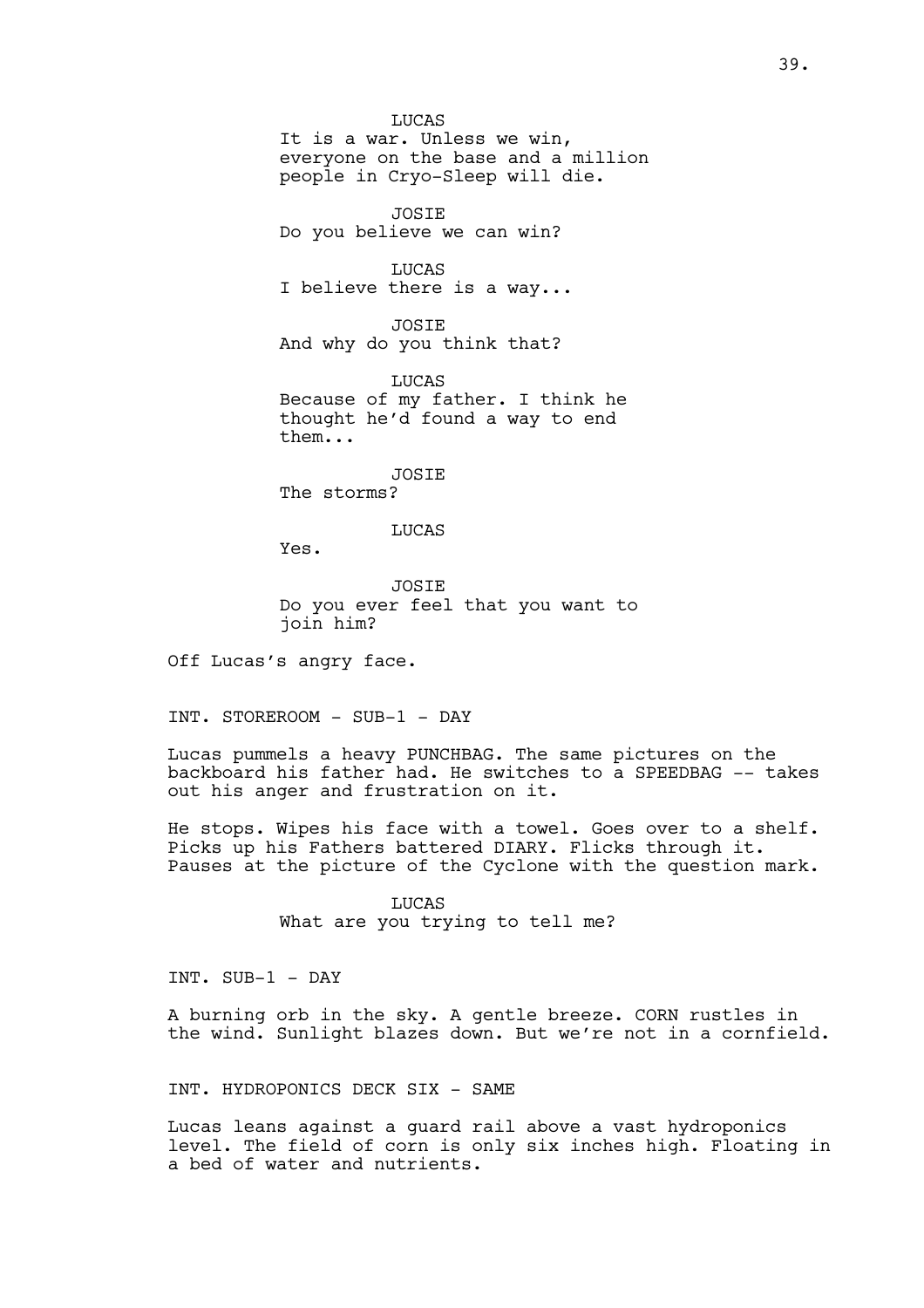LUCAS
It is a war. Unless we win, everyone on the base and a million people in Cryo-Sleep will die.

JOSIE
Do you believe we can win?

LUCAS
I believe there is a way...

JOSIE
And why do you think that?

LUCAS
Because of my father. I think he thought he'd found a way to end them...

JOSIE
The storms?

LUCAS
Yes.

JOSIE
Do you ever feel that you want to join him?

Off Lucas's angry face.

INT. STOREROOM - SUB-1 - DAY

Lucas pummels a heavy PUNCHBAG. The same pictures on the backboard his father had. He switches to a SPEEDBAG -- takes out his anger and frustration on it.

He stops. Wipes his face with a towel. Goes over to a shelf. Picks up his Fathers battered DIARY. Flicks through it. Pauses at the picture of the Cyclone with the question mark.

LUCAS
What are you trying to tell me?

INT. SUB-1 - DAY

A burning orb in the sky. A gentle breeze. CORN rustles in the wind. Sunlight blazes down. But we're not in a cornfield.

INT. HYDROPONICS DECK SIX - SAME

Lucas leans against a guard rail above a vast hydroponics level. The field of corn is only six inches high. Floating in a bed of water and nutrients.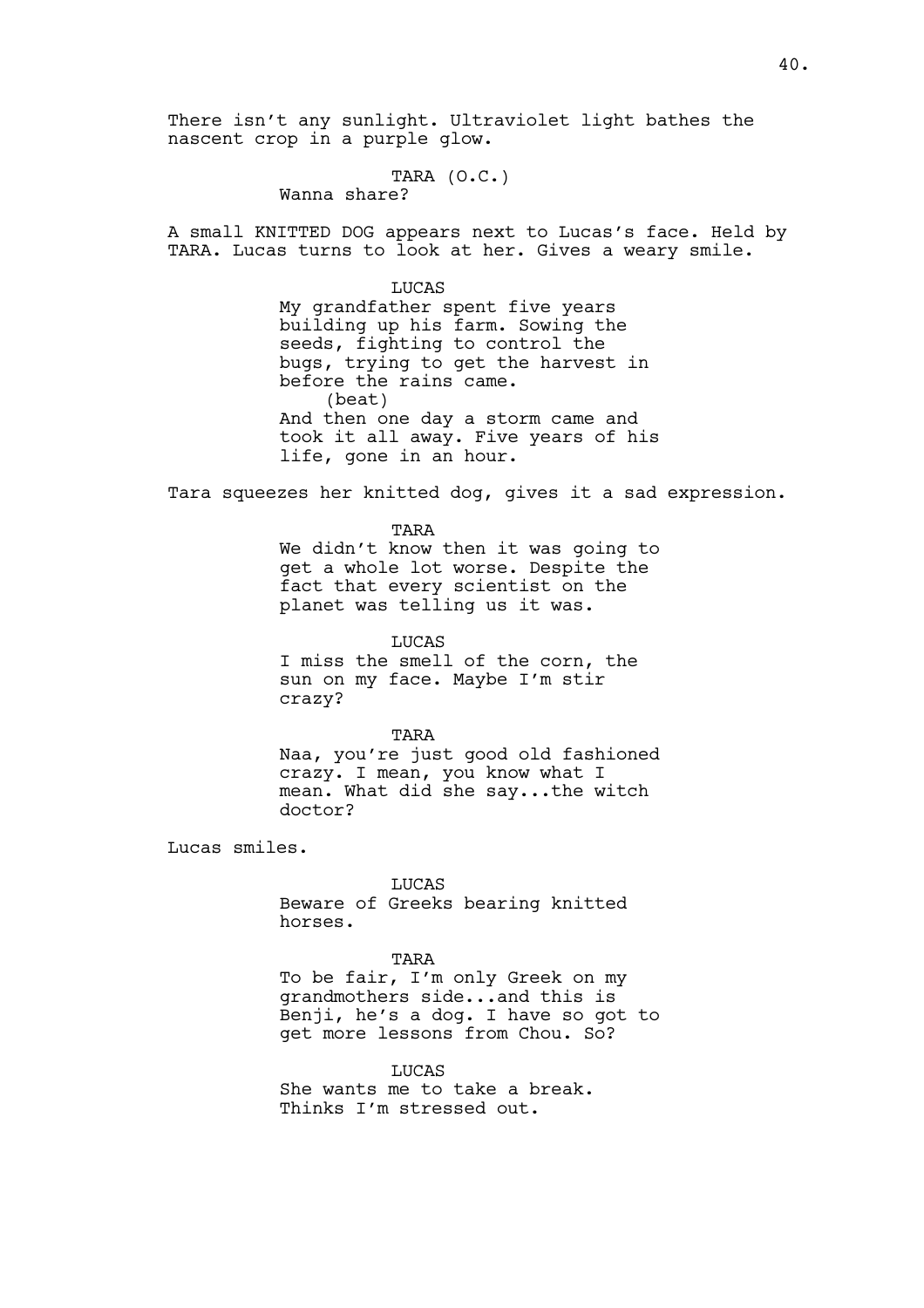There isn't any sunlight. Ultraviolet light bathes the nascent crop in a purple glow.

TARA (O.C.)
Wanna share?

A small KNITTED DOG appears next to Lucas's face. Held by TARA. Lucas turns to look at her. Gives a weary smile.

LUCAS
My grandfather spent five years building up his farm. Sowing the seeds, fighting to control the bugs, trying to get the harvest in before the rains came.
(beat)
And then one day a storm came and took it all away. Five years of his life, gone in an hour.

Tara squeezes her knitted dog, gives it a sad expression.

TARA
We didn't know then it was going to get a whole lot worse. Despite the fact that every scientist on the planet was telling us it was.

LUCAS
I miss the smell of the corn, the sun on my face. Maybe I'm stir crazy?

TARA
Naa, you're just good old fashioned crazy. I mean, you know what I mean. What did she say...the witch doctor?

Lucas smiles.

LUCAS
Beware of Greeks bearing knitted horses.

TARA
To be fair, I'm only Greek on my grandmothers side...and this is Benji, he's a dog. I have so got to get more lessons from Chou. So?

LUCAS
She wants me to take a break. Thinks I'm stressed out.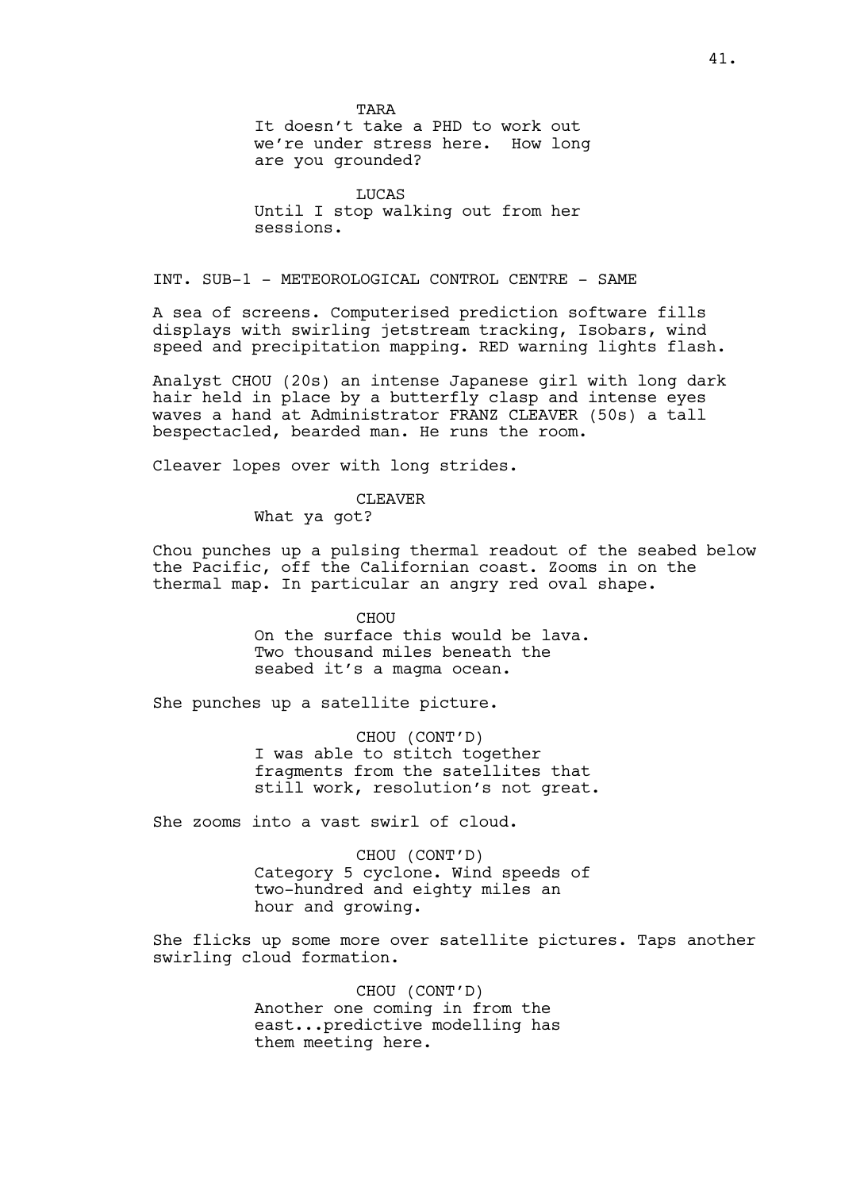TARA
It doesn't take a PHD to work out we're under stress here. How long are you grounded?

LUCAS
Until I stop walking out from her sessions.

INT. SUB-1 - METEOROLOGICAL CONTROL CENTRE - SAME

A sea of screens. Computerised prediction software fills displays with swirling jetstream tracking, Isobars, wind speed and precipitation mapping. RED warning lights flash.

Analyst CHOU (20s) an intense Japanese girl with long dark hair held in place by a butterfly clasp and intense eyes waves a hand at Administrator FRANZ CLEAVER (50s) a tall bespectacled, bearded man. He runs the room.

Cleaver lopes over with long strides.

CLEAVER
What ya got?

Chou punches up a pulsing thermal readout of the seabed below the Pacific, off the Californian coast. Zooms in on the thermal map. In particular an angry red oval shape.

CHOU
On the surface this would be lava. Two thousand miles beneath the seabed it's a magma ocean.

She punches up a satellite picture.

CHOU (CONT'D)
I was able to stitch together fragments from the satellites that still work, resolution's not great.

She zooms into a vast swirl of cloud.

CHOU (CONT'D)
Category 5 cyclone. Wind speeds of two-hundred and eighty miles an hour and growing.

She flicks up some more over satellite pictures. Taps another swirling cloud formation.

CHOU (CONT'D)
Another one coming in from the east...predictive modelling has them meeting here.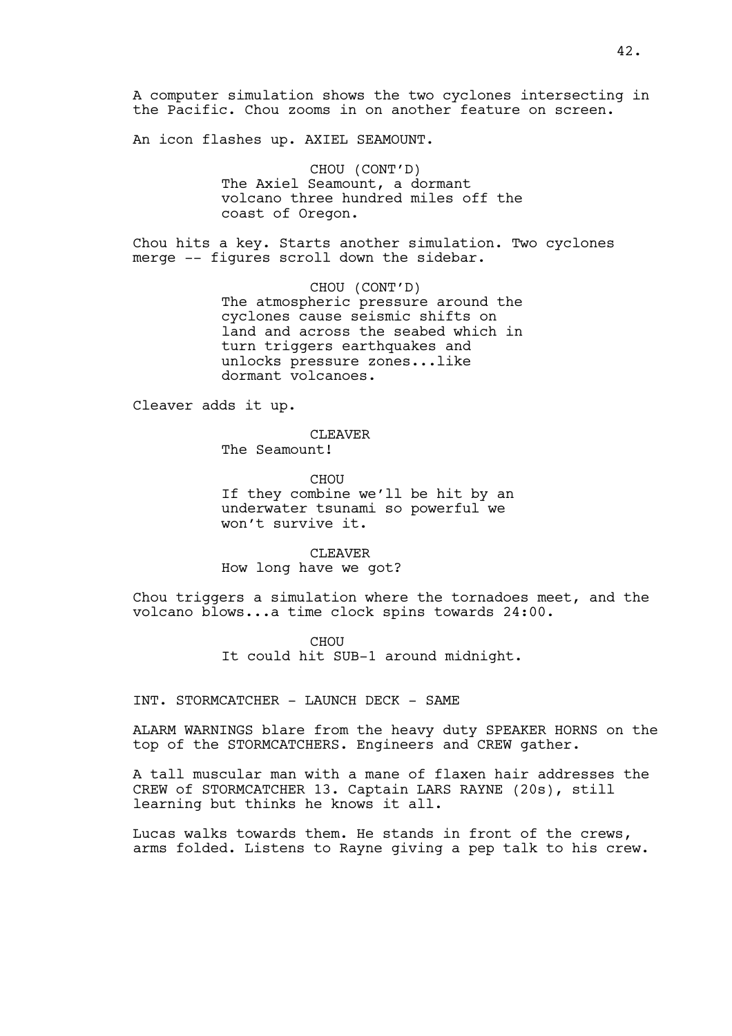A computer simulation shows the two cyclones intersecting in the Pacific. Chou zooms in on another feature on screen.

An icon flashes up. AXIEL SEAMOUNT.

CHOU (CONT'D)
The Axiel Seamount, a dormant volcano three hundred miles off the coast of Oregon.

Chou hits a key. Starts another simulation. Two cyclones merge -- figures scroll down the sidebar.

CHOU (CONT'D)
The atmospheric pressure around the cyclones cause seismic shifts on land and across the seabed which in turn triggers earthquakes and unlocks pressure zones...like dormant volcanoes.

Cleaver adds it up.

CLEAVER
The Seamount!

CHOU
If they combine we'll be hit by an underwater tsunami so powerful we won't survive it.

CLEAVER
How long have we got?

Chou triggers a simulation where the tornadoes meet, and the volcano blows...a time clock spins towards 24:00.

CHOU
It could hit SUB-1 around midnight.

INT. STORMCATCHER - LAUNCH DECK - SAME

ALARM WARNINGS blare from the heavy duty SPEAKER HORNS on the top of the STORMCATCHERS. Engineers and CREW gather.

A tall muscular man with a mane of flaxen hair addresses the CREW of STORMCATCHER 13. Captain LARS RAYNE (20s), still learning but thinks he knows it all.

Lucas walks towards them. He stands in front of the crews, arms folded. Listens to Rayne giving a pep talk to his crew.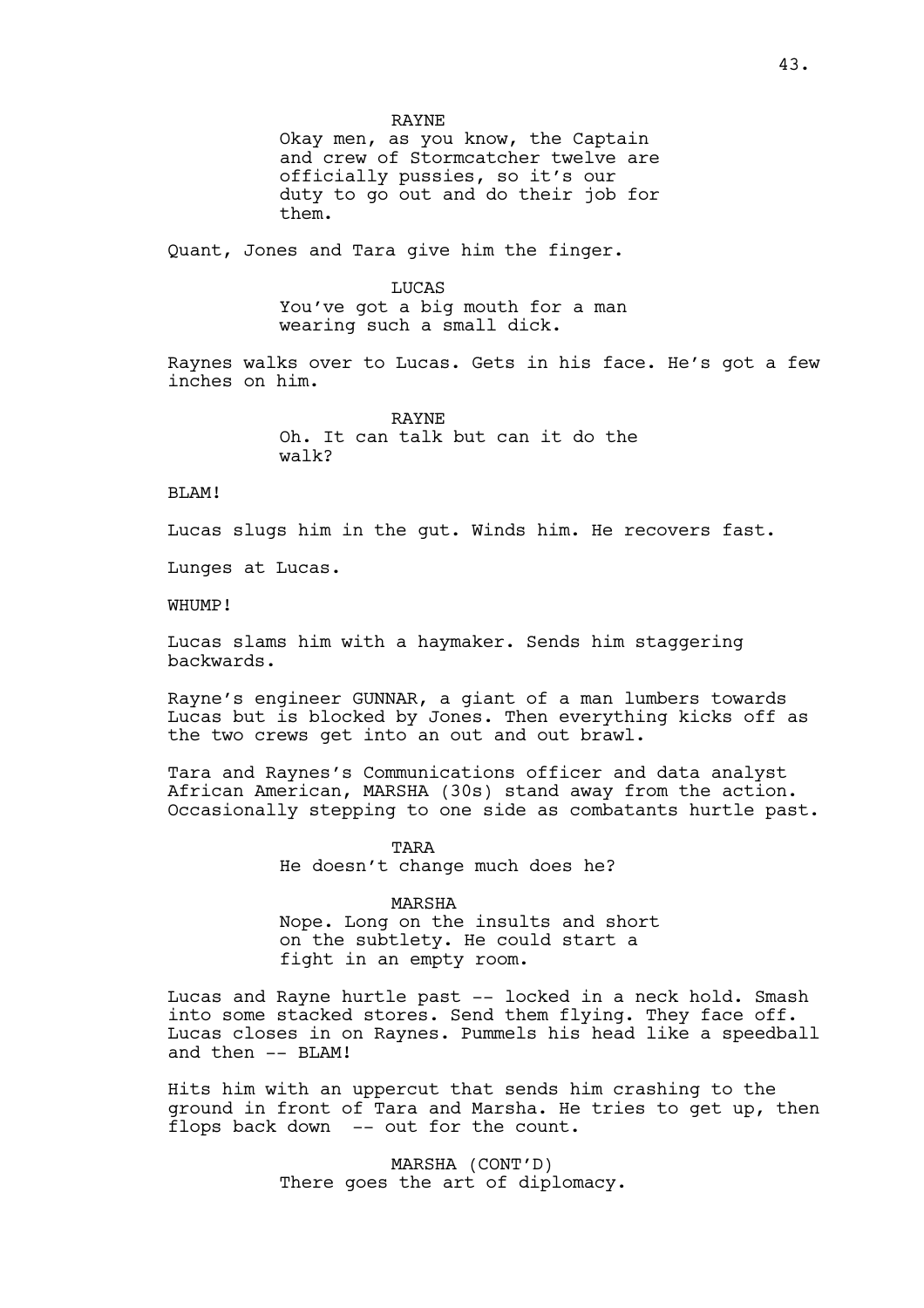RAYNE
Okay men, as you know, the Captain and crew of Stormcatcher twelve are officially pussies, so it's our duty to go out and do their job for them.

Quant, Jones and Tara give him the finger.

LUCAS
You've got a big mouth for a man wearing such a small dick.

Raynes walks over to Lucas. Gets in his face. He's got a few inches on him.

RAYNE
Oh. It can talk but can it do the walk?

BLAM!

Lucas slugs him in the gut. Winds him. He recovers fast.

Lunges at Lucas.

WHUMP!

Lucas slams him with a haymaker. Sends him staggering backwards.

Rayne's engineer GUNNAR, a giant of a man lumbers towards Lucas but is blocked by Jones. Then everything kicks off as the two crews get into an out and out brawl.

Tara and Raynes's Communications officer and data analyst African American, MARSHA (30s) stand away from the action. Occasionally stepping to one side as combatants hurtle past.

TARA
He doesn't change much does he?

MARSHA
Nope. Long on the insults and short on the subtlety. He could start a fight in an empty room.

Lucas and Rayne hurtle past -- locked in a neck hold. Smash into some stacked stores. Send them flying. They face off. Lucas closes in on Raynes. Pummels his head like a speedball and then -- BLAM!

Hits him with an uppercut that sends him crashing to the ground in front of Tara and Marsha. He tries to get up, then flops back down -- out for the count.

MARSHA (CONT'D)
There goes the art of diplomacy.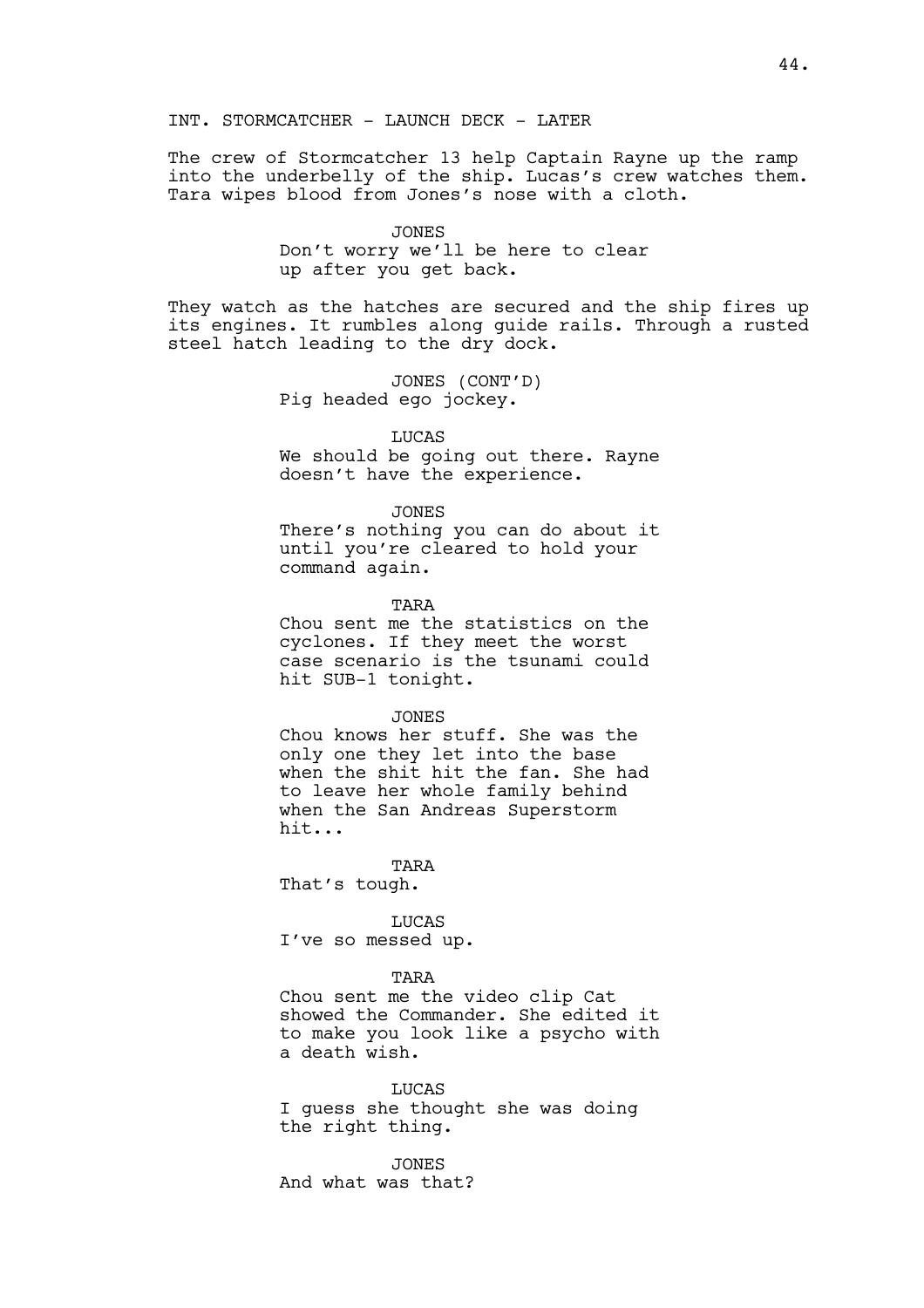INT. STORMCATCHER - LAUNCH DECK - LATER

The crew of Stormcatcher 13 help Captain Rayne up the ramp into the underbelly of the ship. Lucas's crew watches them. Tara wipes blood from Jones's nose with a cloth.

JONES
Don't worry we'll be here to clear up after you get back.

They watch as the hatches are secured and the ship fires up its engines. It rumbles along guide rails. Through a rusted steel hatch leading to the dry dock.

JONES (CONT'D)
Pig headed ego jockey.

LUCAS
We should be going out there. Rayne doesn't have the experience.

JONES
There's nothing you can do about it until you're cleared to hold your command again.

TARA
Chou sent me the statistics on the cyclones. If they meet the worst case scenario is the tsunami could hit SUB-1 tonight.

JONES
Chou knows her stuff. She was the only one they let into the base when the shit hit the fan. She had to leave her whole family behind when the San Andreas Superstorm hit...

TARA
That's tough.

LUCAS
I've so messed up.

TARA
Chou sent me the video clip Cat showed the Commander. She edited it to make you look like a psycho with a death wish.

LUCAS
I guess she thought she was doing the right thing.

JONES
And what was that?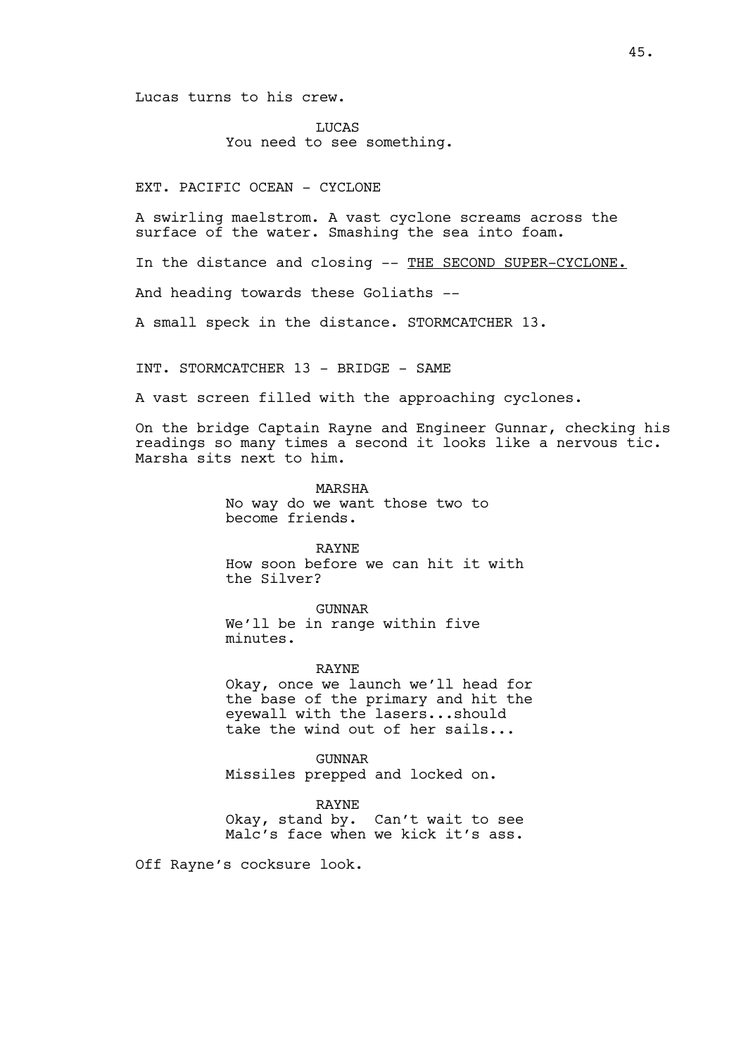Lucas turns to his crew.

LUCAS
You need to see something.

EXT. PACIFIC OCEAN - CYCLONE

A swirling maelstrom. A vast cyclone screams across the surface of the water. Smashing the sea into foam.

In the distance and closing -- <u>THE SECOND SUPER-CYCLONE.</u>

And heading towards these Goliaths --

A small speck in the distance. STORMCATCHER 13.

INT. STORMCATCHER 13 - BRIDGE - SAME

A vast screen filled with the approaching cyclones.

On the bridge Captain Rayne and Engineer Gunnar, checking his readings so many times a second it looks like a nervous tic. Marsha sits next to him.

MARSHA
No way do we want those two to become friends.

RAYNE
How soon before we can hit it with the Silver?

GUNNAR
We'll be in range within five minutes.

RAYNE
Okay, once we launch we'll head for the base of the primary and hit the eyewall with the lasers...should take the wind out of her sails...

GUNNAR
Missiles prepped and locked on.

RAYNE
Okay, stand by. Can't wait to see Malc's face when we kick it's ass.

Off Rayne's cocksure look.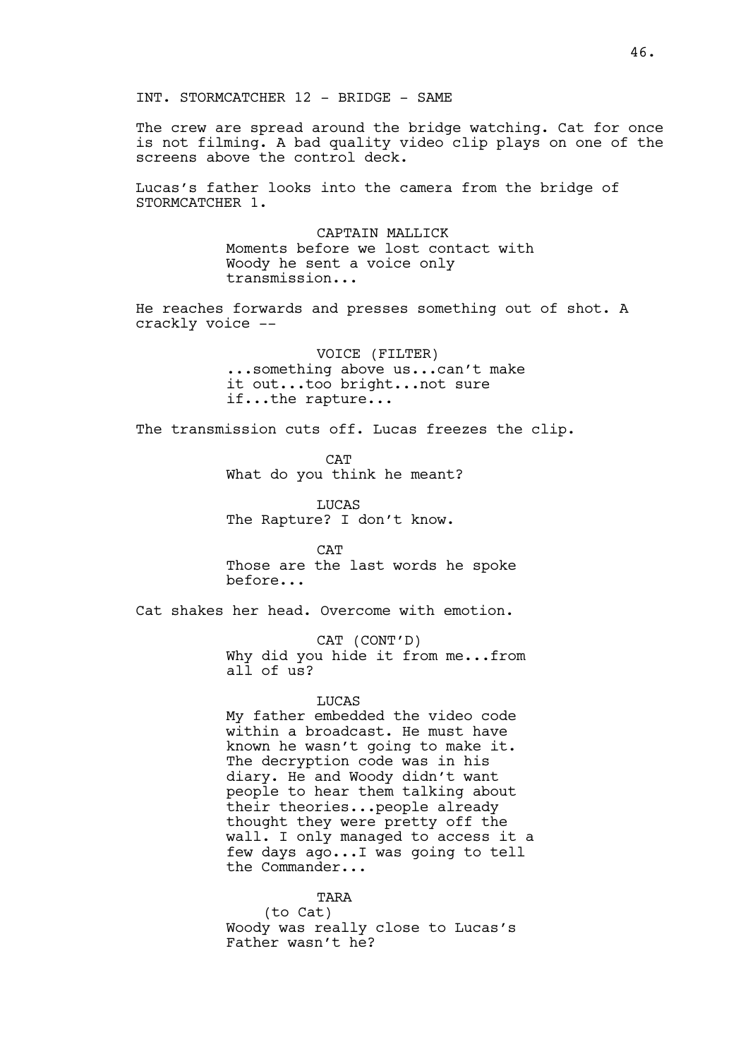INT. STORMCATCHER 12 - BRIDGE - SAME

The crew are spread around the bridge watching. Cat for once is not filming. A bad quality video clip plays on one of the screens above the control deck.

Lucas's father looks into the camera from the bridge of STORMCATCHER 1.

CAPTAIN MALLICK
Moments before we lost contact with Woody he sent a voice only transmission...

He reaches forwards and presses something out of shot. A crackly voice --

VOICE (FILTER)
...something above us...can't make it out...too bright...not sure if...the rapture...

The transmission cuts off. Lucas freezes the clip.

CAT
What do you think he meant?

LUCAS
The Rapture? I don't know.

CAT
Those are the last words he spoke before...

Cat shakes her head. Overcome with emotion.

CAT (CONT'D)
Why did you hide it from me...from all of us?

LUCAS
My father embedded the video code within a broadcast. He must have known he wasn't going to make it. The decryption code was in his diary. He and Woody didn't want people to hear them talking about their theories...people already thought they were pretty off the wall. I only managed to access it a few days ago...I was going to tell the Commander...

TARA
(to Cat)
Woody was really close to Lucas's Father wasn't he?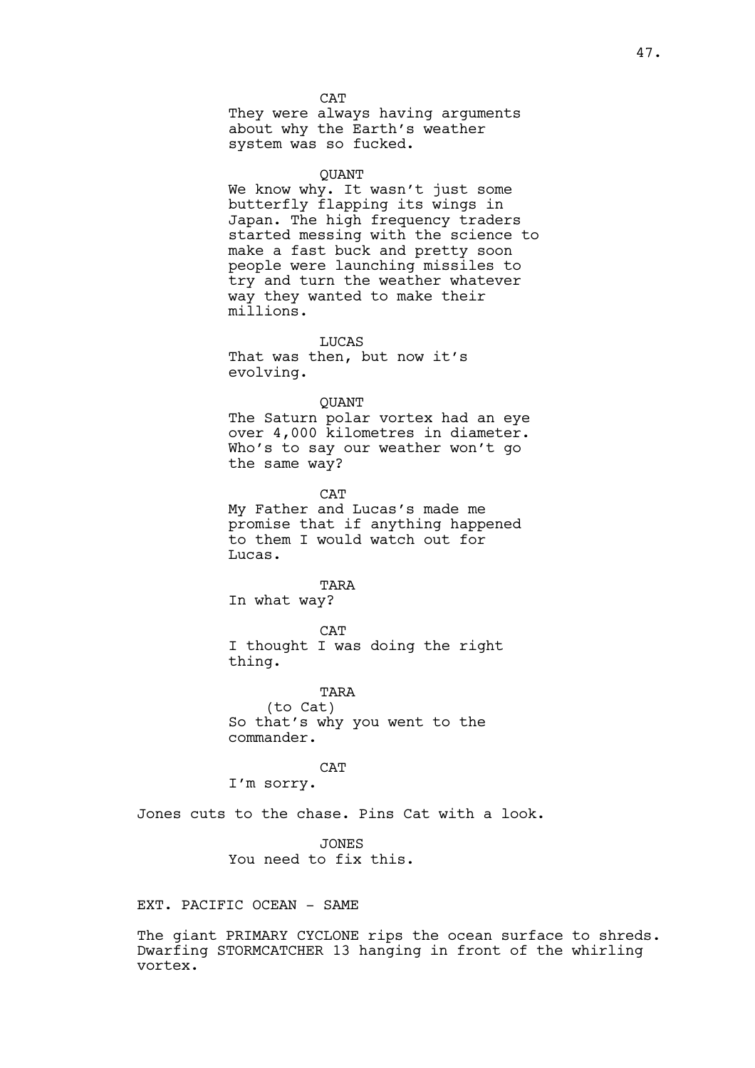CAT
They were always having arguments about why the Earth's weather system was so fucked.

QUANT
We know why. It wasn't just some butterfly flapping its wings in Japan. The high frequency traders started messing with the science to make a fast buck and pretty soon people were launching missiles to try and turn the weather whatever way they wanted to make their millions.

LUCAS
That was then, but now it's evolving.

QUANT
The Saturn polar vortex had an eye over 4,000 kilometres in diameter. Who's to say our weather won't go the same way?

CAT
My Father and Lucas's made me promise that if anything happened to them I would watch out for Lucas.

TARA
In what way?

CAT
I thought I was doing the right thing.

TARA
(to Cat)
So that's why you went to the commander.

CAT
I'm sorry.

Jones cuts to the chase. Pins Cat with a look.

JONES
You need to fix this.

EXT. PACIFIC OCEAN - SAME

The giant PRIMARY CYCLONE rips the ocean surface to shreds. Dwarfing STORMCATCHER 13 hanging in front of the whirling vortex.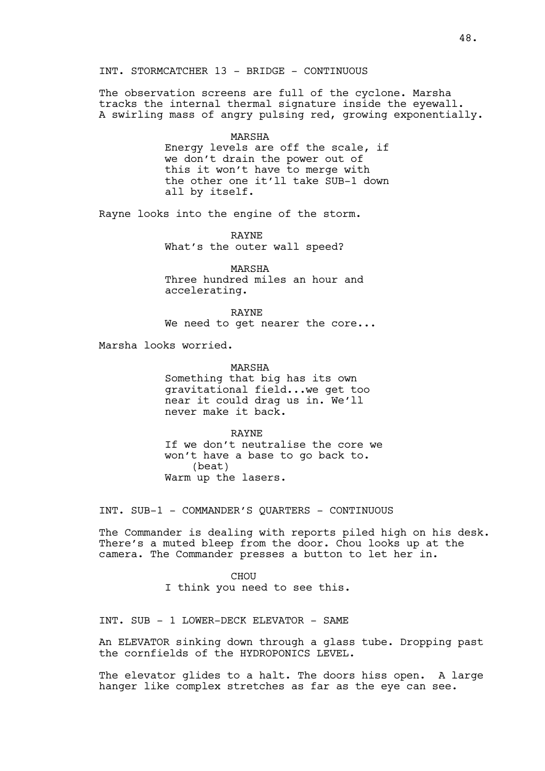INT. STORMCATCHER 13 - BRIDGE - CONTINUOUS

The observation screens are full of the cyclone. Marsha tracks the internal thermal signature inside the eyewall. A swirling mass of angry pulsing red, growing exponentially.

MARSHA
Energy levels are off the scale, if we don't drain the power out of this it won't have to merge with the other one it'll take SUB-1 down all by itself.

Rayne looks into the engine of the storm.

RAYNE
What's the outer wall speed?

MARSHA
Three hundred miles an hour and accelerating.

RAYNE
We need to get nearer the core...

Marsha looks worried.

MARSHA
Something that big has its own gravitational field...we get too near it could drag us in. We'll never make it back.

RAYNE
If we don't neutralise the core we won't have a base to go back to.
(beat)
Warm up the lasers.

INT. SUB-1 - COMMANDER'S QUARTERS - CONTINUOUS

The Commander is dealing with reports piled high on his desk. There's a muted bleep from the door. Chou looks up at the camera. The Commander presses a button to let her in.

CHOU
I think you need to see this.

INT. SUB - 1 LOWER-DECK ELEVATOR - SAME

An ELEVATOR sinking down through a glass tube. Dropping past the cornfields of the HYDROPONICS LEVEL.

The elevator glides to a halt. The doors hiss open. A large hanger like complex stretches as far as the eye can see.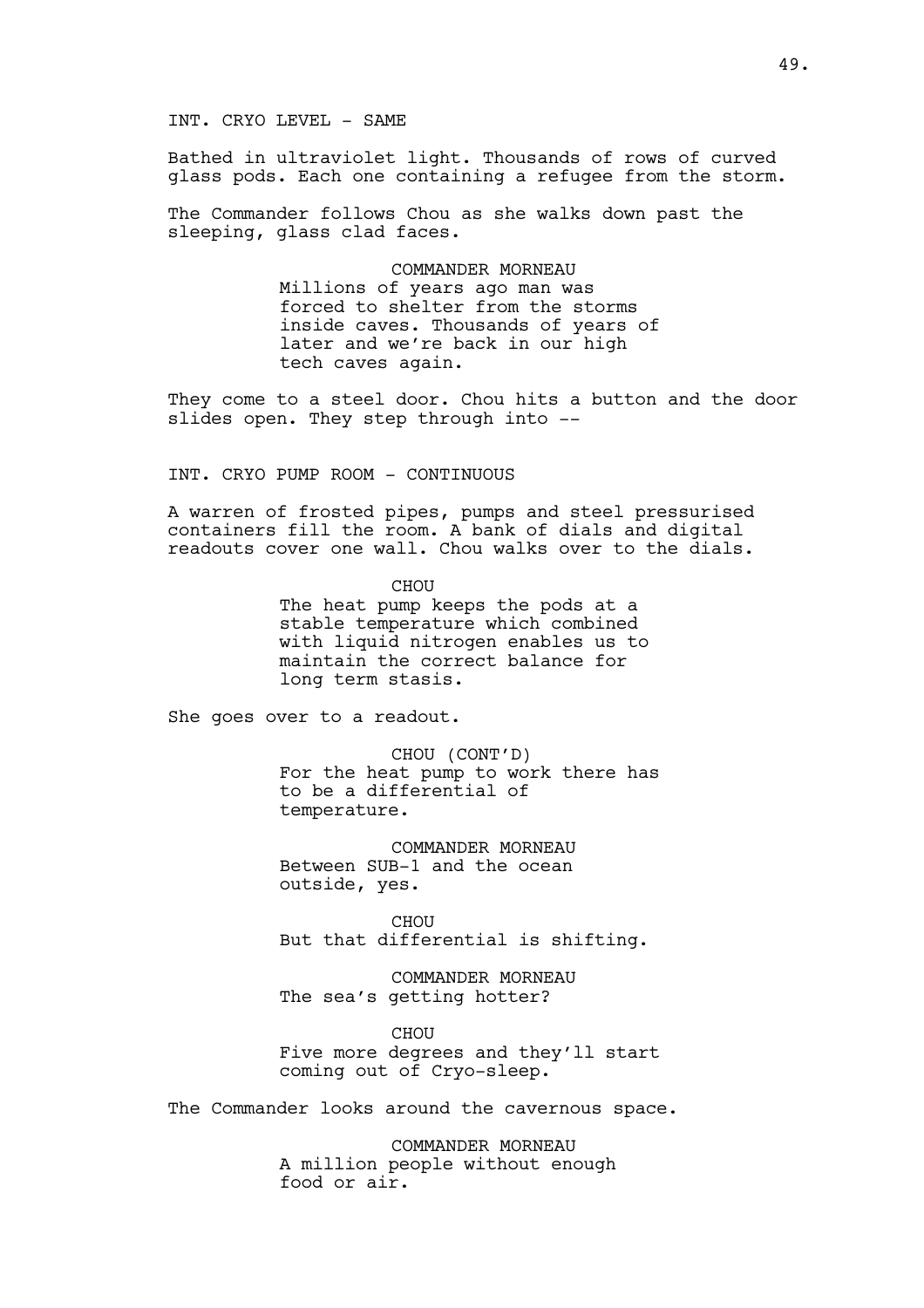INT. CRYO LEVEL - SAME

Bathed in ultraviolet light. Thousands of rows of curved glass pods. Each one containing a refugee from the storm.

The Commander follows Chou as she walks down past the sleeping, glass clad faces.

COMMANDER MORNEAU
Millions of years ago man was forced to shelter from the storms inside caves. Thousands of years of later and we're back in our high tech caves again.

They come to a steel door. Chou hits a button and the door slides open. They step through into --

INT. CRYO PUMP ROOM - CONTINUOUS

A warren of frosted pipes, pumps and steel pressurised containers fill the room. A bank of dials and digital readouts cover one wall. Chou walks over to the dials.

CHOU
The heat pump keeps the pods at a stable temperature which combined with liquid nitrogen enables us to maintain the correct balance for long term stasis.

She goes over to a readout.

CHOU (CONT'D)
For the heat pump to work there has to be a differential of temperature.

COMMANDER MORNEAU
Between SUB-1 and the ocean outside, yes.

CHOU
But that differential is shifting.

COMMANDER MORNEAU
The sea's getting hotter?

CHOU
Five more degrees and they'll start coming out of Cryo-sleep.

The Commander looks around the cavernous space.

COMMANDER MORNEAU
A million people without enough food or air.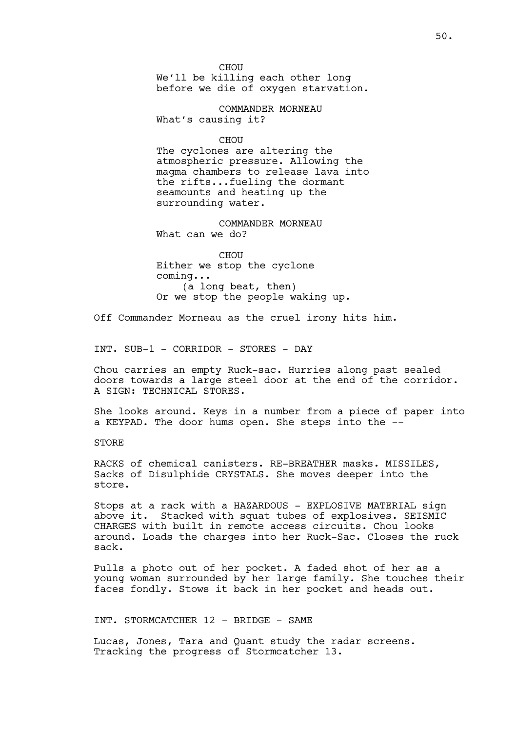CHOU
We'll be killing each other long
before we die of oxygen starvation.

COMMANDER MORNEAU
What's causing it?

CHOU
The cyclones are altering the
atmospheric pressure. Allowing the
magma chambers to release lava into
the rifts...fueling the dormant
seamounts and heating up the
surrounding water.

COMMANDER MORNEAU
What can we do?

CHOU
Either we stop the cyclone
coming...
(a long beat, then)
Or we stop the people waking up.

Off Commander Morneau as the cruel irony hits him.

INT. SUB-1 - CORRIDOR - STORES - DAY

Chou carries an empty Ruck-sac. Hurries along past sealed doors towards a large steel door at the end of the corridor. A SIGN: TECHNICAL STORES.

She looks around. Keys in a number from a piece of paper into a KEYPAD. The door hums open. She steps into the --

STORE

RACKS of chemical canisters. RE-BREATHER masks. MISSILES, Sacks of Disulphide CRYSTALS. She moves deeper into the store.

Stops at a rack with a HAZARDOUS - EXPLOSIVE MATERIAL sign above it. Stacked with squat tubes of explosives. SEISMIC CHARGES with built in remote access circuits. Chou looks around. Loads the charges into her Ruck-Sac. Closes the ruck sack.

Pulls a photo out of her pocket. A faded shot of her as a young woman surrounded by her large family. She touches their faces fondly. Stows it back in her pocket and heads out.

INT. STORMCATCHER 12 - BRIDGE - SAME

Lucas, Jones, Tara and Quant study the radar screens. Tracking the progress of Stormcatcher 13.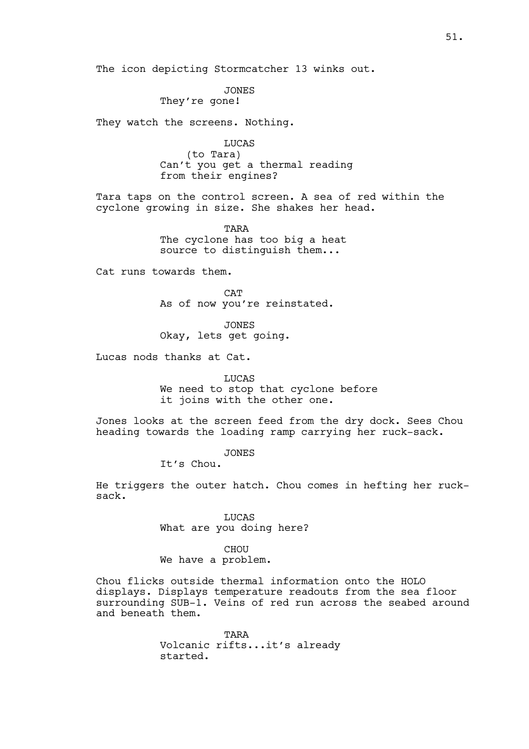The icon depicting Stormcatcher 13 winks out.

JONES
They're gone!

They watch the screens. Nothing.

LUCAS
(to Tara)
Can't you get a thermal reading from their engines?

Tara taps on the control screen. A sea of red within the cyclone growing in size. She shakes her head.

TARA
The cyclone has too big a heat source to distinguish them...

Cat runs towards them.

CAT
As of now you're reinstated.

JONES
Okay, lets get going.

Lucas nods thanks at Cat.

LUCAS
We need to stop that cyclone before it joins with the other one.

Jones looks at the screen feed from the dry dock. Sees Chou heading towards the loading ramp carrying her ruck-sack.

JONES
It's Chou.

He triggers the outer hatch. Chou comes in hefting her ruck-sack.

LUCAS
What are you doing here?

CHOU
We have a problem.

Chou flicks outside thermal information onto the HOLO displays. Displays temperature readouts from the sea floor surrounding SUB-1. Veins of red run across the seabed around and beneath them.

TARA
Volcanic rifts...it's already started.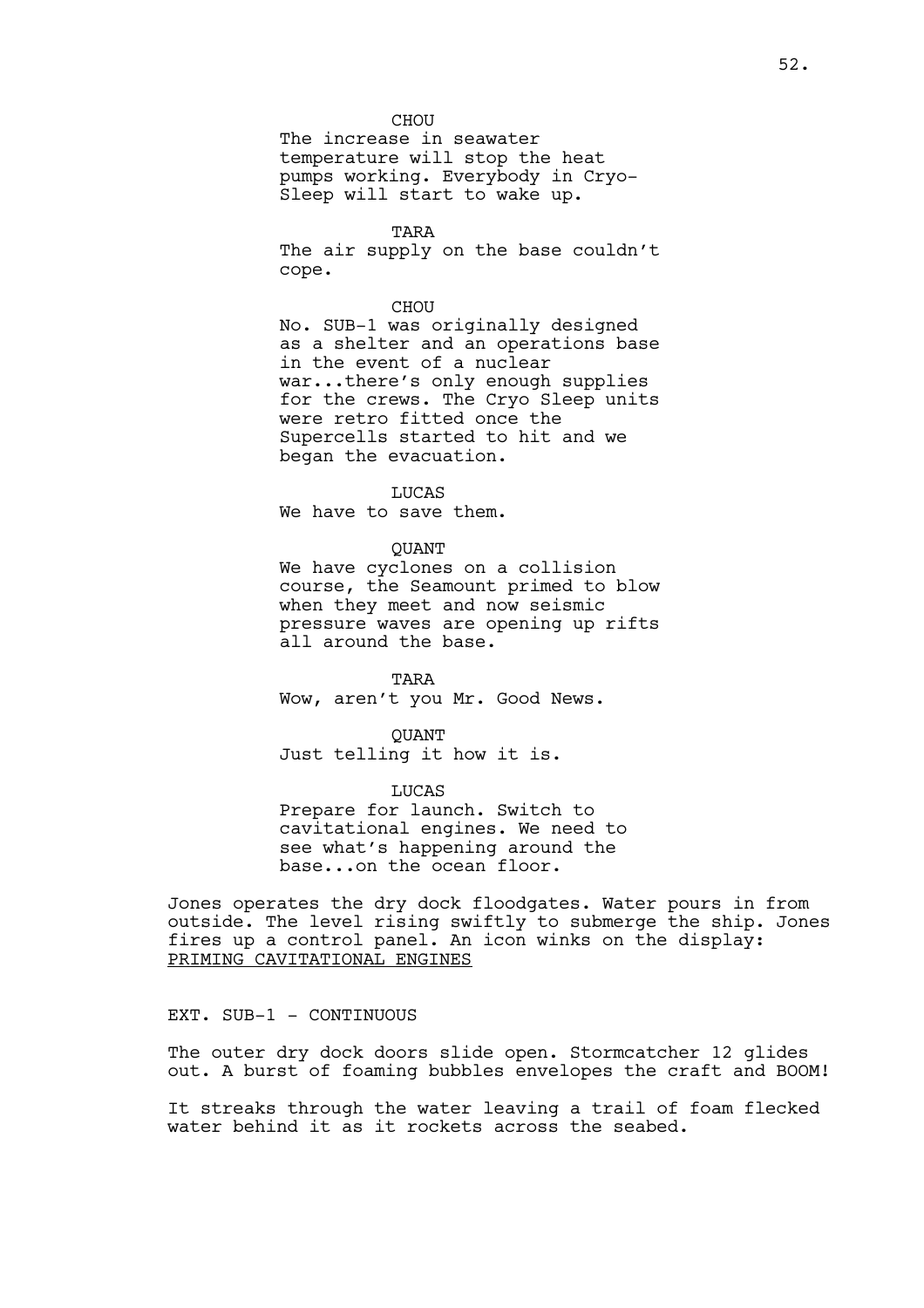CHOU

The increase in seawater temperature will stop the heat pumps working. Everybody in Cryo-Sleep will start to wake up.

TARA

The air supply on the base couldn't cope.

CHOU

No. SUB-1 was originally designed as a shelter and an operations base in the event of a nuclear war...there's only enough supplies for the crews. The Cryo Sleep units were retro fitted once the Supercells started to hit and we began the evacuation.

LUCAS

We have to save them.

QUANT

We have cyclones on a collision course, the Seamount primed to blow when they meet and now seismic pressure waves are opening up rifts all around the base.

TARA

Wow, aren't you Mr. Good News.

QUANT

Just telling it how it is.

LUCAS

Prepare for launch. Switch to cavitational engines. We need to see what's happening around the base...on the ocean floor.

Jones operates the dry dock floodgates. Water pours in from outside. The level rising swiftly to submerge the ship. Jones fires up a control panel. An icon winks on the display: <u>PRIMING CAVITATIONAL ENGINES</u>

EXT. SUB-1 - CONTINUOUS

The outer dry dock doors slide open. Stormcatcher 12 glides out. A burst of foaming bubbles envelopes the craft and BOOM!

It streaks through the water leaving a trail of foam flecked water behind it as it rockets across the seabed.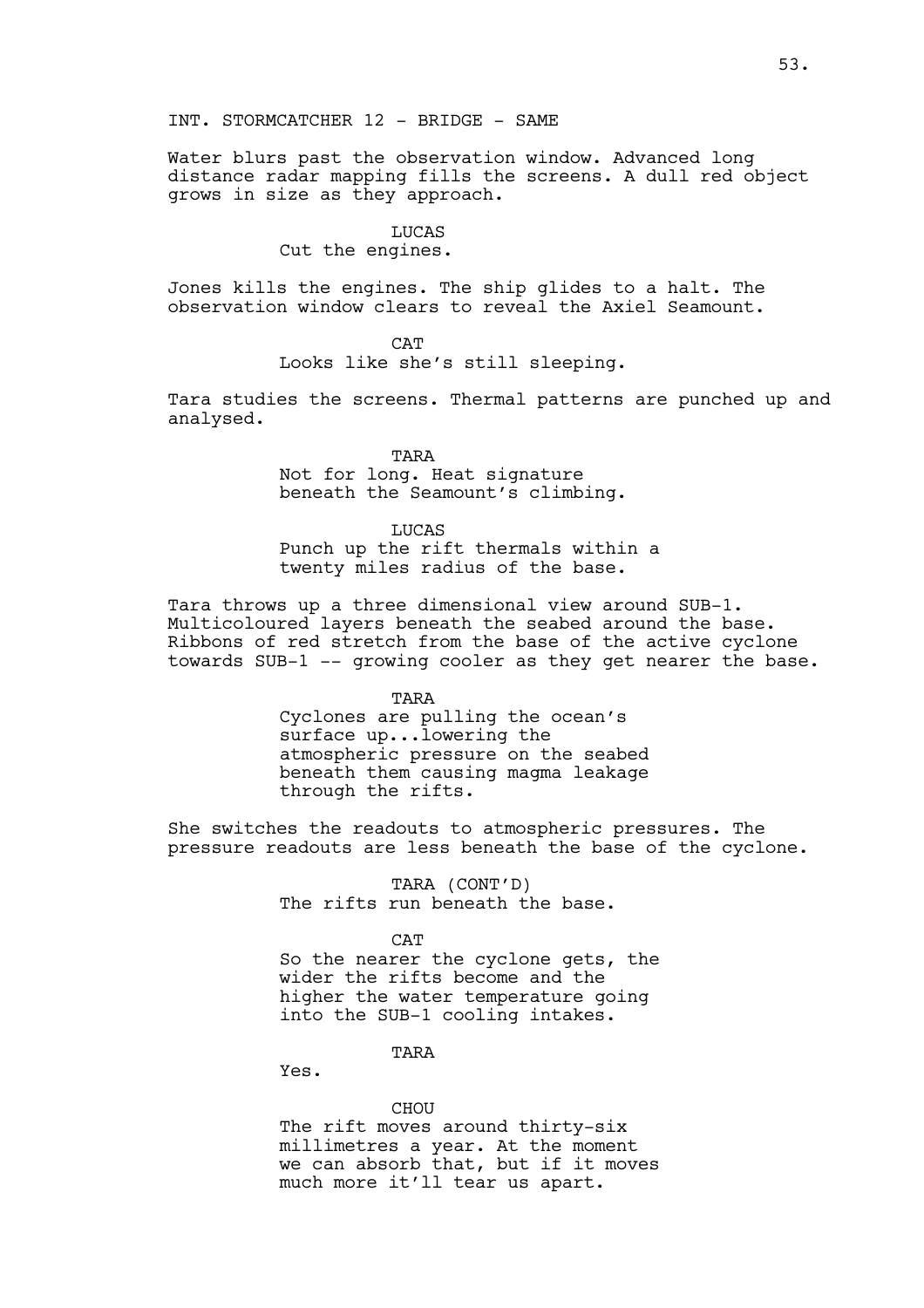INT. STORMCATCHER 12 - BRIDGE - SAME

Water blurs past the observation window. Advanced long distance radar mapping fills the screens. A dull red object grows in size as they approach.

LUCAS
Cut the engines.

Jones kills the engines. The ship glides to a halt. The observation window clears to reveal the Axiel Seamount.

CAT
Looks like she's still sleeping.

Tara studies the screens. Thermal patterns are punched up and analysed.

TARA
Not for long. Heat signature beneath the Seamount's climbing.

LUCAS
Punch up the rift thermals within a twenty miles radius of the base.

Tara throws up a three dimensional view around SUB-1. Multicoloured layers beneath the seabed around the base. Ribbons of red stretch from the base of the active cyclone towards SUB-1 -- growing cooler as they get nearer the base.

TARA
Cyclones are pulling the ocean's surface up...lowering the atmospheric pressure on the seabed beneath them causing magma leakage through the rifts.

She switches the readouts to atmospheric pressures. The pressure readouts are less beneath the base of the cyclone.

TARA (CONT'D)
The rifts run beneath the base.

CAT
So the nearer the cyclone gets, the wider the rifts become and the higher the water temperature going into the SUB-1 cooling intakes.

TARA
Yes.

CHOU
The rift moves around thirty-six millimetres a year. At the moment we can absorb that, but if it moves much more it'll tear us apart.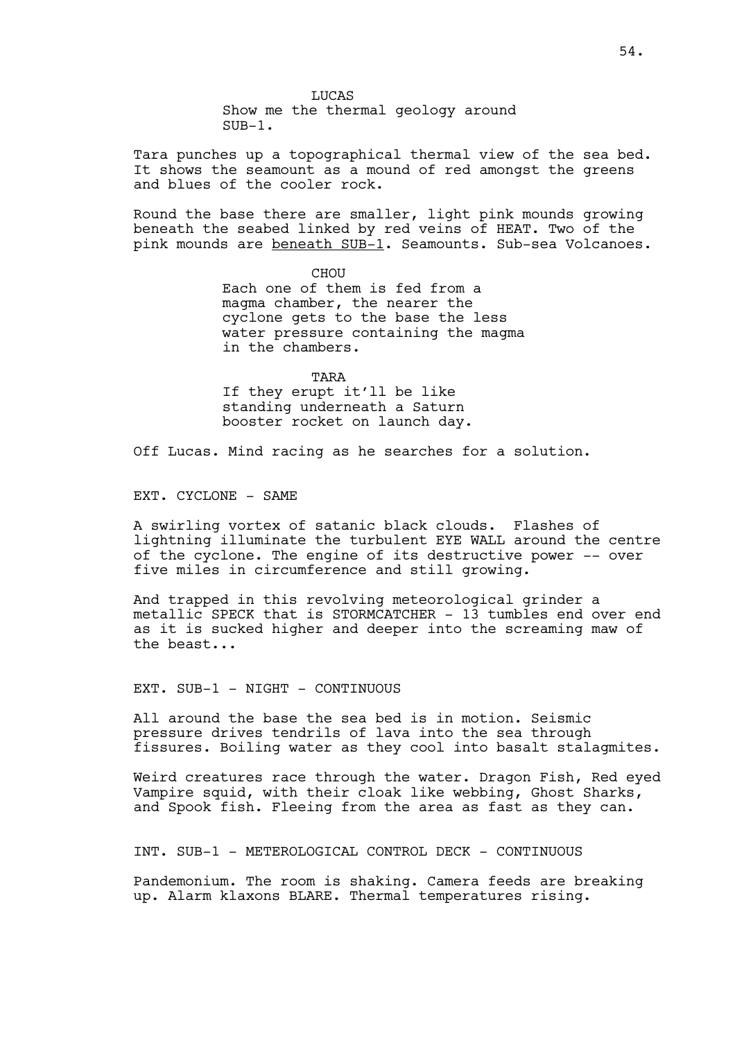LUCAS
Show me the thermal geology around SUB-1.

Tara punches up a topographical thermal view of the sea bed. It shows the seamount as a mound of red amongst the greens and blues of the cooler rock.

Round the base there are smaller, light pink mounds growing beneath the seabed linked by red veins of HEAT. Two of the pink mounds are <u>beneath SUB-1</u>. Seamounts. Sub-sea Volcanoes.

CHOU
Each one of them is fed from a magma chamber, the nearer the cyclone gets to the base the less water pressure containing the magma in the chambers.

TARA
If they erupt it'll be like standing underneath a Saturn booster rocket on launch day.

Off Lucas. Mind racing as he searches for a solution.

EXT. CYCLONE - SAME

A swirling vortex of satanic black clouds. Flashes of lightning illuminate the turbulent EYE WALL around the centre of the cyclone. The engine of its destructive power -- over five miles in circumference and still growing.

And trapped in this revolving meteorological grinder a metallic SPECK that is STORMCATCHER - 13 tumbles end over end as it is sucked higher and deeper into the screaming maw of the beast...

EXT. SUB-1 - NIGHT - CONTINUOUS

All around the base the sea bed is in motion. Seismic pressure drives tendrils of lava into the sea through fissures. Boiling water as they cool into basalt stalagmites.

Weird creatures race through the water. Dragon Fish, Red eyed Vampire squid, with their cloak like webbing, Ghost Sharks, and Spook fish. Fleeing from the area as fast as they can.

INT. SUB-1 - METEROLOGICAL CONTROL DECK - CONTINUOUS

Pandemonium. The room is shaking. Camera feeds are breaking up. Alarm klaxons BLARE. Thermal temperatures rising.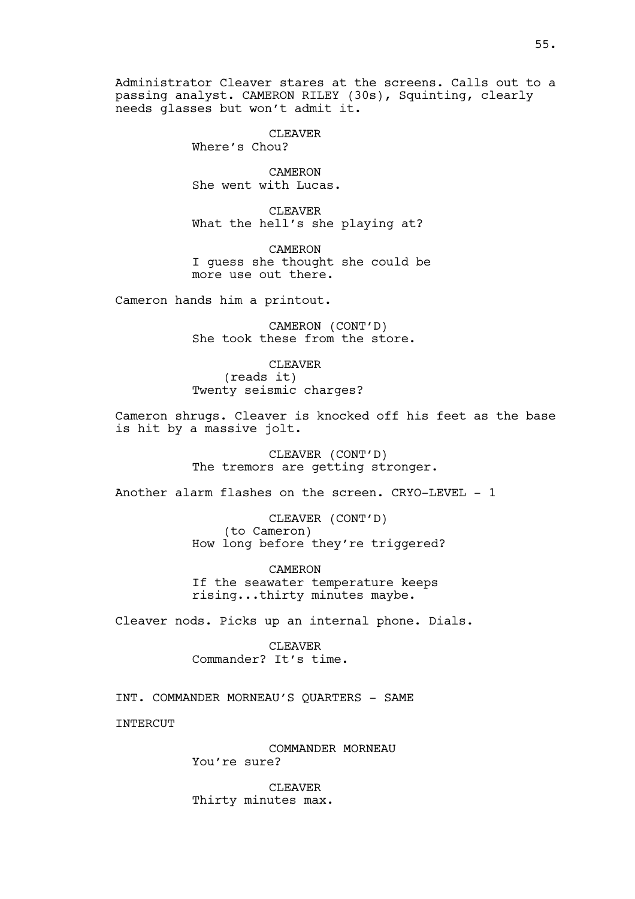Administrator Cleaver stares at the screens. Calls out to a passing analyst. CAMERON RILEY (30s), Squinting, clearly needs glasses but won't admit it.

CLEAVER
Where's Chou?

CAMERON
She went with Lucas.

CLEAVER
What the hell's she playing at?

CAMERON
I guess she thought she could be more use out there.

Cameron hands him a printout.

CAMERON (CONT'D)
She took these from the store.

CLEAVER
(reads it)
Twenty seismic charges?

Cameron shrugs. Cleaver is knocked off his feet as the base is hit by a massive jolt.

CLEAVER (CONT'D)
The tremors are getting stronger.

Another alarm flashes on the screen. CRYO-LEVEL - 1

CLEAVER (CONT'D)
(to Cameron)
How long before they're triggered?

CAMERON
If the seawater temperature keeps rising...thirty minutes maybe.

Cleaver nods. Picks up an internal phone. Dials.

CLEAVER
Commander? It's time.

INT. COMMANDER MORNEAU'S QUARTERS - SAME

INTERCUT

COMMANDER MORNEAU
You're sure?

CLEAVER
Thirty minutes max.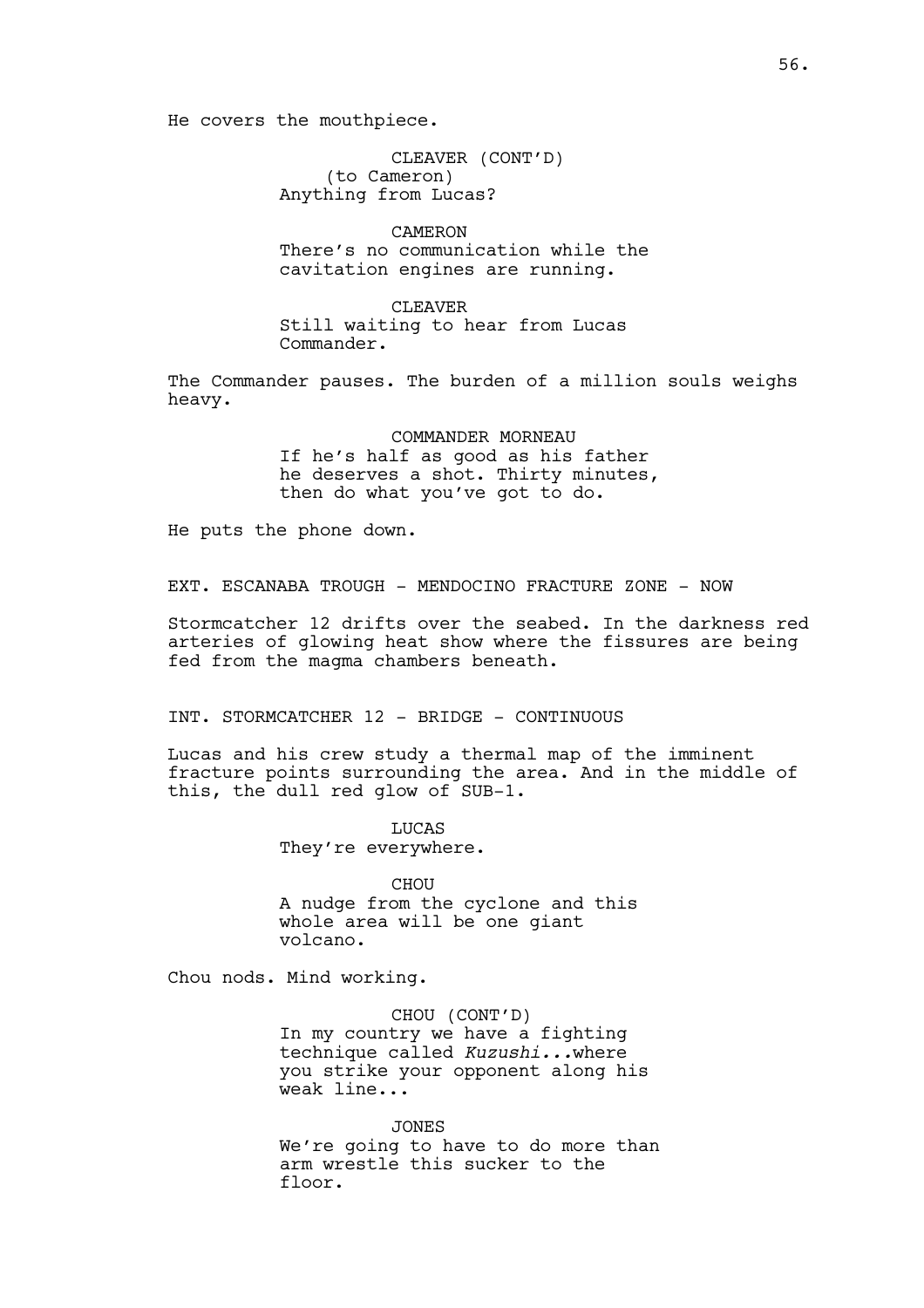He covers the mouthpiece.

CLEAVER (CONT'D)
(to Cameron)
Anything from Lucas?

CAMERON
There's no communication while the cavitation engines are running.

CLEAVER
Still waiting to hear from Lucas Commander.

The Commander pauses. The burden of a million souls weighs heavy.

COMMANDER MORNEAU
If he's half as good as his father he deserves a shot. Thirty minutes, then do what you've got to do.

He puts the phone down.

EXT. ESCANABA TROUGH - MENDOCINO FRACTURE ZONE - NOW

Stormcatcher 12 drifts over the seabed. In the darkness red arteries of glowing heat show where the fissures are being fed from the magma chambers beneath.

INT. STORMCATCHER 12 - BRIDGE - CONTINUOUS

Lucas and his crew study a thermal map of the imminent fracture points surrounding the area. And in the middle of this, the dull red glow of SUB-1.

LUCAS
They're everywhere.

CHOU
A nudge from the cyclone and this whole area will be one giant volcano.

Chou nods. Mind working.

CHOU (CONT'D)
In my country we have a fighting technique called *Kuzushi...*where you strike your opponent along his weak line...

JONES
We're going to have to do more than arm wrestle this sucker to the floor.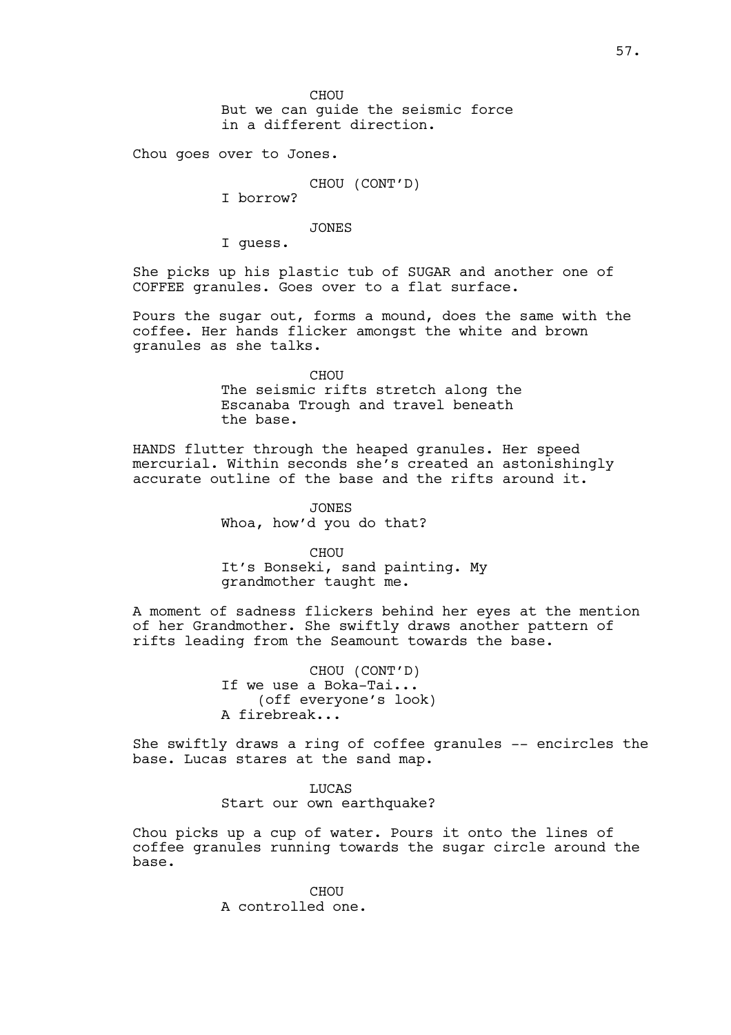CHOU
But we can guide the seismic force in a different direction.

Chou goes over to Jones.

CHOU (CONT'D)
I borrow?

JONES
I guess.

She picks up his plastic tub of SUGAR and another one of COFFEE granules. Goes over to a flat surface.

Pours the sugar out, forms a mound, does the same with the coffee. Her hands flicker amongst the white and brown granules as she talks.

CHOU
The seismic rifts stretch along the Escanaba Trough and travel beneath the base.

HANDS flutter through the heaped granules. Her speed mercurial. Within seconds she's created an astonishingly accurate outline of the base and the rifts around it.

JONES
Whoa, how'd you do that?

CHOU
It's Bonseki, sand painting. My grandmother taught me.

A moment of sadness flickers behind her eyes at the mention of her Grandmother. She swiftly draws another pattern of rifts leading from the Seamount towards the base.

CHOU (CONT'D)
If we use a Boka-Tai...
(off everyone's look)
A firebreak...

She swiftly draws a ring of coffee granules -- encircles the base. Lucas stares at the sand map.

LUCAS
Start our own earthquake?

Chou picks up a cup of water. Pours it onto the lines of coffee granules running towards the sugar circle around the base.

CHOU
A controlled one.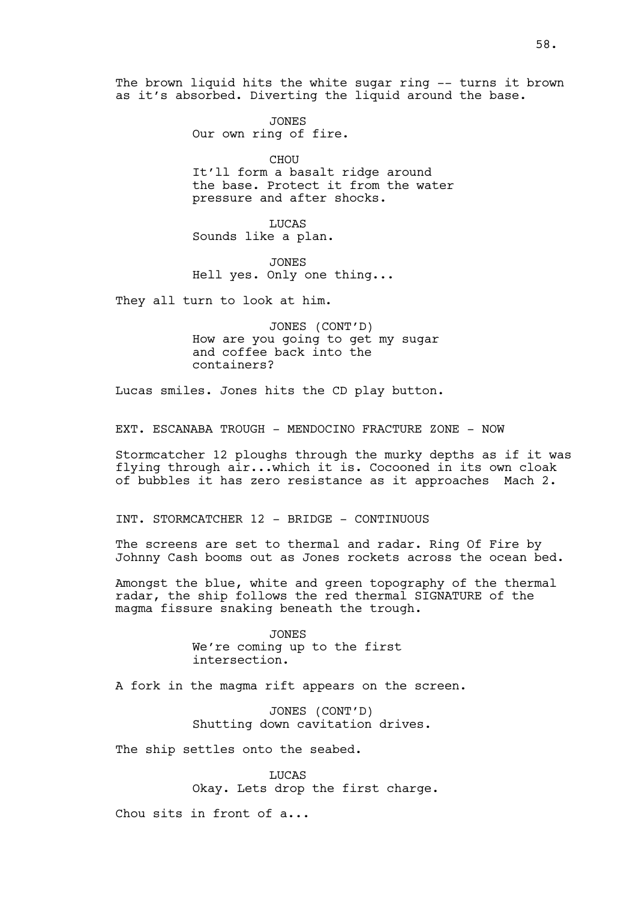The brown liquid hits the white sugar ring -- turns it brown as it's absorbed. Diverting the liquid around the base.

JONES
Our own ring of fire.

CHOU
It'll form a basalt ridge around the base. Protect it from the water pressure and after shocks.

LUCAS
Sounds like a plan.

JONES
Hell yes. Only one thing...

They all turn to look at him.

JONES (CONT'D)
How are you going to get my sugar and coffee back into the containers?

Lucas smiles. Jones hits the CD play button.

EXT. ESCANABA TROUGH - MENDOCINO FRACTURE ZONE - NOW

Stormcatcher 12 ploughs through the murky depths as if it was flying through air...which it is. Cocooned in its own cloak of bubbles it has zero resistance as it approaches Mach 2.

INT. STORMCATCHER 12 - BRIDGE - CONTINUOUS

The screens are set to thermal and radar. Ring Of Fire by Johnny Cash booms out as Jones rockets across the ocean bed.

Amongst the blue, white and green topography of the thermal radar, the ship follows the red thermal SIGNATURE of the magma fissure snaking beneath the trough.

JONES
We're coming up to the first intersection.

A fork in the magma rift appears on the screen.

JONES (CONT'D)
Shutting down cavitation drives.

The ship settles onto the seabed.

LUCAS
Okay. Lets drop the first charge.

Chou sits in front of a...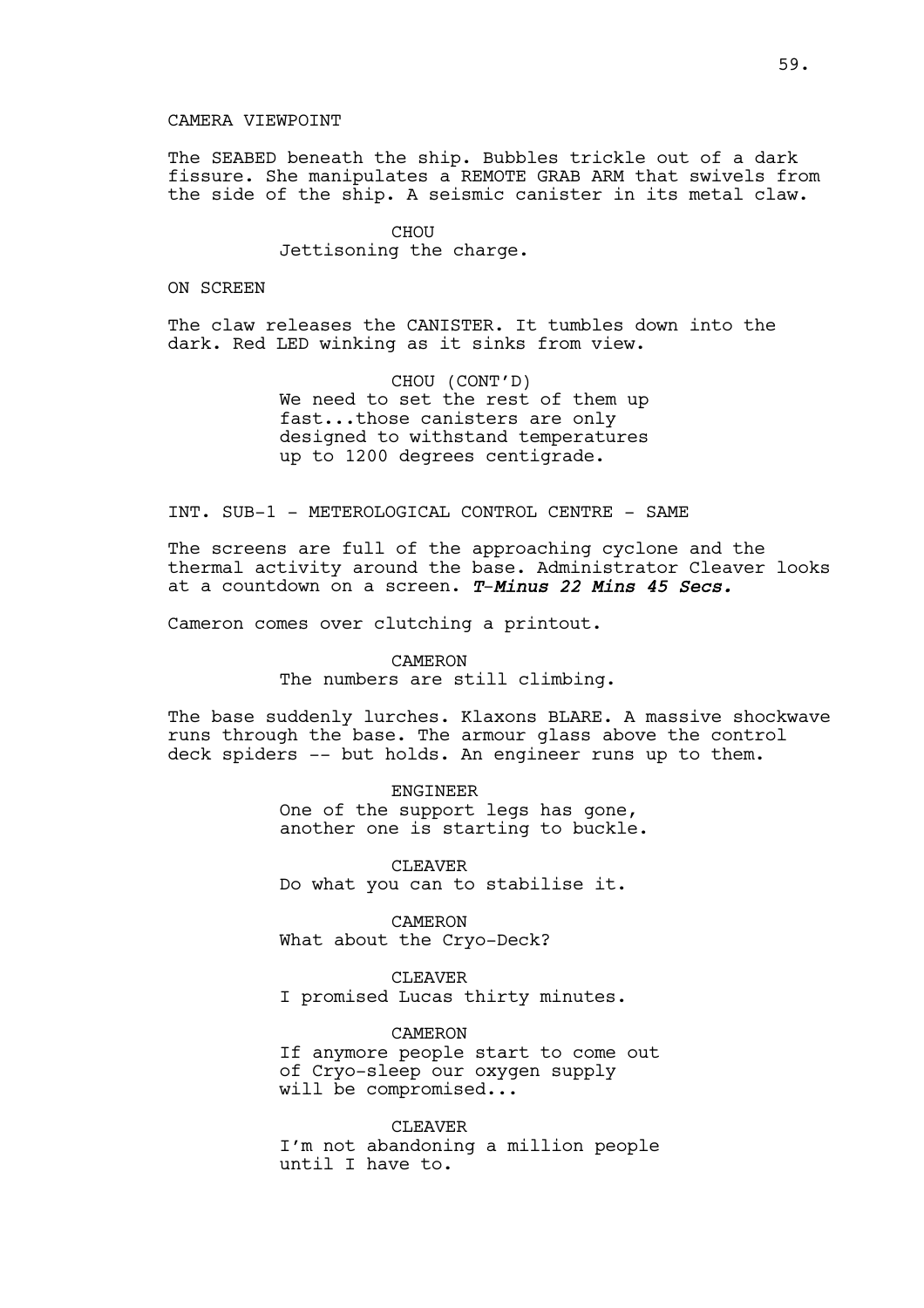CAMERA VIEWPOINT

The SEABED beneath the ship. Bubbles trickle out of a dark fissure. She manipulates a REMOTE GRAB ARM that swivels from the side of the ship. A seismic canister in its metal claw.

CHOU
Jettisoning the charge.

ON SCREEN

The claw releases the CANISTER. It tumbles down into the dark. Red LED winking as it sinks from view.

CHOU (CONT'D)
We need to set the rest of them up fast...those canisters are only designed to withstand temperatures up to 1200 degrees centigrade.

INT. SUB-1 - METEROLOGICAL CONTROL CENTRE - SAME

The screens are full of the approaching cyclone and the thermal activity around the base. Administrator Cleaver looks at a countdown on a screen. ***T-Minus 22 Mins 45 Secs.***

Cameron comes over clutching a printout.

CAMERON
The numbers are still climbing.

The base suddenly lurches. Klaxons BLARE. A massive shockwave runs through the base. The armour glass above the control deck spiders -- but holds. An engineer runs up to them.

ENGINEER
One of the support legs has gone, another one is starting to buckle.

CLEAVER
Do what you can to stabilise it.

CAMERON
What about the Cryo-Deck?

CLEAVER
I promised Lucas thirty minutes.

CAMERON
If anymore people start to come out of Cryo-sleep our oxygen supply will be compromised...

CLEAVER
I'm not abandoning a million people until I have to.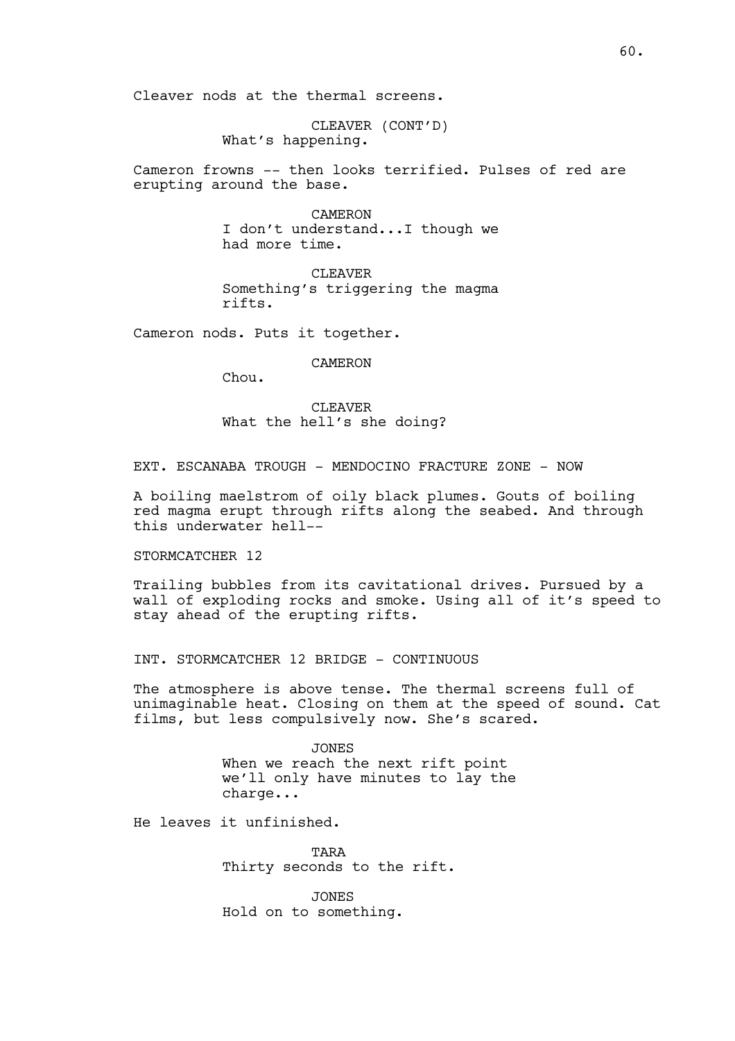Cleaver nods at the thermal screens.

CLEAVER (CONT'D)
What's happening.

Cameron frowns -- then looks terrified. Pulses of red are erupting around the base.

CAMERON
I don't understand...I though we had more time.

CLEAVER
Something's triggering the magma rifts.

Cameron nods. Puts it together.

CAMERON
Chou.

CLEAVER
What the hell's she doing?

EXT. ESCANABA TROUGH - MENDOCINO FRACTURE ZONE - NOW

A boiling maelstrom of oily black plumes. Gouts of boiling red magma erupt through rifts along the seabed. And through this underwater hell--

STORMCATCHER 12

Trailing bubbles from its cavitational drives. Pursued by a wall of exploding rocks and smoke. Using all of it's speed to stay ahead of the erupting rifts.

INT. STORMCATCHER 12 BRIDGE - CONTINUOUS

The atmosphere is above tense. The thermal screens full of unimaginable heat. Closing on them at the speed of sound. Cat films, but less compulsively now. She's scared.

JONES
When we reach the next rift point we'll only have minutes to lay the charge...

He leaves it unfinished.

TARA
Thirty seconds to the rift.

JONES
Hold on to something.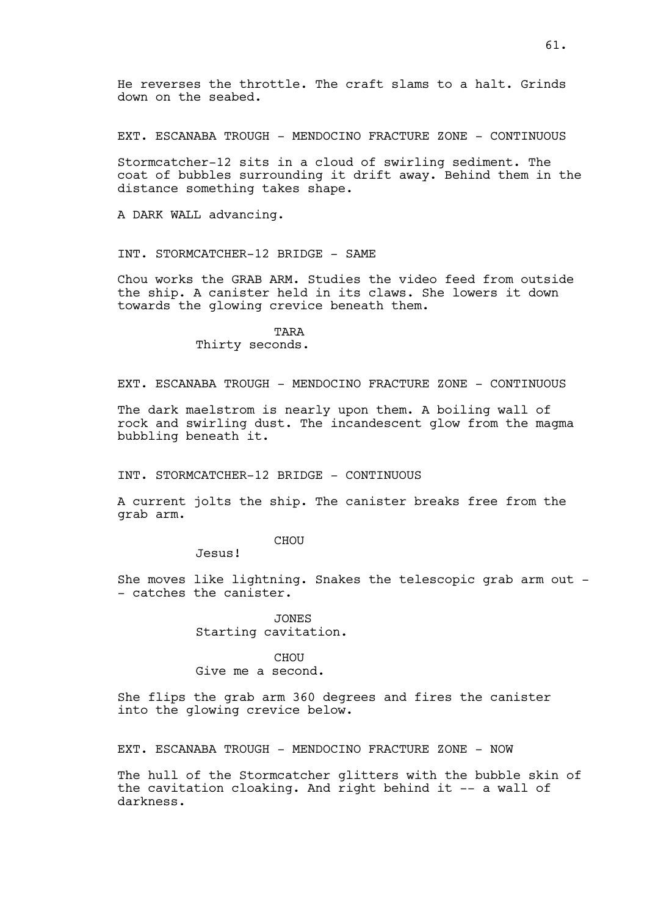He reverses the throttle. The craft slams to a halt. Grinds down on the seabed.

EXT. ESCANABA TROUGH - MENDOCINO FRACTURE ZONE - CONTINUOUS

Stormcatcher-12 sits in a cloud of swirling sediment. The coat of bubbles surrounding it drift away. Behind them in the distance something takes shape.

A DARK WALL advancing.

INT. STORMCATCHER-12 BRIDGE - SAME

Chou works the GRAB ARM. Studies the video feed from outside the ship. A canister held in its claws. She lowers it down towards the glowing crevice beneath them.

TARA
Thirty seconds.

EXT. ESCANABA TROUGH - MENDOCINO FRACTURE ZONE - CONTINUOUS

The dark maelstrom is nearly upon them. A boiling wall of rock and swirling dust. The incandescent glow from the magma bubbling beneath it.

INT. STORMCATCHER-12 BRIDGE - CONTINUOUS

A current jolts the ship. The canister breaks free from the grab arm.

CHOU
Jesus!

She moves like lightning. Snakes the telescopic grab arm out -- catches the canister.

JONES
Starting cavitation.

CHOU
Give me a second.

She flips the grab arm 360 degrees and fires the canister into the glowing crevice below.

EXT. ESCANABA TROUGH - MENDOCINO FRACTURE ZONE - NOW

The hull of the Stormcatcher glitters with the bubble skin of the cavitation cloaking. And right behind it -- a wall of darkness.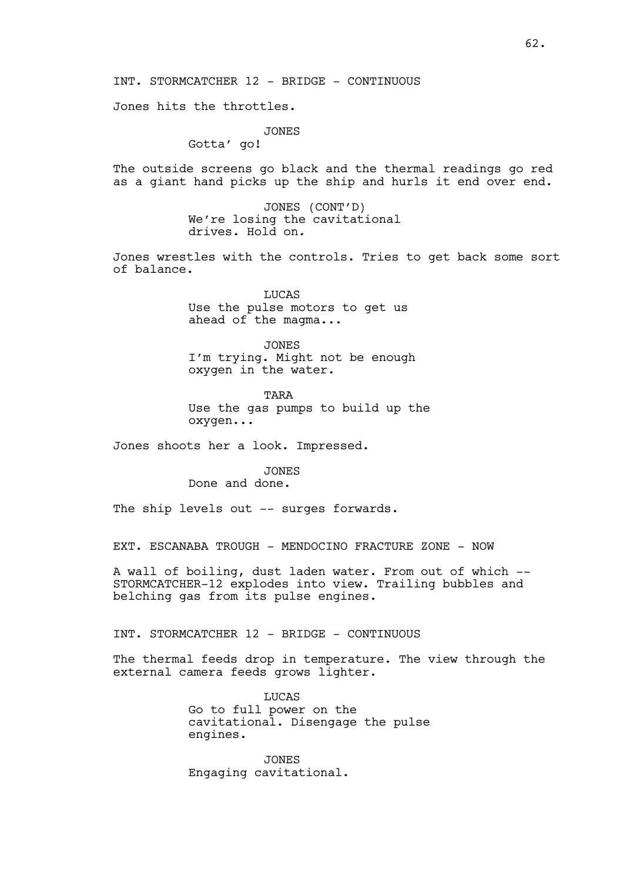INT. STORMCATCHER 12 - BRIDGE - CONTINUOUS

Jones hits the throttles.

JONES
Gotta' go!

The outside screens go black and the thermal readings go red as a giant hand picks up the ship and hurls it end over end.

JONES (CONT'D)
We're losing the cavitational drives. Hold on.

Jones wrestles with the controls. Tries to get back some sort of balance.

LUCAS
Use the pulse motors to get us ahead of the magma...

JONES
I'm trying. Might not be enough oxygen in the water.

TARA
Use the gas pumps to build up the oxygen...

Jones shoots her a look. Impressed.

JONES
Done and done.

The ship levels out -- surges forwards.

EXT. ESCANABA TROUGH - MENDOCINO FRACTURE ZONE - NOW

A wall of boiling, dust laden water. From out of which -- STORMCATCHER-12 explodes into view. Trailing bubbles and belching gas from its pulse engines.

INT. STORMCATCHER 12 - BRIDGE - CONTINUOUS

The thermal feeds drop in temperature. The view through the external camera feeds grows lighter.

LUCAS
Go to full power on the cavitational. Disengage the pulse engines.

JONES
Engaging cavitational.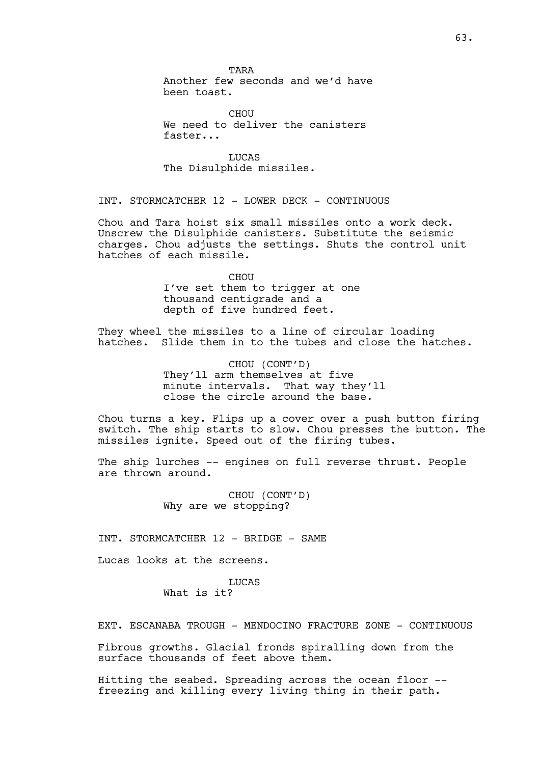TARA
Another few seconds and we'd have been toast.

CHOU
We need to deliver the canisters faster...

LUCAS
The Disulphide missiles.

INT. STORMCATCHER 12 - LOWER DECK - CONTINUOUS

Chou and Tara hoist six small missiles onto a work deck. Unscrew the Disulphide canisters. Substitute the seismic charges. Chou adjusts the settings. Shuts the control unit hatches of each missile.

CHOU
I've set them to trigger at one thousand centigrade and a depth of five hundred feet.

They wheel the missiles to a line of circular loading hatches. Slide them in to the tubes and close the hatches.

CHOU (CONT'D)
They'll arm themselves at five minute intervals. That way they'll close the circle around the base.

Chou turns a key. Flips up a cover over a push button firing switch. The ship starts to slow. Chou presses the button. The missiles ignite. Speed out of the firing tubes.

The ship lurches -- engines on full reverse thrust. People are thrown around.

CHOU (CONT'D)
Why are we stopping?

INT. STORMCATCHER 12 - BRIDGE - SAME

Lucas looks at the screens.

LUCAS
What is it?

EXT. ESCANABA TROUGH - MENDOCINO FRACTURE ZONE - CONTINUOUS

Fibrous growths. Glacial fronds spiralling down from the surface thousands of feet above them.

Hitting the seabed. Spreading across the ocean floor -- freezing and killing every living thing in their path.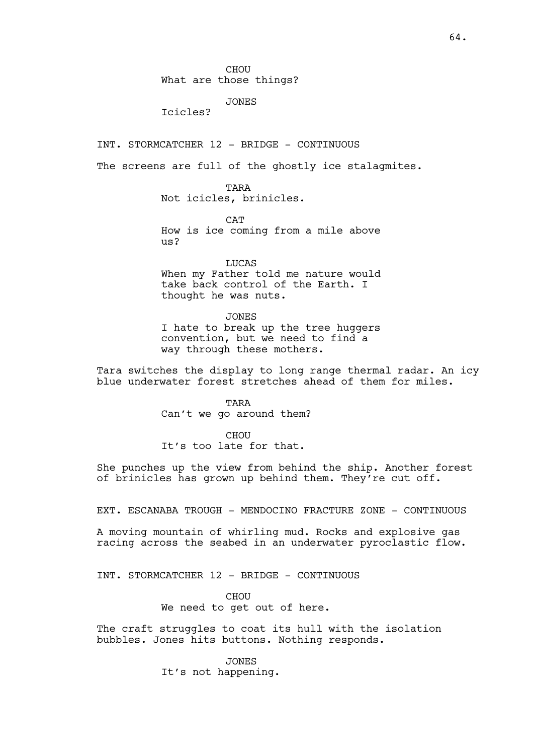CHOU
What are those things?

JONES
Icicles?

INT. STORMCATCHER 12 - BRIDGE - CONTINUOUS

The screens are full of the ghostly ice stalagmites.

TARA
Not icicles, brinicles.

CAT
How is ice coming from a mile above us?

LUCAS
When my Father told me nature would take back control of the Earth. I thought he was nuts.

JONES
I hate to break up the tree huggers convention, but we need to find a way through these mothers.

Tara switches the display to long range thermal radar. An icy blue underwater forest stretches ahead of them for miles.

TARA
Can't we go around them?

CHOU
It's too late for that.

She punches up the view from behind the ship. Another forest of brinicles has grown up behind them. They're cut off.

EXT. ESCANABA TROUGH - MENDOCINO FRACTURE ZONE - CONTINUOUS

A moving mountain of whirling mud. Rocks and explosive gas racing across the seabed in an underwater pyroclastic flow.

INT. STORMCATCHER 12 - BRIDGE - CONTINUOUS

CHOU
We need to get out of here.

The craft struggles to coat its hull with the isolation bubbles. Jones hits buttons. Nothing responds.

JONES
It's not happening.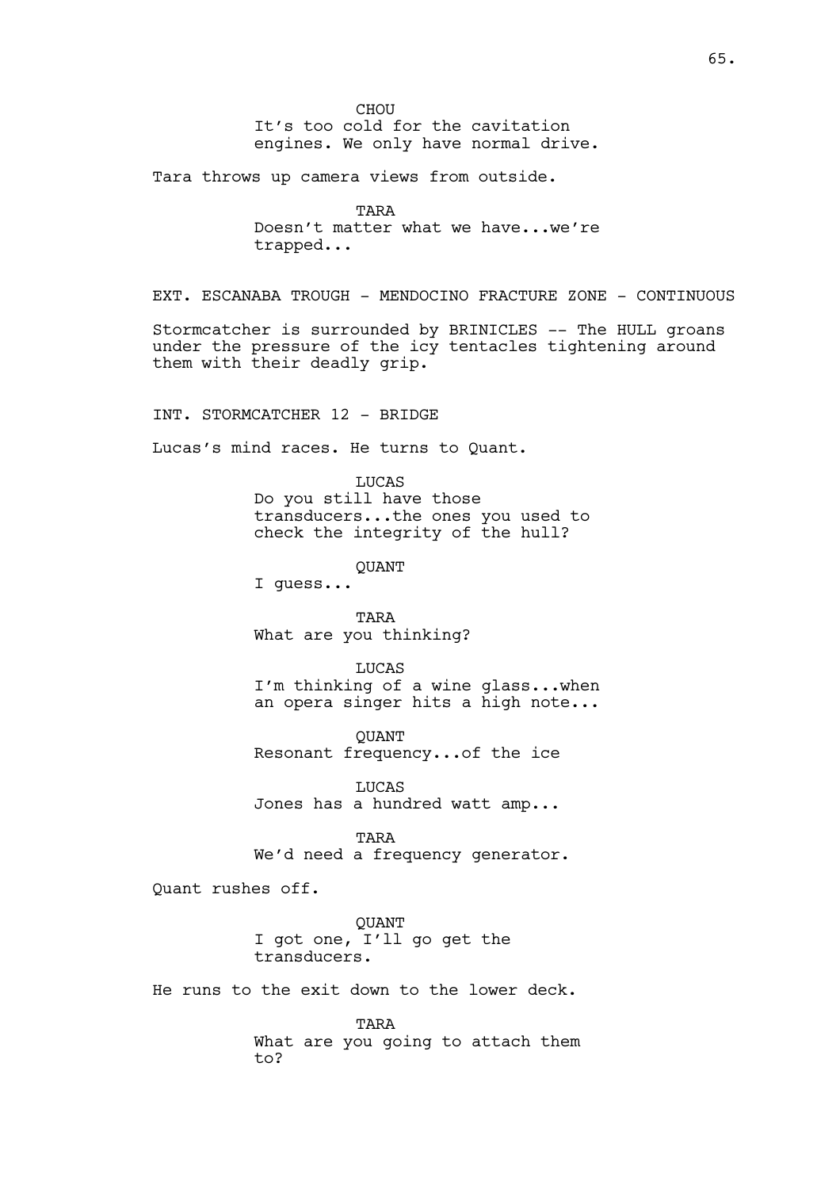CHOU

It's too cold for the cavitation engines. We only have normal drive.

Tara throws up camera views from outside.

TARA

Doesn't matter what we have...we're trapped...

EXT. ESCANABA TROUGH - MENDOCINO FRACTURE ZONE - CONTINUOUS

Stormcatcher is surrounded by BRINICLES -- The HULL groans under the pressure of the icy tentacles tightening around them with their deadly grip.

INT. STORMCATCHER 12 - BRIDGE

Lucas's mind races. He turns to Quant.

LUCAS

Do you still have those transducers...the ones you used to check the integrity of the hull?

QUANT

I guess...

TARA

What are you thinking?

LUCAS

I'm thinking of a wine glass...when an opera singer hits a high note...

QUANT

Resonant frequency...of the ice

LUCAS

Jones has a hundred watt amp...

TARA

We'd need a frequency generator.

Quant rushes off.

QUANT

I got one, I'll go get the transducers.

He runs to the exit down to the lower deck.

TARA

What are you going to attach them to?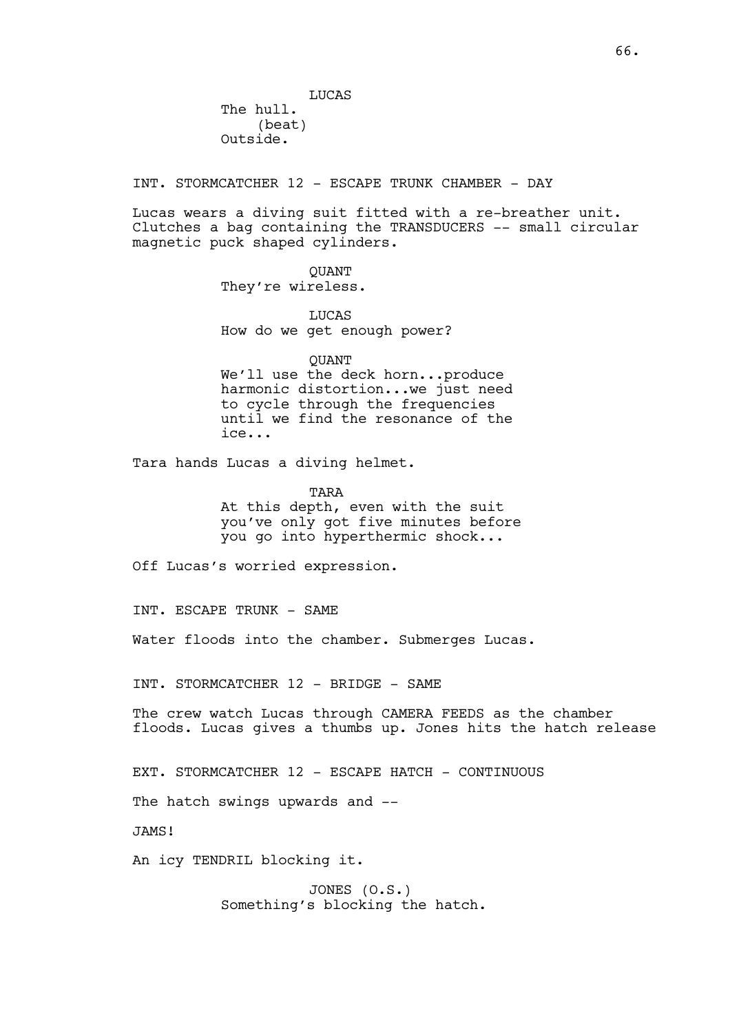LUCAS
The hull.
(beat)
Outside.

INT. STORMCATCHER 12 - ESCAPE TRUNK CHAMBER - DAY

Lucas wears a diving suit fitted with a re-breather unit. Clutches a bag containing the TRANSDUCERS -- small circular magnetic puck shaped cylinders.

QUANT
They're wireless.

LUCAS
How do we get enough power?

QUANT
We'll use the deck horn...produce harmonic distortion...we just need to cycle through the frequencies until we find the resonance of the ice...

Tara hands Lucas a diving helmet.

TARA
At this depth, even with the suit you've only got five minutes before you go into hyperthermic shock...

Off Lucas's worried expression.

INT. ESCAPE TRUNK - SAME

Water floods into the chamber. Submerges Lucas.

INT. STORMCATCHER 12 - BRIDGE - SAME

The crew watch Lucas through CAMERA FEEDS as the chamber floods. Lucas gives a thumbs up. Jones hits the hatch release

EXT. STORMCATCHER 12 - ESCAPE HATCH - CONTINUOUS

The hatch swings upwards and --

JAMS!

An icy TENDRIL blocking it.

JONES (O.S.)
Something's blocking the hatch.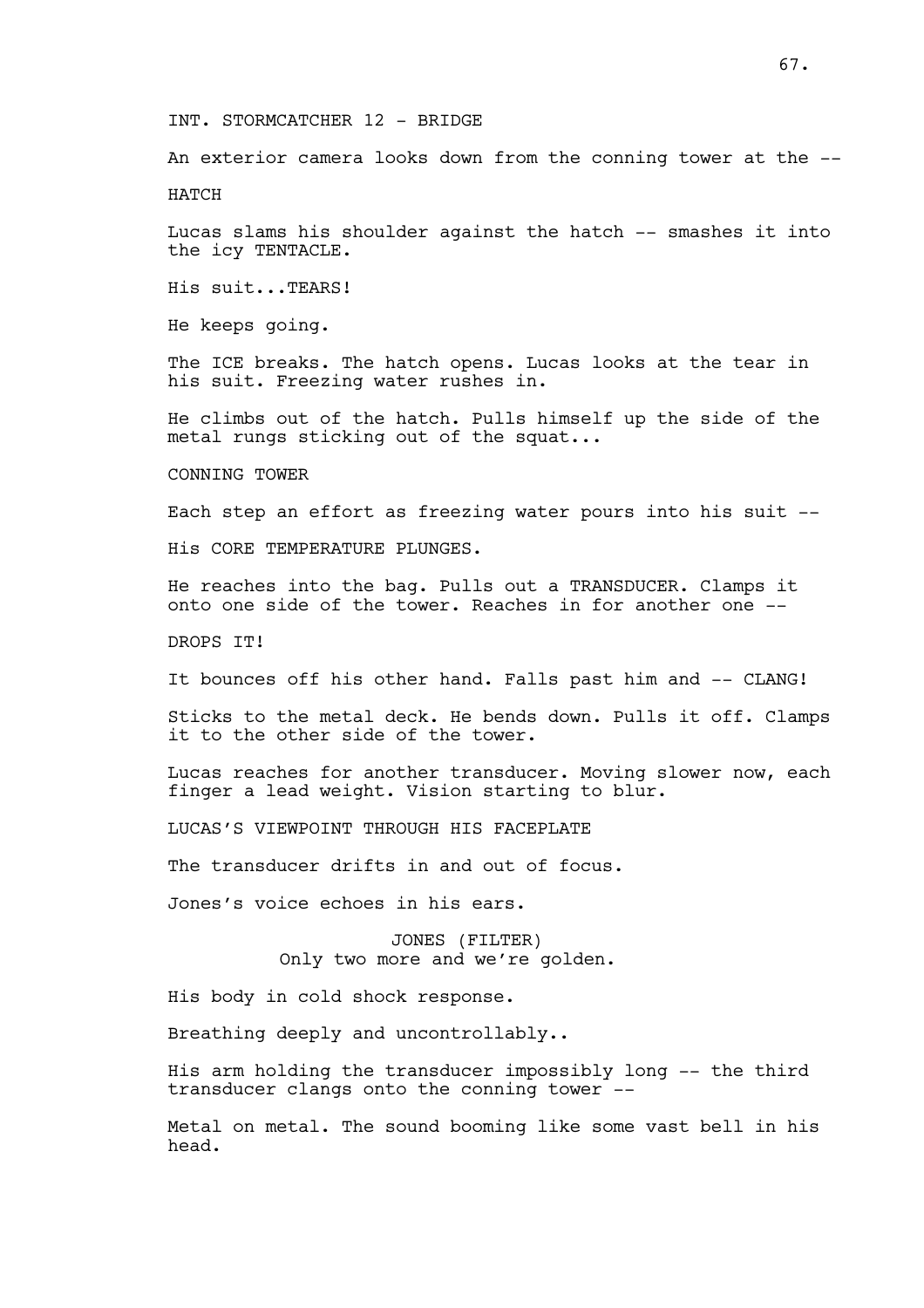INT. STORMCATCHER 12 - BRIDGE

An exterior camera looks down from the conning tower at the --

HATCH

Lucas slams his shoulder against the hatch -- smashes it into the icy TENTACLE.

His suit...TEARS!

He keeps going.

The ICE breaks. The hatch opens. Lucas looks at the tear in his suit. Freezing water rushes in.

He climbs out of the hatch. Pulls himself up the side of the metal rungs sticking out of the squat...

CONNING TOWER

Each step an effort as freezing water pours into his suit --

His CORE TEMPERATURE PLUNGES.

He reaches into the bag. Pulls out a TRANSDUCER. Clamps it onto one side of the tower. Reaches in for another one --

DROPS IT!

It bounces off his other hand. Falls past him and -- CLANG!

Sticks to the metal deck. He bends down. Pulls it off. Clamps it to the other side of the tower.

Lucas reaches for another transducer. Moving slower now, each finger a lead weight. Vision starting to blur.

LUCAS'S VIEWPOINT THROUGH HIS FACEPLATE

The transducer drifts in and out of focus.

Jones's voice echoes in his ears.

JONES (FILTER)
Only two more and we're golden.

His body in cold shock response.

Breathing deeply and uncontrollably..

His arm holding the transducer impossibly long -- the third transducer clangs onto the conning tower --

Metal on metal. The sound booming like some vast bell in his head.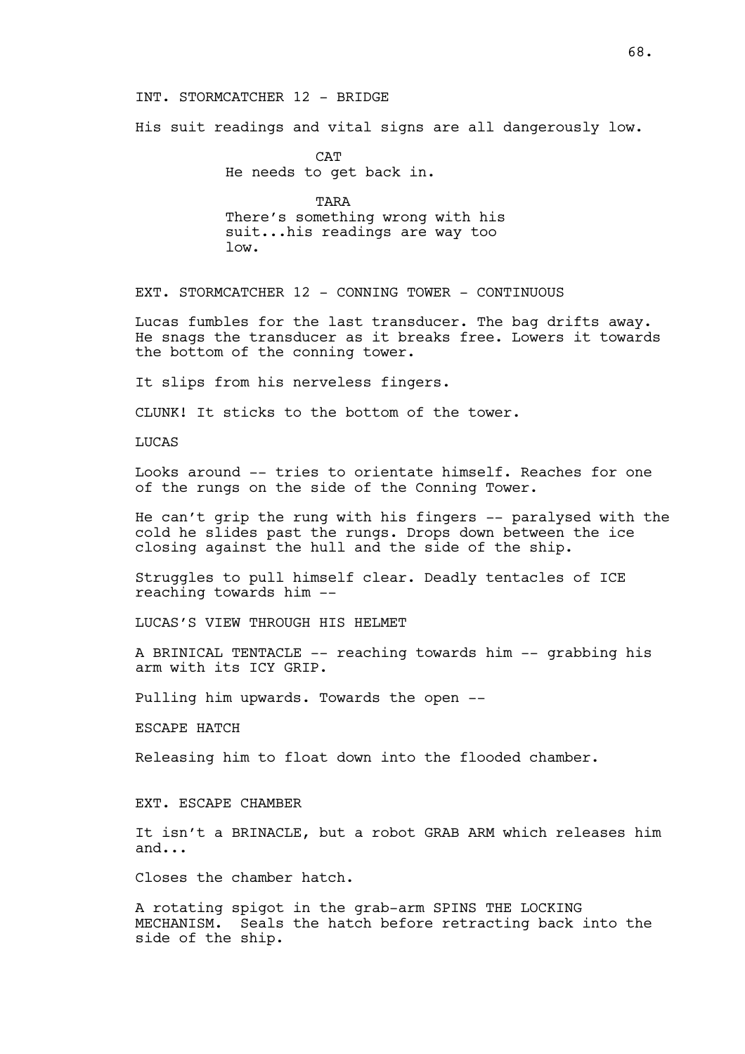INT. STORMCATCHER 12 - BRIDGE

His suit readings and vital signs are all dangerously low.

CAT
He needs to get back in.

TARA
There's something wrong with his suit...his readings are way too low.

EXT. STORMCATCHER 12 - CONNING TOWER - CONTINUOUS

Lucas fumbles for the last transducer. The bag drifts away. He snags the transducer as it breaks free. Lowers it towards the bottom of the conning tower.

It slips from his nerveless fingers.

CLUNK! It sticks to the bottom of the tower.

LUCAS

Looks around -- tries to orientate himself. Reaches for one of the rungs on the side of the Conning Tower.

He can't grip the rung with his fingers -- paralysed with the cold he slides past the rungs. Drops down between the ice closing against the hull and the side of the ship.

Struggles to pull himself clear. Deadly tentacles of ICE reaching towards him --

LUCAS'S VIEW THROUGH HIS HELMET

A BRINICAL TENTACLE -- reaching towards him -- grabbing his arm with its ICY GRIP.

Pulling him upwards. Towards the open --

ESCAPE HATCH

Releasing him to float down into the flooded chamber.

EXT. ESCAPE CHAMBER

It isn't a BRINACLE, but a robot GRAB ARM which releases him and...

Closes the chamber hatch.

A rotating spigot in the grab-arm SPINS THE LOCKING MECHANISM. Seals the hatch before retracting back into the side of the ship.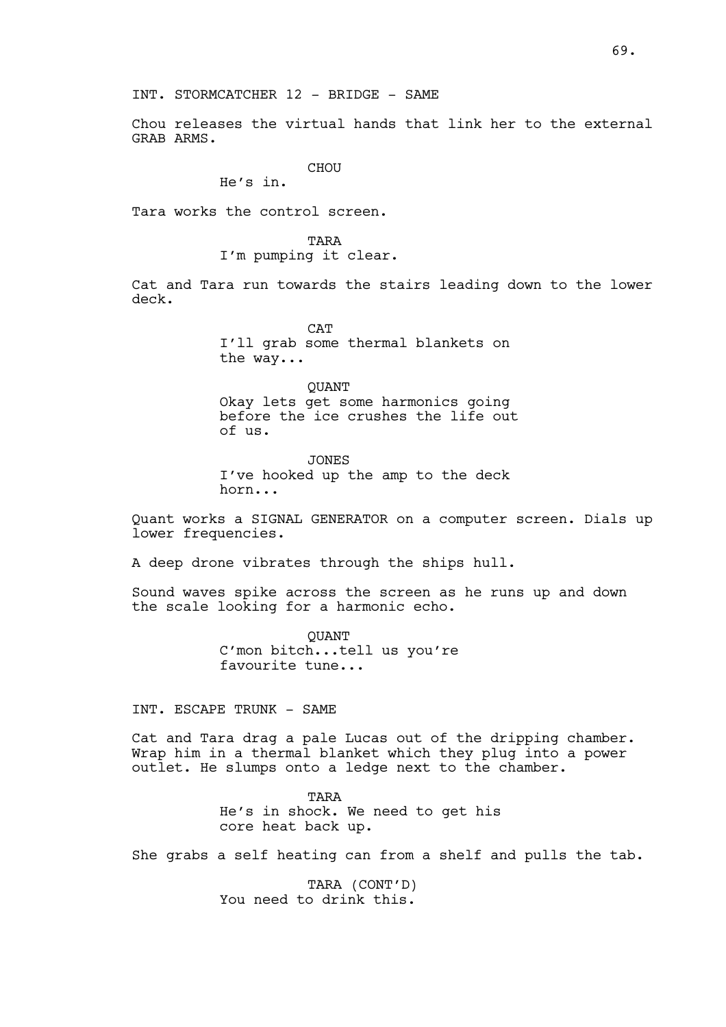INT. STORMCATCHER 12 - BRIDGE - SAME

Chou releases the virtual hands that link her to the external GRAB ARMS.

CHOU
He's in.

Tara works the control screen.

TARA
I'm pumping it clear.

Cat and Tara run towards the stairs leading down to the lower deck.

CAT
I'll grab some thermal blankets on the way...

QUANT
Okay lets get some harmonics going before the ice crushes the life out of us.

JONES
I've hooked up the amp to the deck horn...

Quant works a SIGNAL GENERATOR on a computer screen. Dials up lower frequencies.

A deep drone vibrates through the ships hull.

Sound waves spike across the screen as he runs up and down the scale looking for a harmonic echo.

QUANT
C'mon bitch...tell us you're favourite tune...

INT. ESCAPE TRUNK - SAME

Cat and Tara drag a pale Lucas out of the dripping chamber. Wrap him in a thermal blanket which they plug into a power outlet. He slumps onto a ledge next to the chamber.

TARA
He's in shock. We need to get his core heat back up.

She grabs a self heating can from a shelf and pulls the tab.

TARA (CONT'D)
You need to drink this.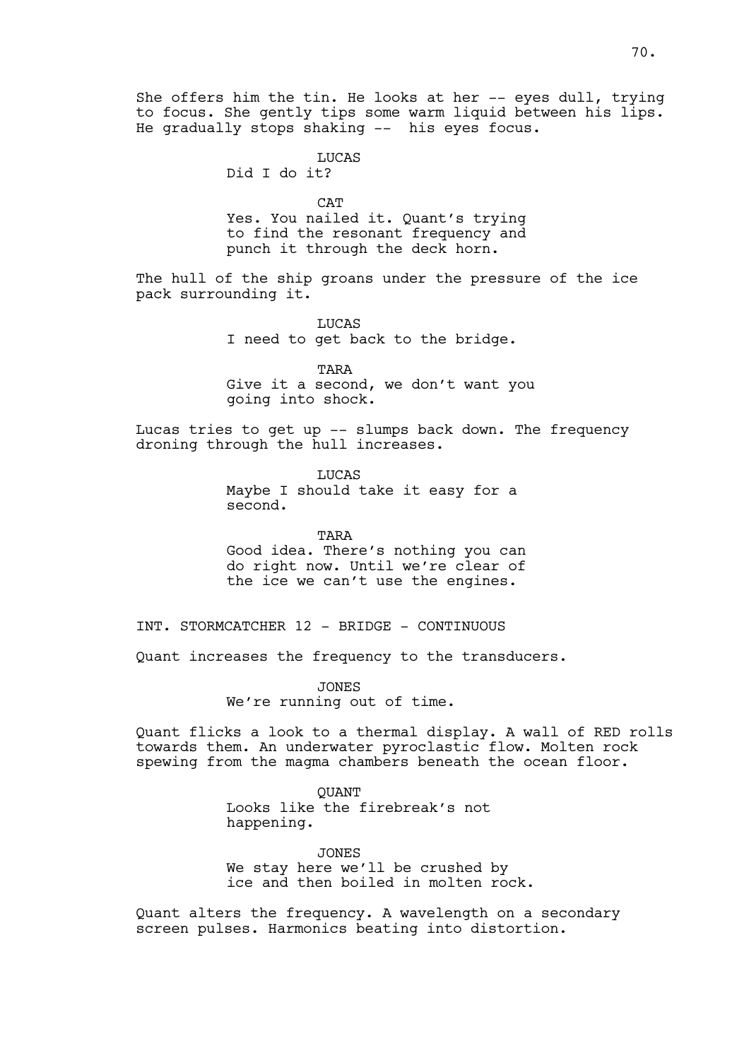She offers him the tin. He looks at her -- eyes dull, trying to focus. She gently tips some warm liquid between his lips. He gradually stops shaking -- his eyes focus.

LUCAS
Did I do it?

CAT
Yes. You nailed it. Quant's trying to find the resonant frequency and punch it through the deck horn.

The hull of the ship groans under the pressure of the ice pack surrounding it.

LUCAS
I need to get back to the bridge.

TARA
Give it a second, we don't want you going into shock.

Lucas tries to get up -- slumps back down. The frequency droning through the hull increases.

LUCAS
Maybe I should take it easy for a second.

TARA
Good idea. There's nothing you can do right now. Until we're clear of the ice we can't use the engines.

INT. STORMCATCHER 12 - BRIDGE - CONTINUOUS

Quant increases the frequency to the transducers.

JONES
We're running out of time.

Quant flicks a look to a thermal display. A wall of RED rolls towards them. An underwater pyroclastic flow. Molten rock spewing from the magma chambers beneath the ocean floor.

QUANT
Looks like the firebreak's not happening.

JONES
We stay here we'll be crushed by ice and then boiled in molten rock.

Quant alters the frequency. A wavelength on a secondary screen pulses. Harmonics beating into distortion.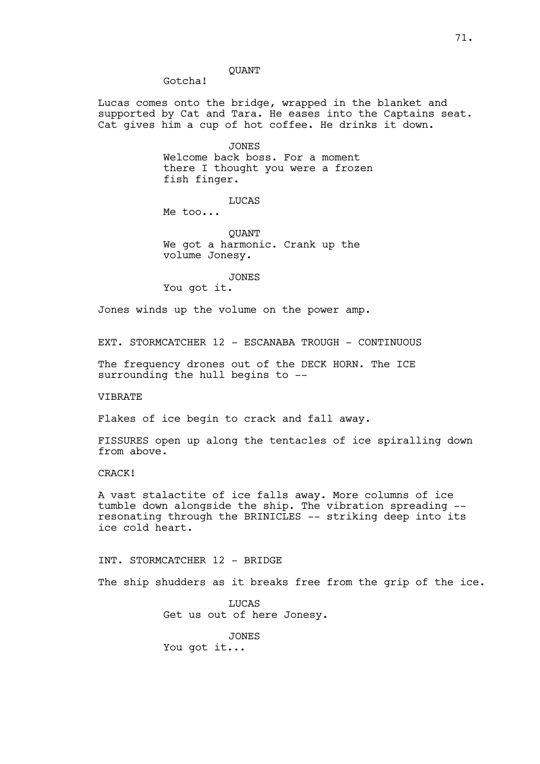QUANT

Gotcha!

Lucas comes onto the bridge, wrapped in the blanket and supported by Cat and Tara. He eases into the Captains seat. Cat gives him a cup of hot coffee. He drinks it down.

JONES

Welcome back boss. For a moment there I thought you were a frozen fish finger.

LUCAS

Me too...

QUANT

We got a harmonic. Crank up the volume Jonesy.

JONES

You got it.

Jones winds up the volume on the power amp.

EXT. STORMCATCHER 12 - ESCANABA TROUGH - CONTINUOUS

The frequency drones out of the DECK HORN. The ICE surrounding the hull begins to --

VIBRATE

Flakes of ice begin to crack and fall away.

FISSURES open up along the tentacles of ice spiralling down from above.

CRACK!

A vast stalactite of ice falls away. More columns of ice tumble down alongside the ship. The vibration spreading -- resonating through the BRINICLES -- striking deep into its ice cold heart.

INT. STORMCATCHER 12 - BRIDGE

The ship shudders as it breaks free from the grip of the ice.

LUCAS

Get us out of here Jonesy.

JONES

You got it...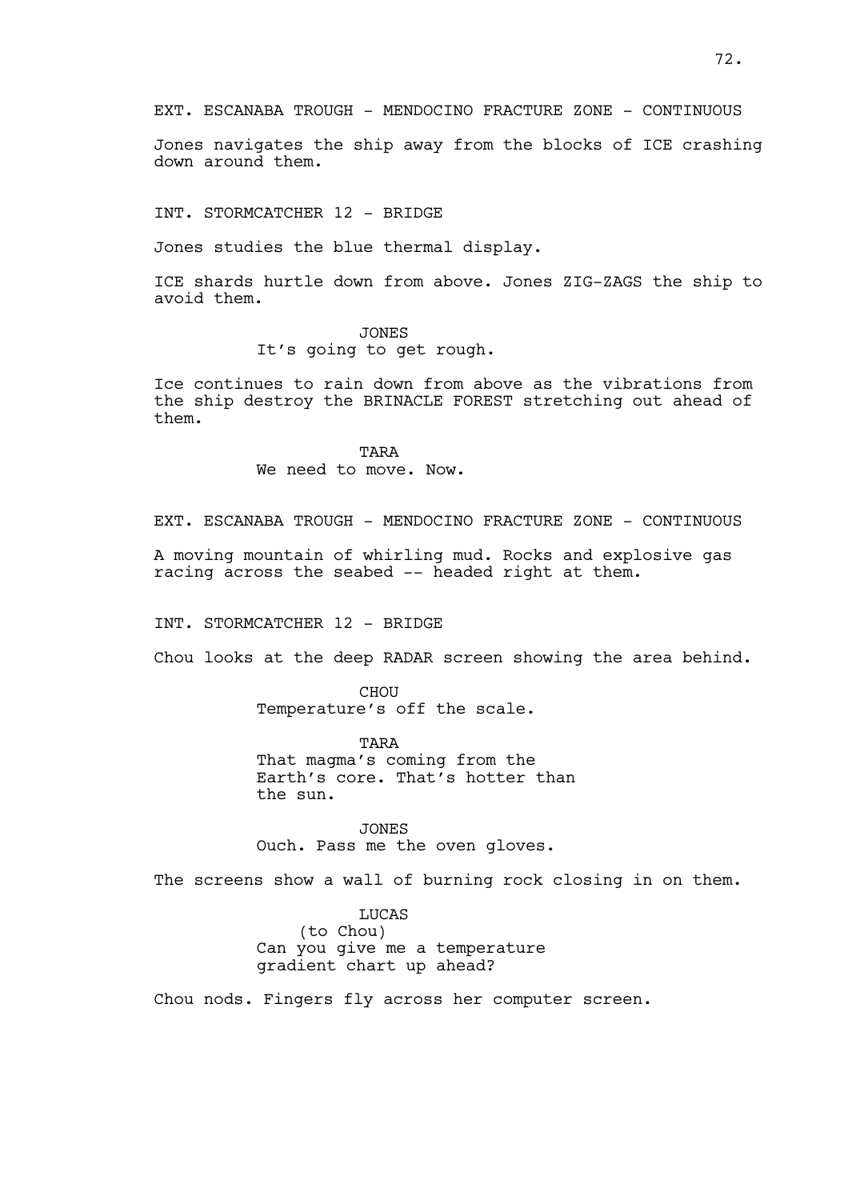EXT. ESCANABA TROUGH - MENDOCINO FRACTURE ZONE - CONTINUOUS

Jones navigates the ship away from the blocks of ICE crashing down around them.

INT. STORMCATCHER 12 - BRIDGE

Jones studies the blue thermal display.

ICE shards hurtle down from above. Jones ZIG-ZAGS the ship to avoid them.

JONES
It's going to get rough.

Ice continues to rain down from above as the vibrations from the ship destroy the BRINACLE FOREST stretching out ahead of them.

TARA
We need to move. Now.

EXT. ESCANABA TROUGH - MENDOCINO FRACTURE ZONE - CONTINUOUS

A moving mountain of whirling mud. Rocks and explosive gas racing across the seabed -- headed right at them.

INT. STORMCATCHER 12 - BRIDGE

Chou looks at the deep RADAR screen showing the area behind.

CHOU
Temperature's off the scale.

TARA
That magma's coming from the Earth's core. That's hotter than the sun.

JONES
Ouch. Pass me the oven gloves.

The screens show a wall of burning rock closing in on them.

LUCAS
(to Chou)
Can you give me a temperature gradient chart up ahead?

Chou nods. Fingers fly across her computer screen.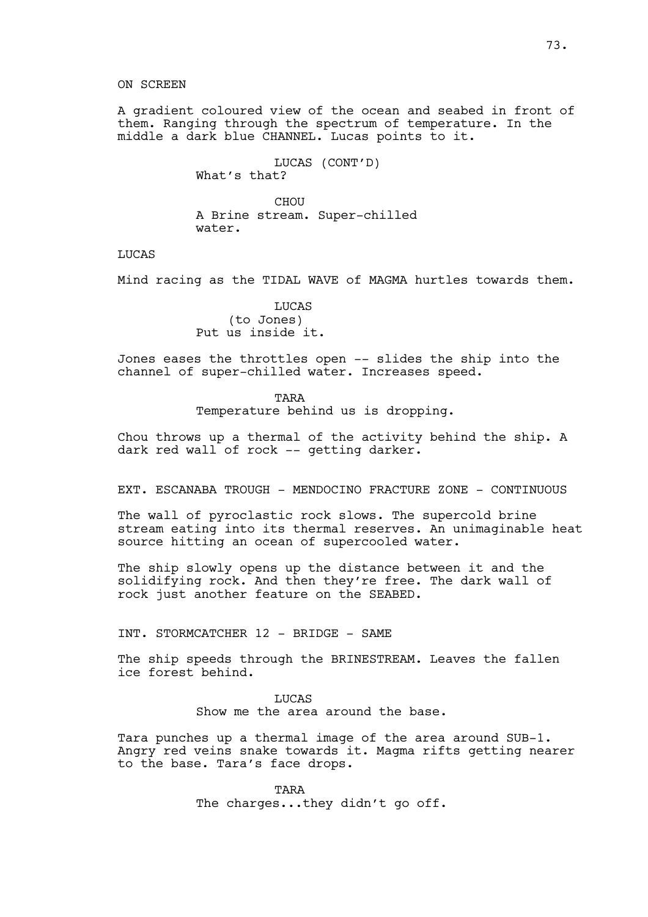ON SCREEN

A gradient coloured view of the ocean and seabed in front of them. Ranging through the spectrum of temperature. In the middle a dark blue CHANNEL. Lucas points to it.

LUCAS (CONT'D)
What's that?

CHOU
A Brine stream. Super-chilled water.

LUCAS

Mind racing as the TIDAL WAVE of MAGMA hurtles towards them.

LUCAS
(to Jones)
Put us inside it.

Jones eases the throttles open -- slides the ship into the channel of super-chilled water. Increases speed.

TARA
Temperature behind us is dropping.

Chou throws up a thermal of the activity behind the ship. A dark red wall of rock -- getting darker.

EXT. ESCANABA TROUGH - MENDOCINO FRACTURE ZONE - CONTINUOUS

The wall of pyroclastic rock slows. The supercold brine stream eating into its thermal reserves. An unimaginable heat source hitting an ocean of supercooled water.

The ship slowly opens up the distance between it and the solidifying rock. And then they're free. The dark wall of rock just another feature on the SEABED.

INT. STORMCATCHER 12 - BRIDGE - SAME

The ship speeds through the BRINESTREAM. Leaves the fallen ice forest behind.

LUCAS
Show me the area around the base.

Tara punches up a thermal image of the area around SUB-1. Angry red veins snake towards it. Magma rifts getting nearer to the base. Tara's face drops.

TARA
The charges...they didn't go off.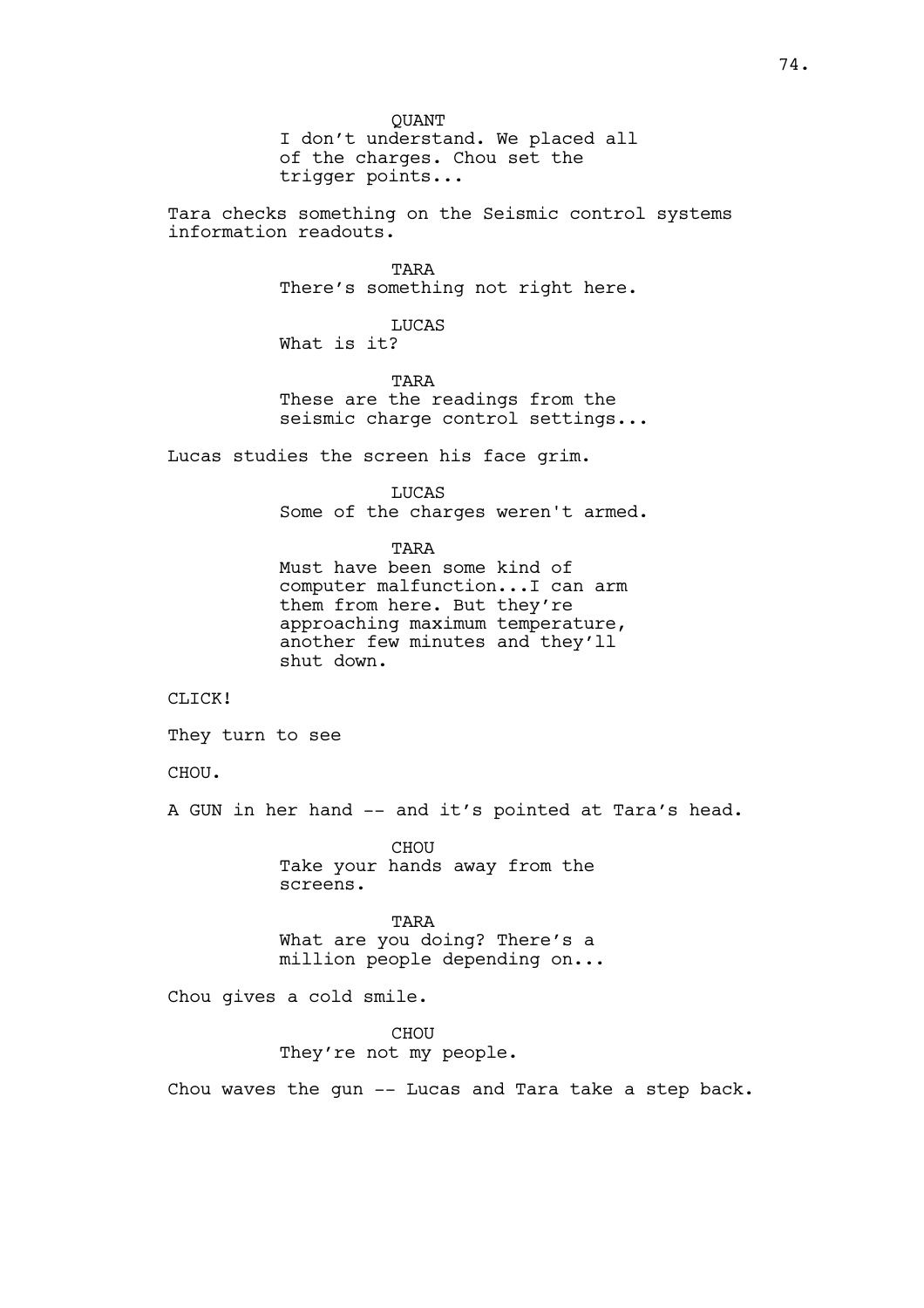QUANT
I don't understand. We placed all of the charges. Chou set the trigger points...

Tara checks something on the Seismic control systems information readouts.

TARA
There's something not right here.

LUCAS
What is it?

TARA
These are the readings from the seismic charge control settings...

Lucas studies the screen his face grim.

LUCAS
Some of the charges weren't armed.

TARA
Must have been some kind of computer malfunction...I can arm them from here. But they're approaching maximum temperature, another few minutes and they'll shut down.

CLICK!

They turn to see

CHOU.

A GUN in her hand -- and it's pointed at Tara's head.

CHOU
Take your hands away from the screens.

TARA
What are you doing? There's a million people depending on...

Chou gives a cold smile.

CHOU
They're not my people.

Chou waves the gun -- Lucas and Tara take a step back.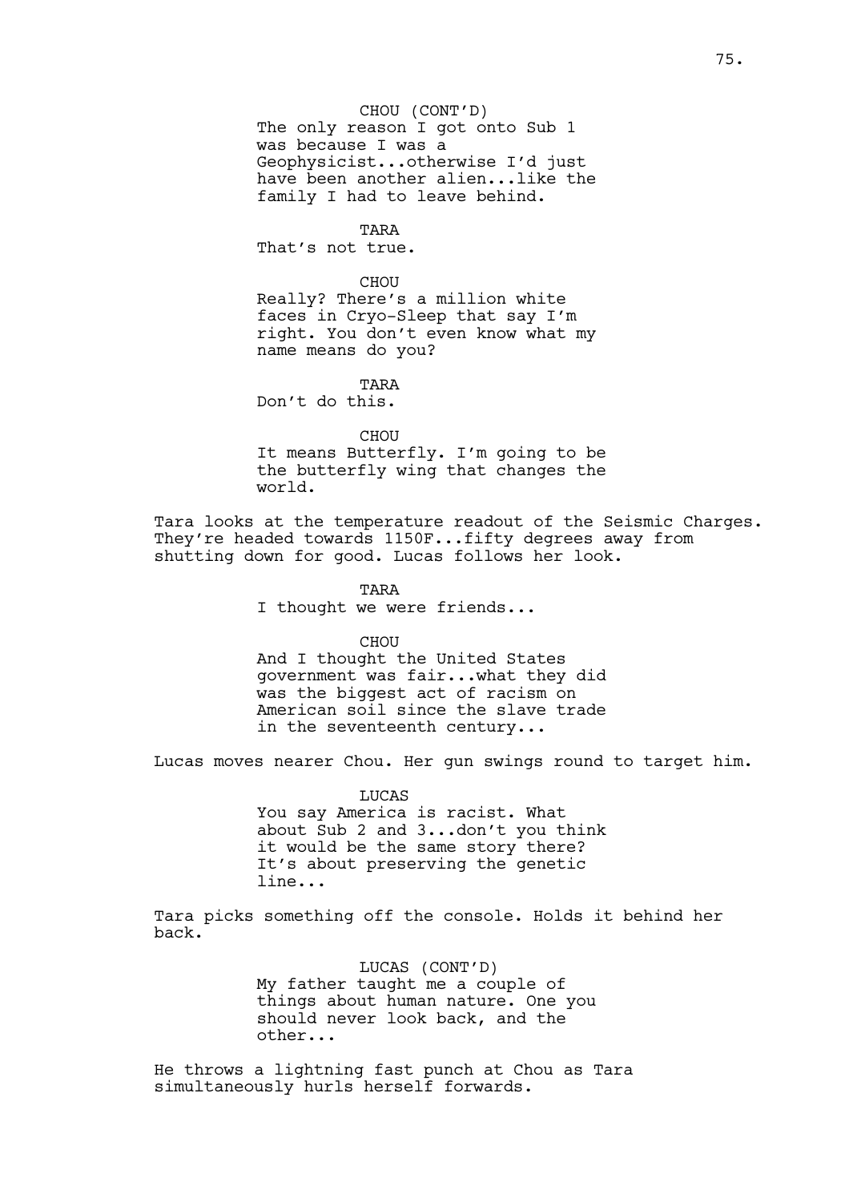CHOU (CONT'D)
The only reason I got onto Sub 1 was because I was a Geophysicist...otherwise I'd just have been another alien...like the family I had to leave behind.

TARA
That's not true.

CHOU
Really? There's a million white faces in Cryo-Sleep that say I'm right. You don't even know what my name means do you?

TARA
Don't do this.

CHOU
It means Butterfly. I'm going to be the butterfly wing that changes the world.

Tara looks at the temperature readout of the Seismic Charges. They're headed towards 1150F...fifty degrees away from shutting down for good. Lucas follows her look.

TARA
I thought we were friends...

CHOU
And I thought the United States government was fair...what they did was the biggest act of racism on American soil since the slave trade in the seventeenth century...

Lucas moves nearer Chou. Her gun swings round to target him.

LUCAS
You say America is racist. What about Sub 2 and 3...don't you think it would be the same story there? It's about preserving the genetic line...

Tara picks something off the console. Holds it behind her back.

LUCAS (CONT'D)
My father taught me a couple of things about human nature. One you should never look back, and the other...

He throws a lightning fast punch at Chou as Tara simultaneously hurls herself forwards.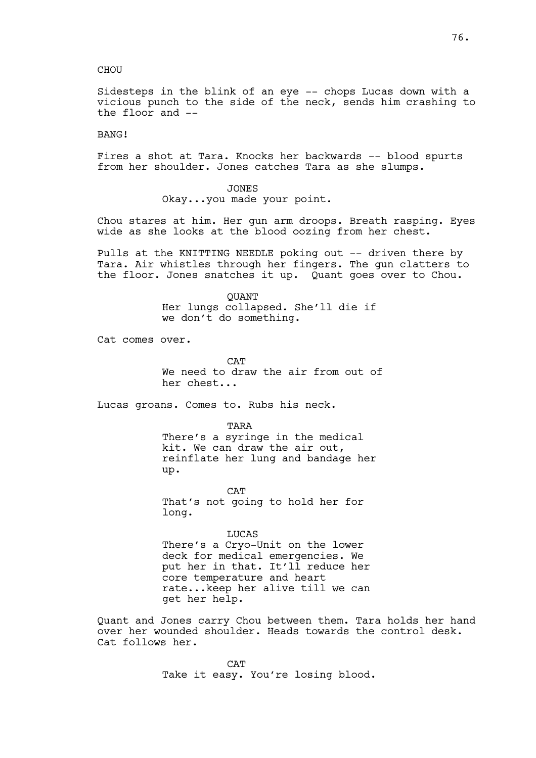CHOU

Sidesteps in the blink of an eye -- chops Lucas down with a vicious punch to the side of the neck, sends him crashing to the floor and --

BANG!

Fires a shot at Tara. Knocks her backwards -- blood spurts from her shoulder. Jones catches Tara as she slumps.

JONES

Okay...you made your point.

Chou stares at him. Her gun arm droops. Breath rasping. Eyes wide as she looks at the blood oozing from her chest.

Pulls at the KNITTING NEEDLE poking out -- driven there by Tara. Air whistles through her fingers. The gun clatters to the floor. Jones snatches it up. Quant goes over to Chou.

QUANT

Her lungs collapsed. She'll die if we don't do something.

Cat comes over.

CAT

We need to draw the air from out of her chest...

Lucas groans. Comes to. Rubs his neck.

TARA

There's a syringe in the medical kit. We can draw the air out, reinflate her lung and bandage her up.

CAT

That's not going to hold her for long.

LUCAS

There's a Cryo-Unit on the lower deck for medical emergencies. We put her in that. It'll reduce her core temperature and heart rate...keep her alive till we can get her help.

Quant and Jones carry Chou between them. Tara holds her hand over her wounded shoulder. Heads towards the control desk. Cat follows her.

CAT

Take it easy. You're losing blood.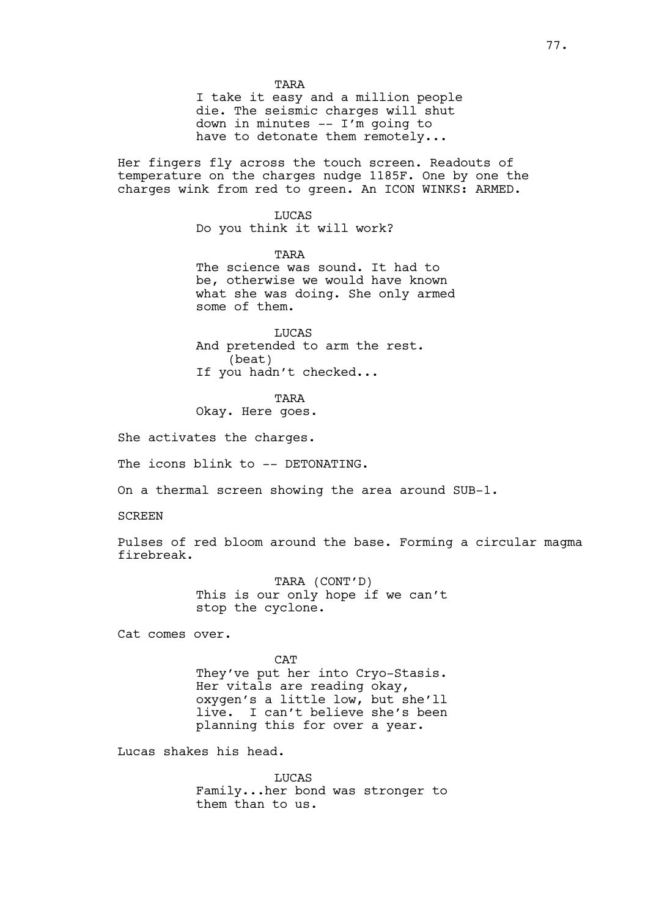TARA
I take it easy and a million people die. The seismic charges will shut down in minutes -- I'm going to have to detonate them remotely...

Her fingers fly across the touch screen. Readouts of temperature on the charges nudge 1185F. One by one the charges wink from red to green. An ICON WINKS: ARMED.

LUCAS
Do you think it will work?

TARA
The science was sound. It had to be, otherwise we would have known what she was doing. She only armed some of them.

LUCAS
And pretended to arm the rest.
(beat)
If you hadn't checked...

TARA
Okay. Here goes.

She activates the charges.

The icons blink to -- DETONATING.

On a thermal screen showing the area around SUB-1.

SCREEN

Pulses of red bloom around the base. Forming a circular magma firebreak.

TARA (CONT'D)
This is our only hope if we can't stop the cyclone.

Cat comes over.

CAT
They've put her into Cryo-Stasis. Her vitals are reading okay, oxygen's a little low, but she'll live. I can't believe she's been planning this for over a year.

Lucas shakes his head.

LUCAS
Family...her bond was stronger to them than to us.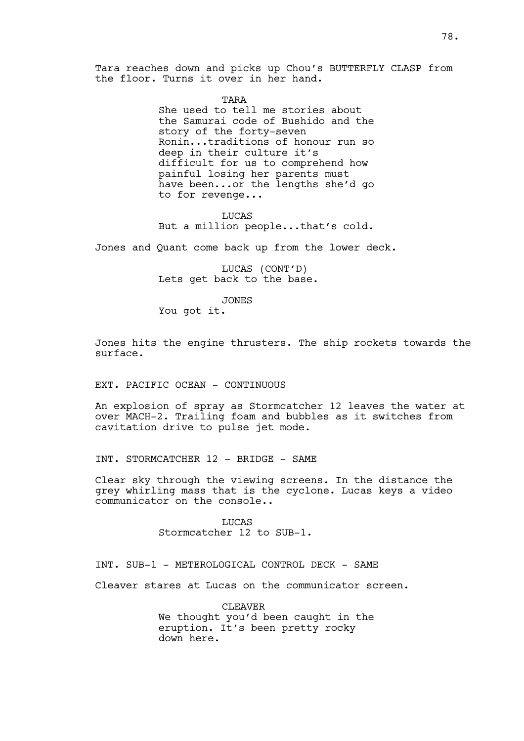Tara reaches down and picks up Chou's BUTTERFLY CLASP from the floor. Turns it over in her hand.

TARA
She used to tell me stories about the Samurai code of Bushido and the story of the forty-seven Ronin...traditions of honour run so deep in their culture it's difficult for us to comprehend how painful losing her parents must have been...or the lengths she'd go to for revenge...

LUCAS
But a million people...that's cold.

Jones and Quant come back up from the lower deck.

LUCAS (CONT'D)
Lets get back to the base.

JONES
You got it.

Jones hits the engine thrusters. The ship rockets towards the surface.

EXT. PACIFIC OCEAN - CONTINUOUS

An explosion of spray as Stormcatcher 12 leaves the water at over MACH-2. Trailing foam and bubbles as it switches from cavitation drive to pulse jet mode.

INT. STORMCATCHER 12 - BRIDGE - SAME

Clear sky through the viewing screens. In the distance the grey whirling mass that is the cyclone. Lucas keys a video communicator on the console..

LUCAS
Stormcatcher 12 to SUB-1.

INT. SUB-1 - METEROLOGICAL CONTROL DECK - SAME

Cleaver stares at Lucas on the communicator screen.

CLEAVER
We thought you'd been caught in the eruption. It's been pretty rocky down here.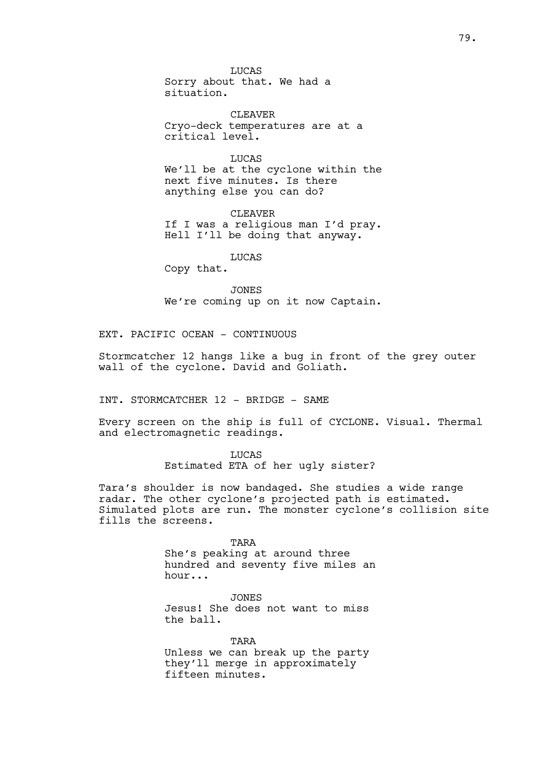LUCAS
Sorry about that. We had a situation.

CLEAVER
Cryo-deck temperatures are at a critical level.

LUCAS
We'll be at the cyclone within the next five minutes. Is there anything else you can do?

CLEAVER
If I was a religious man I'd pray. Hell I'll be doing that anyway.

LUCAS
Copy that.

JONES
We're coming up on it now Captain.

EXT. PACIFIC OCEAN - CONTINUOUS

Stormcatcher 12 hangs like a bug in front of the grey outer wall of the cyclone. David and Goliath.

INT. STORMCATCHER 12 - BRIDGE - SAME

Every screen on the ship is full of CYCLONE. Visual. Thermal and electromagnetic readings.

LUCAS
Estimated ETA of her ugly sister?

Tara's shoulder is now bandaged. She studies a wide range radar. The other cyclone's projected path is estimated. Simulated plots are run. The monster cyclone's collision site fills the screens.

TARA
She's peaking at around three hundred and seventy five miles an hour...

JONES
Jesus! She does not want to miss the ball.

TARA
Unless we can break up the party they'll merge in approximately fifteen minutes.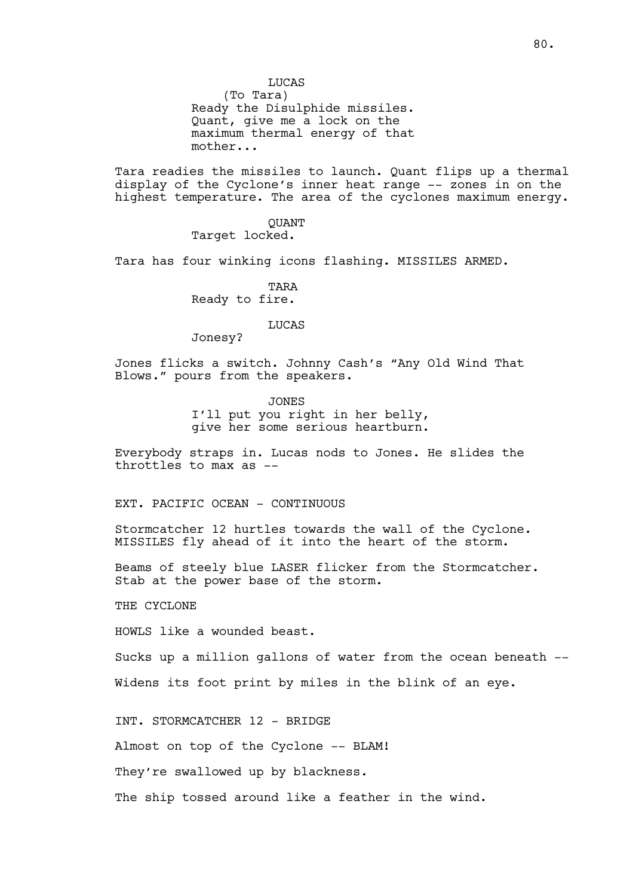LUCAS
(To Tara)
Ready the Disulphide missiles. Quant, give me a lock on the maximum thermal energy of that mother...

Tara readies the missiles to launch. Quant flips up a thermal display of the Cyclone's inner heat range -- zones in on the highest temperature. The area of the cyclones maximum energy.

QUANT
Target locked.

Tara has four winking icons flashing. MISSILES ARMED.

TARA
Ready to fire.

LUCAS
Jonesy?

Jones flicks a switch. Johnny Cash's "Any Old Wind That Blows." pours from the speakers.

JONES
I'll put you right in her belly, give her some serious heartburn.

Everybody straps in. Lucas nods to Jones. He slides the throttles to max as --

EXT. PACIFIC OCEAN - CONTINUOUS

Stormcatcher 12 hurtles towards the wall of the Cyclone. MISSILES fly ahead of it into the heart of the storm.

Beams of steely blue LASER flicker from the Stormcatcher. Stab at the power base of the storm.

THE CYCLONE

HOWLS like a wounded beast.

Sucks up a million gallons of water from the ocean beneath --

Widens its foot print by miles in the blink of an eye.

INT. STORMCATCHER 12 - BRIDGE

Almost on top of the Cyclone -- BLAM!

They're swallowed up by blackness.

The ship tossed around like a feather in the wind.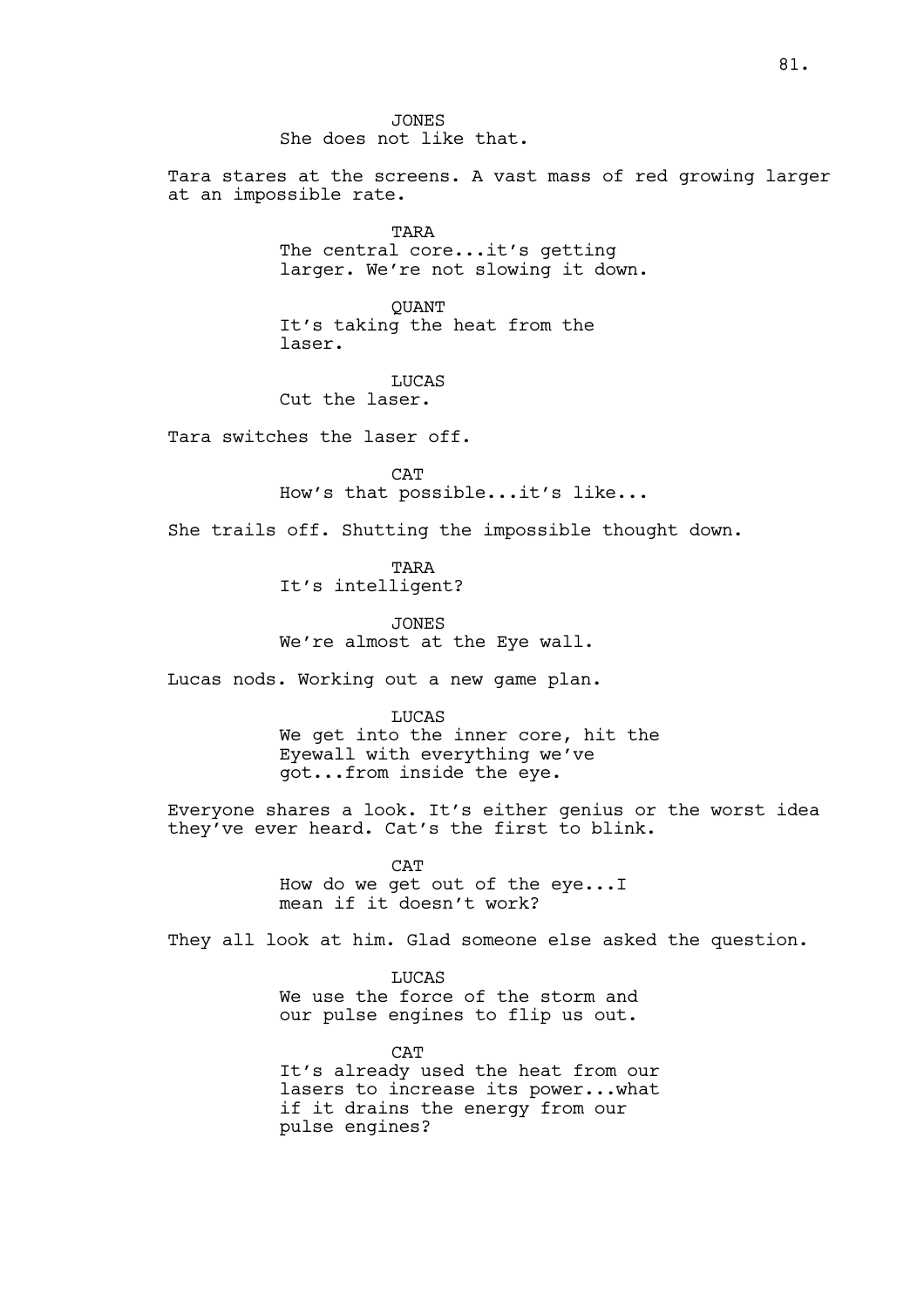JONES
She does not like that.

Tara stares at the screens. A vast mass of red growing larger at an impossible rate.

TARA
The central core...it's getting larger. We're not slowing it down.

QUANT
It's taking the heat from the laser.

LUCAS
Cut the laser.

Tara switches the laser off.

CAT
How's that possible...it's like...

She trails off. Shutting the impossible thought down.

TARA
It's intelligent?

JONES
We're almost at the Eye wall.

Lucas nods. Working out a new game plan.

LUCAS
We get into the inner core, hit the Eyewall with everything we've got...from inside the eye.

Everyone shares a look. It's either genius or the worst idea they've ever heard. Cat's the first to blink.

CAT
How do we get out of the eye...I mean if it doesn't work?

They all look at him. Glad someone else asked the question.

LUCAS
We use the force of the storm and our pulse engines to flip us out.

CAT
It's already used the heat from our lasers to increase its power...what if it drains the energy from our pulse engines?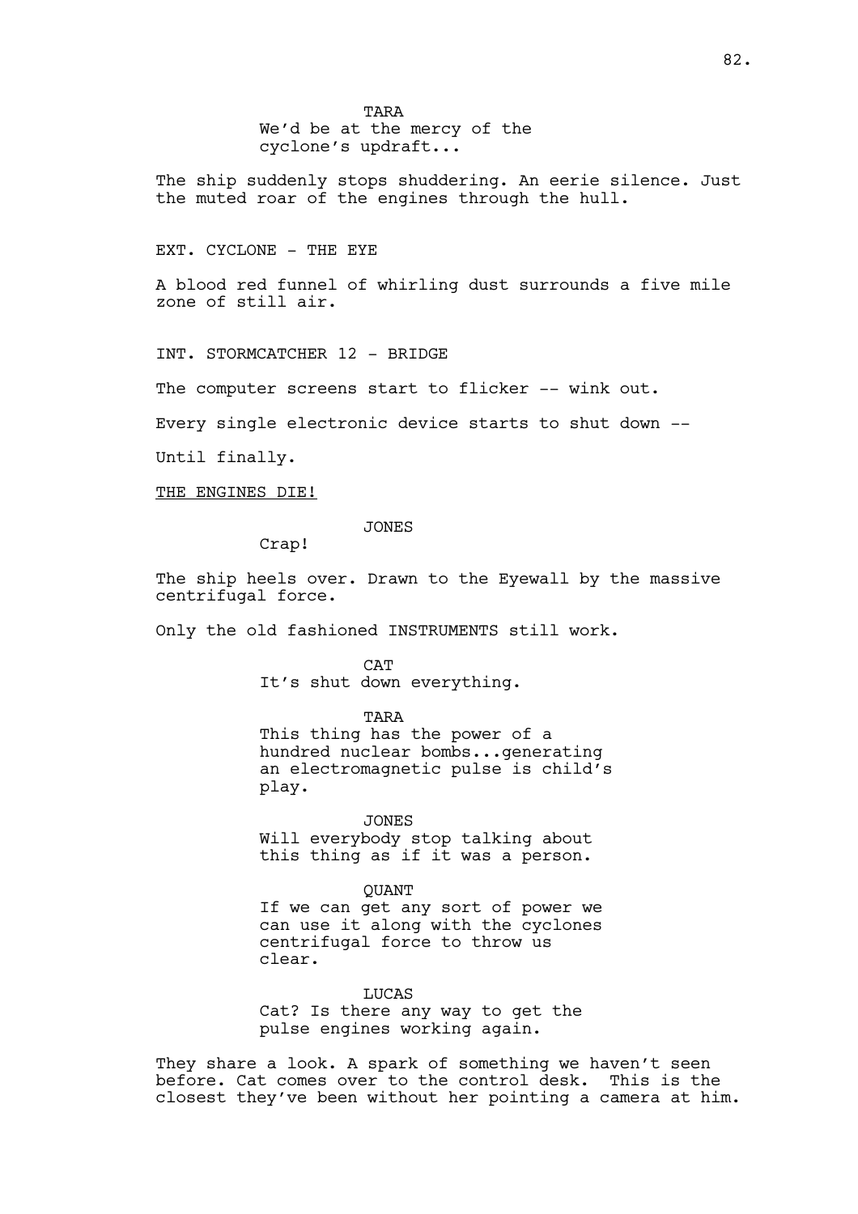TARA
We'd be at the mercy of the cyclone's updraft...

The ship suddenly stops shuddering. An eerie silence. Just the muted roar of the engines through the hull.

EXT. CYCLONE - THE EYE

A blood red funnel of whirling dust surrounds a five mile zone of still air.

INT. STORMCATCHER 12 - BRIDGE

The computer screens start to flicker -- wink out.

Every single electronic device starts to shut down --

Until finally.

<u>THE ENGINES DIE!</u>

JONES
Crap!

The ship heels over. Drawn to the Eyewall by the massive centrifugal force.

Only the old fashioned INSTRUMENTS still work.

CAT
It's shut down everything.

TARA
This thing has the power of a hundred nuclear bombs...generating an electromagnetic pulse is child's play.

JONES
Will everybody stop talking about this thing as if it was a person.

QUANT
If we can get any sort of power we can use it along with the cyclones centrifugal force to throw us clear.

LUCAS
Cat? Is there any way to get the pulse engines working again.

They share a look. A spark of something we haven't seen before. Cat comes over to the control desk. This is the closest they've been without her pointing a camera at him.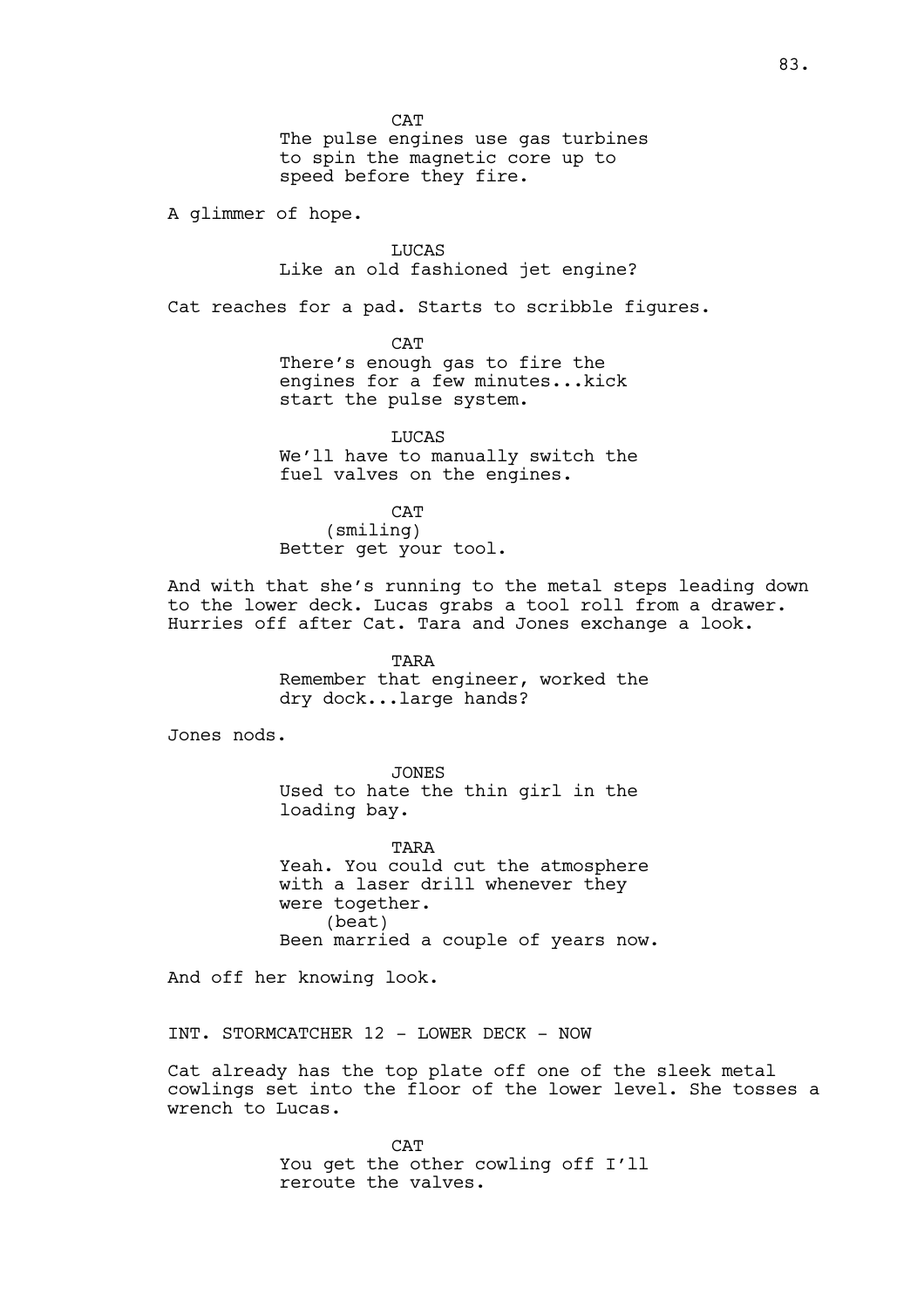CAT
The pulse engines use gas turbines to spin the magnetic core up to speed before they fire.

A glimmer of hope.

LUCAS
Like an old fashioned jet engine?

Cat reaches for a pad. Starts to scribble figures.

CAT
There's enough gas to fire the engines for a few minutes...kick start the pulse system.

LUCAS
We'll have to manually switch the fuel valves on the engines.

CAT
(smiling)
Better get your tool.

And with that she's running to the metal steps leading down to the lower deck. Lucas grabs a tool roll from a drawer. Hurries off after Cat. Tara and Jones exchange a look.

TARA
Remember that engineer, worked the dry dock...large hands?

Jones nods.

JONES
Used to hate the thin girl in the loading bay.

TARA
Yeah. You could cut the atmosphere with a laser drill whenever they were together.
(beat)
Been married a couple of years now.

And off her knowing look.

INT. STORMCATCHER 12 - LOWER DECK - NOW

Cat already has the top plate off one of the sleek metal cowlings set into the floor of the lower level. She tosses a wrench to Lucas.

CAT
You get the other cowling off I'll reroute the valves.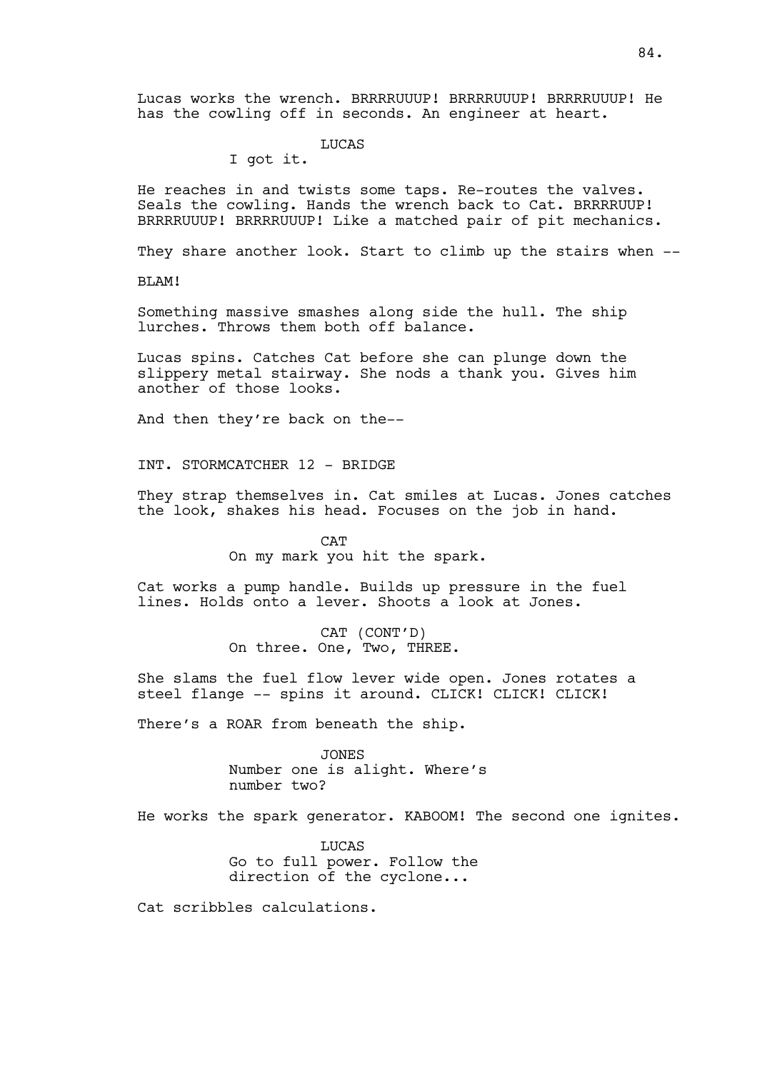Lucas works the wrench. BRRRRUUUP! BRRRRUUUP! BRRRRUUUP! He has the cowling off in seconds. An engineer at heart.

LUCAS
I got it.

He reaches in and twists some taps. Re-routes the valves. Seals the cowling. Hands the wrench back to Cat. BRRRRUUP! BRRRRUUUP! BRRRRUUUP! Like a matched pair of pit mechanics.

They share another look. Start to climb up the stairs when --

BLAM!

Something massive smashes along side the hull. The ship lurches. Throws them both off balance.

Lucas spins. Catches Cat before she can plunge down the slippery metal stairway. She nods a thank you. Gives him another of those looks.

And then they're back on the--

INT. STORMCATCHER 12 - BRIDGE

They strap themselves in. Cat smiles at Lucas. Jones catches the look, shakes his head. Focuses on the job in hand.

CAT
On my mark you hit the spark.

Cat works a pump handle. Builds up pressure in the fuel lines. Holds onto a lever. Shoots a look at Jones.

CAT (CONT'D)
On three. One, Two, THREE.

She slams the fuel flow lever wide open. Jones rotates a steel flange -- spins it around. CLICK! CLICK! CLICK!

There's a ROAR from beneath the ship.

JONES
Number one is alight. Where's number two?

He works the spark generator. KABOOM! The second one ignites.

LUCAS
Go to full power. Follow the direction of the cyclone...

Cat scribbles calculations.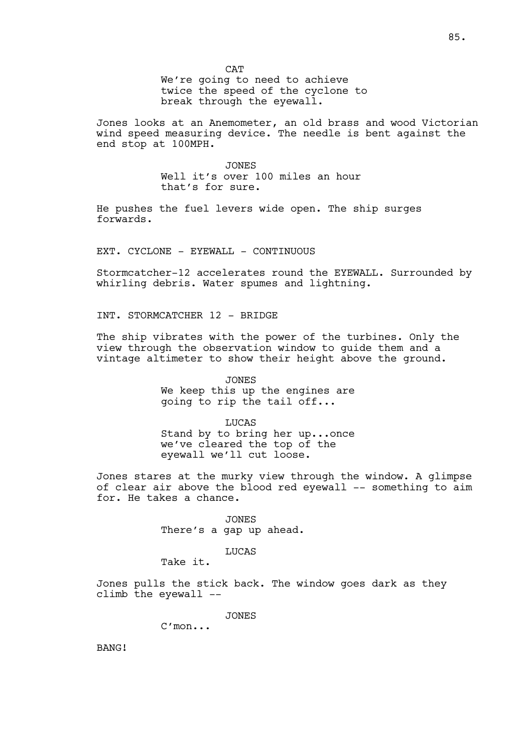CAT

We're going to need to achieve twice the speed of the cyclone to break through the eyewall.

Jones looks at an Anemometer, an old brass and wood Victorian wind speed measuring device. The needle is bent against the end stop at 100MPH.

JONES

Well it's over 100 miles an hour that's for sure.

He pushes the fuel levers wide open. The ship surges forwards.

EXT. CYCLONE - EYEWALL - CONTINUOUS

Stormcatcher-12 accelerates round the EYEWALL. Surrounded by whirling debris. Water spumes and lightning.

INT. STORMCATCHER 12 - BRIDGE

The ship vibrates with the power of the turbines. Only the view through the observation window to guide them and a vintage altimeter to show their height above the ground.

JONES

We keep this up the engines are going to rip the tail off...

LUCAS

Stand by to bring her up...once we've cleared the top of the eyewall we'll cut loose.

Jones stares at the murky view through the window. A glimpse of clear air above the blood red eyewall -- something to aim for. He takes a chance.

JONES

There's a gap up ahead.

LUCAS

Take it.

Jones pulls the stick back. The window goes dark as they climb the eyewall --

JONES

C'mon...

BANG!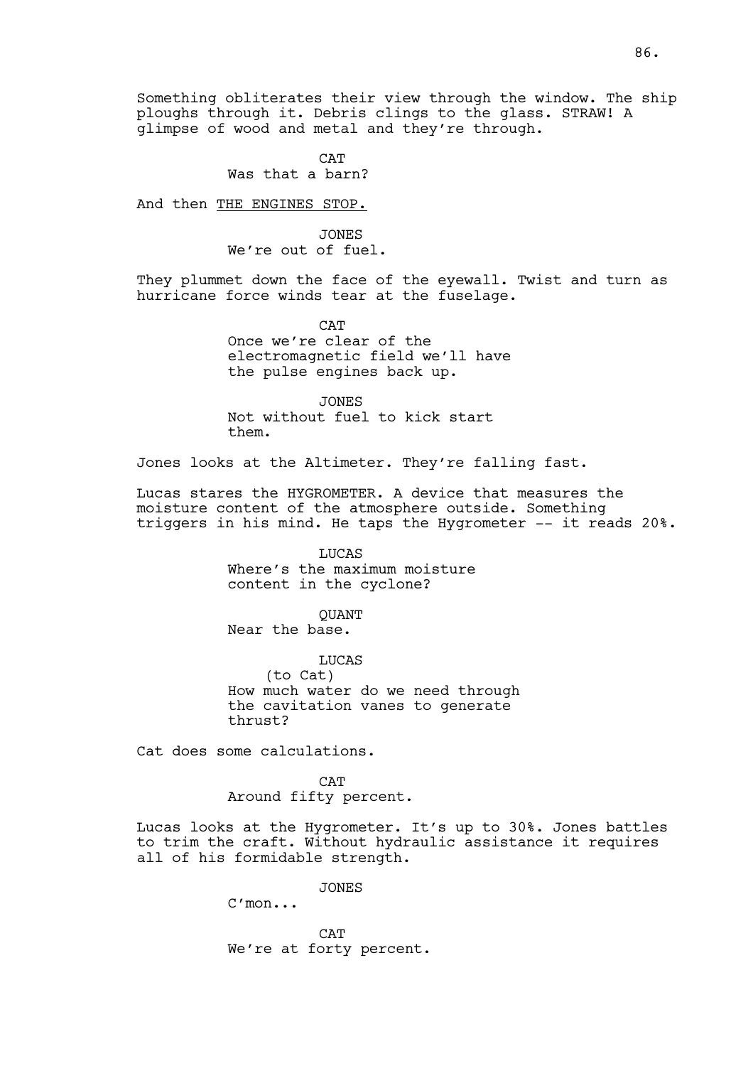Something obliterates their view through the window. The ship ploughs through it. Debris clings to the glass. STRAW! A glimpse of wood and metal and they're through.

CAT
Was that a barn?

And then <u>THE ENGINES STOP.</u>

JONES
We're out of fuel.

They plummet down the face of the eyewall. Twist and turn as hurricane force winds tear at the fuselage.

CAT
Once we're clear of the electromagnetic field we'll have the pulse engines back up.

JONES
Not without fuel to kick start them.

Jones looks at the Altimeter. They're falling fast.

Lucas stares the HYGROMETER. A device that measures the moisture content of the atmosphere outside. Something triggers in his mind. He taps the Hygrometer -- it reads 20%.

LUCAS
Where's the maximum moisture content in the cyclone?

QUANT
Near the base.

LUCAS
(to Cat)
How much water do we need through the cavitation vanes to generate thrust?

Cat does some calculations.

CAT
Around fifty percent.

Lucas looks at the Hygrometer. It's up to 30%. Jones battles to trim the craft. Without hydraulic assistance it requires all of his formidable strength.

JONES
C'mon...

CAT
We're at forty percent.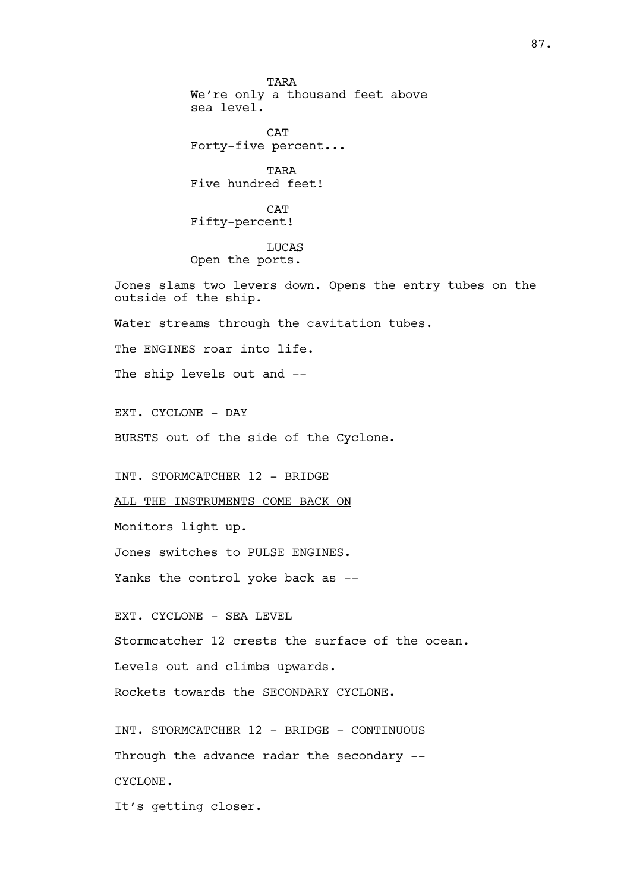TARA
We're only a thousand feet above sea level.

CAT
Forty-five percent...

TARA
Five hundred feet!

CAT
Fifty-percent!

LUCAS
Open the ports.

Jones slams two levers down. Opens the entry tubes on the outside of the ship.

Water streams through the cavitation tubes.

The ENGINES roar into life.

The ship levels out and --

EXT. CYCLONE - DAY

BURSTS out of the side of the Cyclone.

INT. STORMCATCHER 12 - BRIDGE

<u>ALL THE INSTRUMENTS COME BACK ON</u>

Monitors light up.

Jones switches to PULSE ENGINES.

Yanks the control yoke back as --

EXT. CYCLONE - SEA LEVEL

Stormcatcher 12 crests the surface of the ocean.

Levels out and climbs upwards.

Rockets towards the SECONDARY CYCLONE.

INT. STORMCATCHER 12 - BRIDGE - CONTINUOUS

Through the advance radar the secondary --

CYCLONE.

It's getting closer.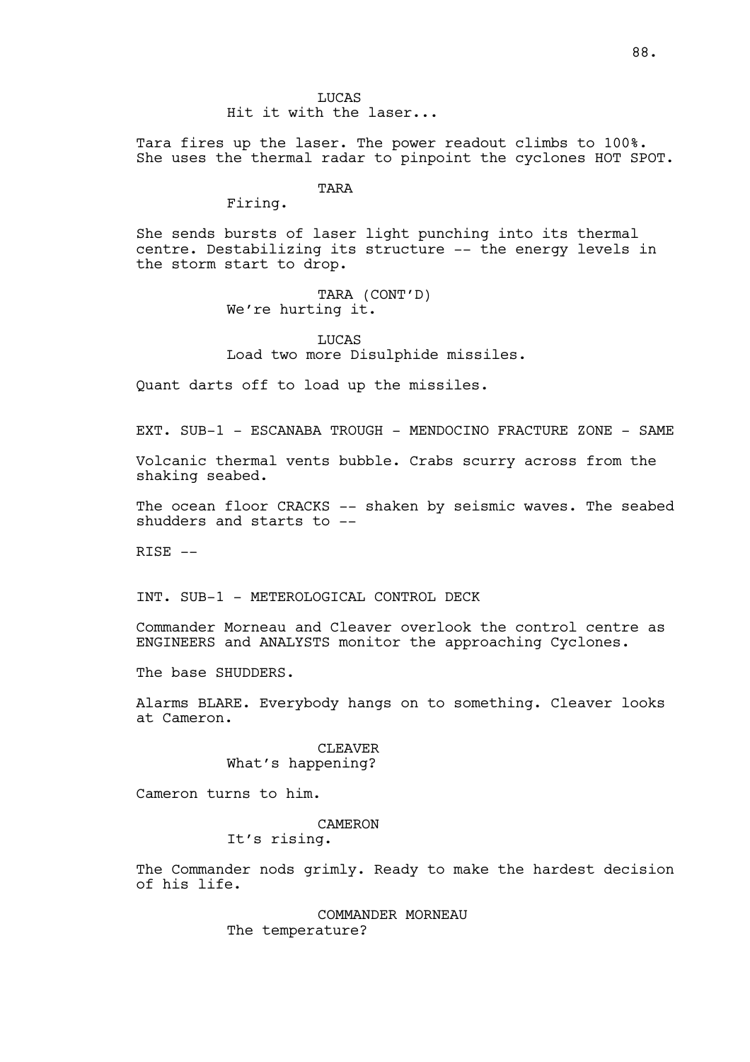LUCAS
Hit it with the laser...

Tara fires up the laser. The power readout climbs to 100%. She uses the thermal radar to pinpoint the cyclones HOT SPOT.

TARA
Firing.

She sends bursts of laser light punching into its thermal centre. Destabilizing its structure -- the energy levels in the storm start to drop.

TARA (CONT'D)
We're hurting it.

LUCAS
Load two more Disulphide missiles.

Quant darts off to load up the missiles.

EXT. SUB-1 - ESCANABA TROUGH - MENDOCINO FRACTURE ZONE - SAME

Volcanic thermal vents bubble. Crabs scurry across from the shaking seabed.

The ocean floor CRACKS -- shaken by seismic waves. The seabed shudders and starts to --

RISE --

INT. SUB-1 - METEROLOGICAL CONTROL DECK

Commander Morneau and Cleaver overlook the control centre as ENGINEERS and ANALYSTS monitor the approaching Cyclones.

The base SHUDDERS.

Alarms BLARE. Everybody hangs on to something. Cleaver looks at Cameron.

CLEAVER
What's happening?

Cameron turns to him.

CAMERON
It's rising.

The Commander nods grimly. Ready to make the hardest decision of his life.

COMMANDER MORNEAU
The temperature?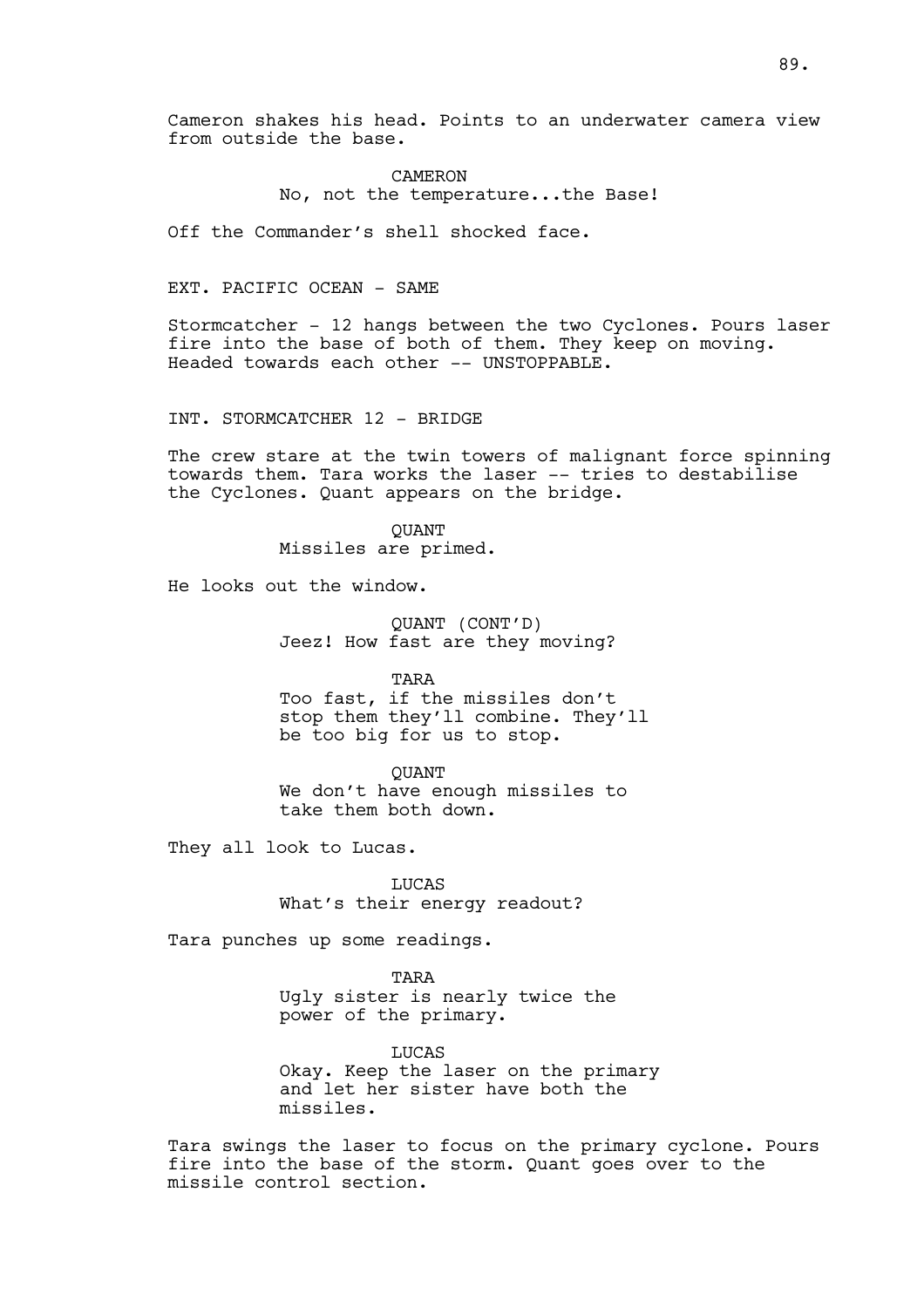Cameron shakes his head. Points to an underwater camera view from outside the base.

CAMERON
No, not the temperature...the Base!

Off the Commander's shell shocked face.

EXT. PACIFIC OCEAN - SAME

Stormcatcher - 12 hangs between the two Cyclones. Pours laser fire into the base of both of them. They keep on moving. Headed towards each other -- UNSTOPPABLE.

INT. STORMCATCHER 12 - BRIDGE

The crew stare at the twin towers of malignant force spinning towards them. Tara works the laser -- tries to destabilise the Cyclones. Quant appears on the bridge.

QUANT
Missiles are primed.

He looks out the window.

QUANT (CONT'D)
Jeez! How fast are they moving?

TARA
Too fast, if the missiles don't stop them they'll combine. They'll be too big for us to stop.

QUANT
We don't have enough missiles to take them both down.

They all look to Lucas.

LUCAS
What's their energy readout?

Tara punches up some readings.

TARA
Ugly sister is nearly twice the power of the primary.

LUCAS
Okay. Keep the laser on the primary and let her sister have both the missiles.

Tara swings the laser to focus on the primary cyclone. Pours fire into the base of the storm. Quant goes over to the missile control section.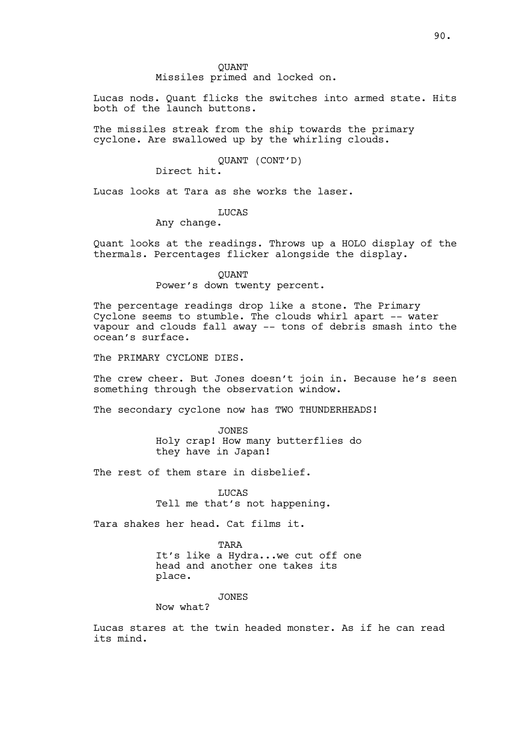QUANT

Missiles primed and locked on.

Lucas nods. Quant flicks the switches into armed state. Hits both of the launch buttons.

The missiles streak from the ship towards the primary cyclone. Are swallowed up by the whirling clouds.

QUANT (CONT'D)

Direct hit.

Lucas looks at Tara as she works the laser.

LUCAS

Any change.

Quant looks at the readings. Throws up a HOLO display of the thermals. Percentages flicker alongside the display.

QUANT

Power's down twenty percent.

The percentage readings drop like a stone. The Primary Cyclone seems to stumble. The clouds whirl apart -- water vapour and clouds fall away -- tons of debris smash into the ocean's surface.

The PRIMARY CYCLONE DIES.

The crew cheer. But Jones doesn't join in. Because he's seen something through the observation window.

The secondary cyclone now has TWO THUNDERHEADS!

JONES

Holy crap! How many butterflies do they have in Japan!

The rest of them stare in disbelief.

LUCAS

Tell me that's not happening.

Tara shakes her head. Cat films it.

TARA

It's like a Hydra...we cut off one head and another one takes its place.

JONES

Now what?

Lucas stares at the twin headed monster. As if he can read its mind.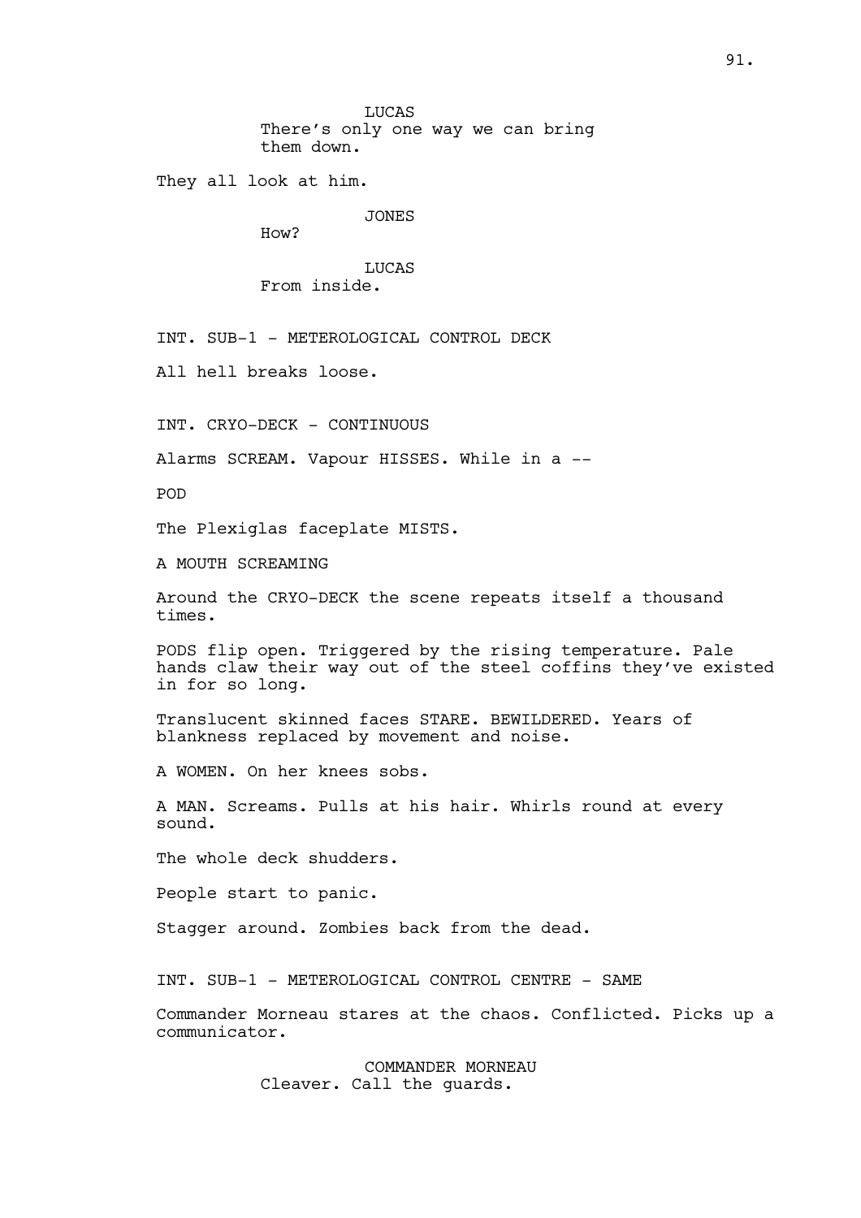LUCAS
There's only one way we can bring them down.

They all look at him.

JONES
How?

LUCAS
From inside.

INT. SUB-1 - METEROLOGICAL CONTROL DECK

All hell breaks loose.

INT. CRYO-DECK - CONTINUOUS

Alarms SCREAM. Vapour HISSES. While in a --

POD

The Plexiglas faceplate MISTS.

A MOUTH SCREAMING

Around the CRYO-DECK the scene repeats itself a thousand times.

PODS flip open. Triggered by the rising temperature. Pale hands claw their way out of the steel coffins they've existed in for so long.

Translucent skinned faces STARE. BEWILDERED. Years of blankness replaced by movement and noise.

A WOMEN. On her knees sobs.

A MAN. Screams. Pulls at his hair. Whirls round at every sound.

The whole deck shudders.

People start to panic.

Stagger around. Zombies back from the dead.

INT. SUB-1 - METEROLOGICAL CONTROL CENTRE - SAME

Commander Morneau stares at the chaos. Conflicted. Picks up a communicator.

COMMANDER MORNEAU
Cleaver. Call the guards.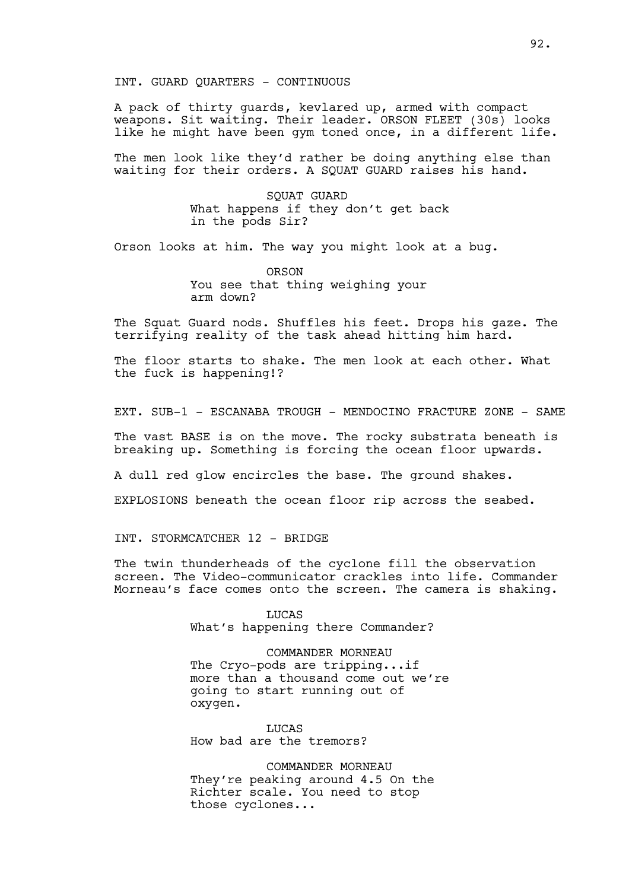INT. GUARD QUARTERS - CONTINUOUS

A pack of thirty guards, kevlared up, armed with compact weapons. Sit waiting. Their leader. ORSON FLEET (30s) looks like he might have been gym toned once, in a different life.

The men look like they'd rather be doing anything else than waiting for their orders. A SQUAT GUARD raises his hand.

SQUAT GUARD
What happens if they don't get back in the pods Sir?

Orson looks at him. The way you might look at a bug.

ORSON
You see that thing weighing your arm down?

The Squat Guard nods. Shuffles his feet. Drops his gaze. The terrifying reality of the task ahead hitting him hard.

The floor starts to shake. The men look at each other. What the fuck is happening!?

EXT. SUB-1 - ESCANABA TROUGH - MENDOCINO FRACTURE ZONE - SAME

The vast BASE is on the move. The rocky substrata beneath is breaking up. Something is forcing the ocean floor upwards.

A dull red glow encircles the base. The ground shakes.

EXPLOSIONS beneath the ocean floor rip across the seabed.

INT. STORMCATCHER 12 - BRIDGE

The twin thunderheads of the cyclone fill the observation screen. The Video-communicator crackles into life. Commander Morneau's face comes onto the screen. The camera is shaking.

LUCAS
What's happening there Commander?

COMMANDER MORNEAU
The Cryo-pods are tripping...if more than a thousand come out we're going to start running out of oxygen.

LUCAS
How bad are the tremors?

COMMANDER MORNEAU
They're peaking around 4.5 On the Richter scale. You need to stop those cyclones...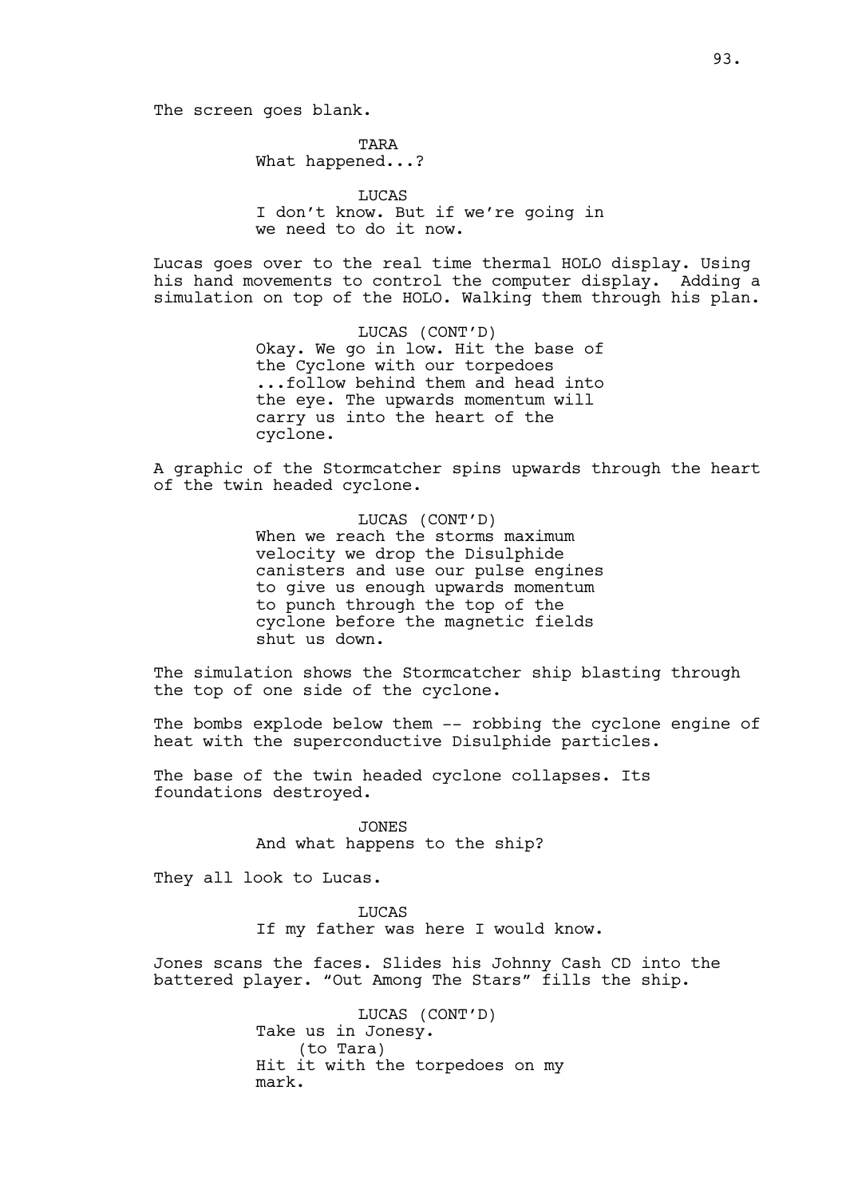The screen goes blank.

TARA
What happened...?

LUCAS
I don't know. But if we're going in we need to do it now.

Lucas goes over to the real time thermal HOLO display. Using his hand movements to control the computer display. Adding a simulation on top of the HOLO. Walking them through his plan.

LUCAS (CONT'D)
Okay. We go in low. Hit the base of the Cyclone with our torpedoes ...follow behind them and head into the eye. The upwards momentum will carry us into the heart of the cyclone.

A graphic of the Stormcatcher spins upwards through the heart of the twin headed cyclone.

LUCAS (CONT'D)
When we reach the storms maximum velocity we drop the Disulphide canisters and use our pulse engines to give us enough upwards momentum to punch through the top of the cyclone before the magnetic fields shut us down.

The simulation shows the Stormcatcher ship blasting through the top of one side of the cyclone.

The bombs explode below them -- robbing the cyclone engine of heat with the superconductive Disulphide particles.

The base of the twin headed cyclone collapses. Its foundations destroyed.

JONES
And what happens to the ship?

They all look to Lucas.

LUCAS
If my father was here I would know.

Jones scans the faces. Slides his Johnny Cash CD into the battered player. "Out Among The Stars" fills the ship.

LUCAS (CONT'D)
Take us in Jonesy.
(to Tara)
Hit it with the torpedoes on my mark.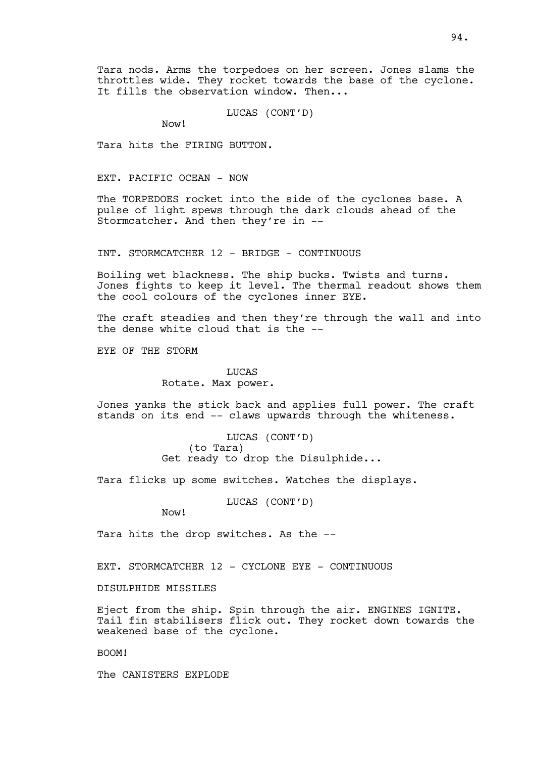Tara nods. Arms the torpedoes on her screen. Jones slams the throttles wide. They rocket towards the base of the cyclone. It fills the observation window. Then...

LUCAS (CONT'D)
Now!

Tara hits the FIRING BUTTON.

EXT. PACIFIC OCEAN - NOW

The TORPEDOES rocket into the side of the cyclones base. A pulse of light spews through the dark clouds ahead of the Stormcatcher. And then they're in --

INT. STORMCATCHER 12 - BRIDGE - CONTINUOUS

Boiling wet blackness. The ship bucks. Twists and turns. Jones fights to keep it level. The thermal readout shows them the cool colours of the cyclones inner EYE.

The craft steadies and then they're through the wall and into the dense white cloud that is the --

EYE OF THE STORM

LUCAS
Rotate. Max power.

Jones yanks the stick back and applies full power. The craft stands on its end -- claws upwards through the whiteness.

LUCAS (CONT'D)
(to Tara)
Get ready to drop the Disulphide...

Tara flicks up some switches. Watches the displays.

LUCAS (CONT'D)
Now!

Tara hits the drop switches. As the --

EXT. STORMCATCHER 12 - CYCLONE EYE - CONTINUOUS

DISULPHIDE MISSILES

Eject from the ship. Spin through the air. ENGINES IGNITE. Tail fin stabilisers flick out. They rocket down towards the weakened base of the cyclone.

BOOM!

The CANISTERS EXPLODE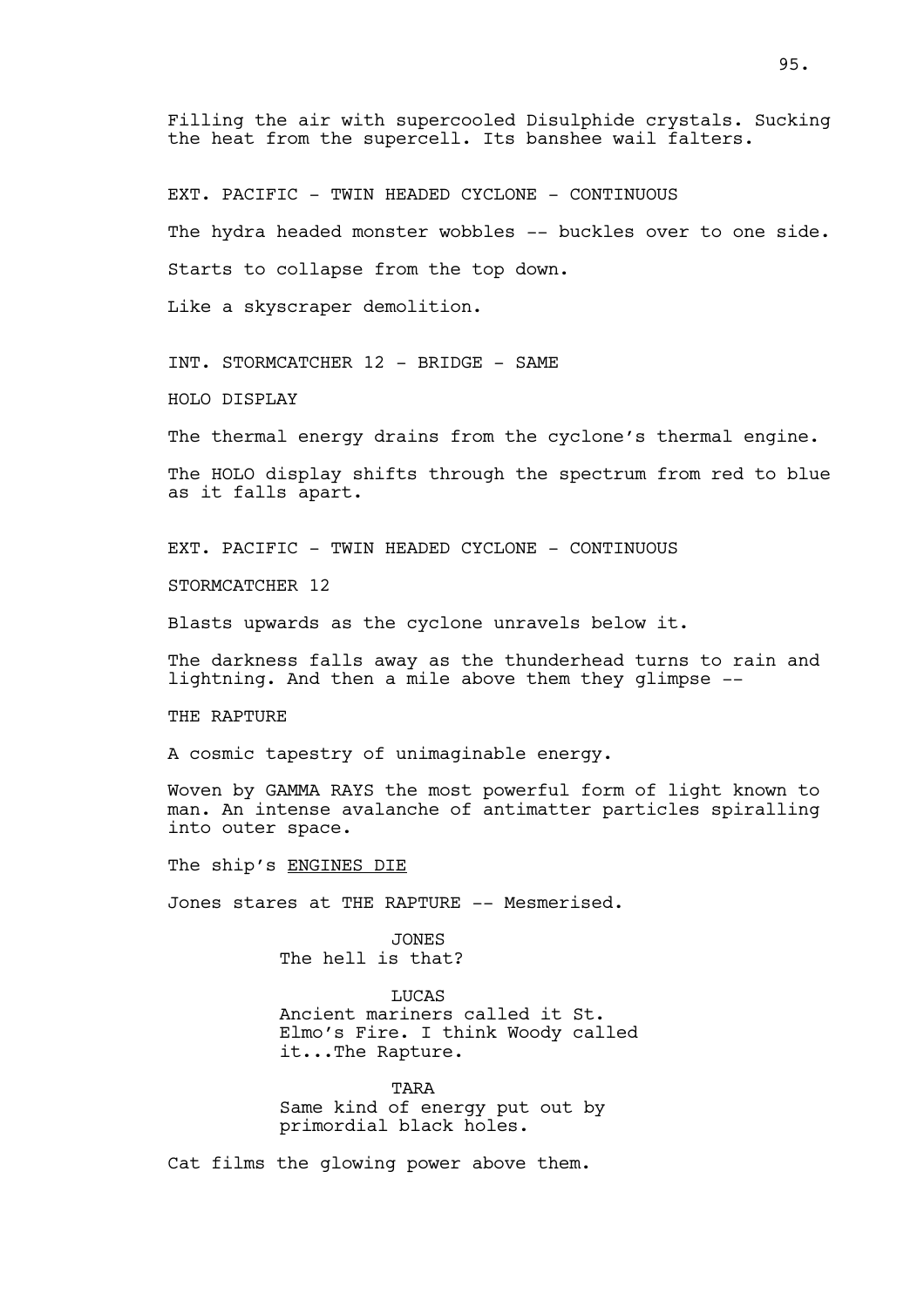Filling the air with supercooled Disulphide crystals. Sucking the heat from the supercell. Its banshee wail falters.

EXT. PACIFIC - TWIN HEADED CYCLONE - CONTINUOUS

The hydra headed monster wobbles -- buckles over to one side.

Starts to collapse from the top down.

Like a skyscraper demolition.

INT. STORMCATCHER 12 - BRIDGE - SAME

HOLO DISPLAY

The thermal energy drains from the cyclone's thermal engine.

The HOLO display shifts through the spectrum from red to blue as it falls apart.

EXT. PACIFIC - TWIN HEADED CYCLONE - CONTINUOUS

STORMCATCHER 12

Blasts upwards as the cyclone unravels below it.

The darkness falls away as the thunderhead turns to rain and lightning. And then a mile above them they glimpse --

THE RAPTURE

A cosmic tapestry of unimaginable energy.

Woven by GAMMA RAYS the most powerful form of light known to man. An intense avalanche of antimatter particles spiralling into outer space.

The ship's <u>ENGINES DIE</u>

Jones stares at THE RAPTURE -- Mesmerised.

JONES
The hell is that?

LUCAS
Ancient mariners called it St. Elmo's Fire. I think Woody called it...The Rapture.

TARA
Same kind of energy put out by primordial black holes.

Cat films the glowing power above them.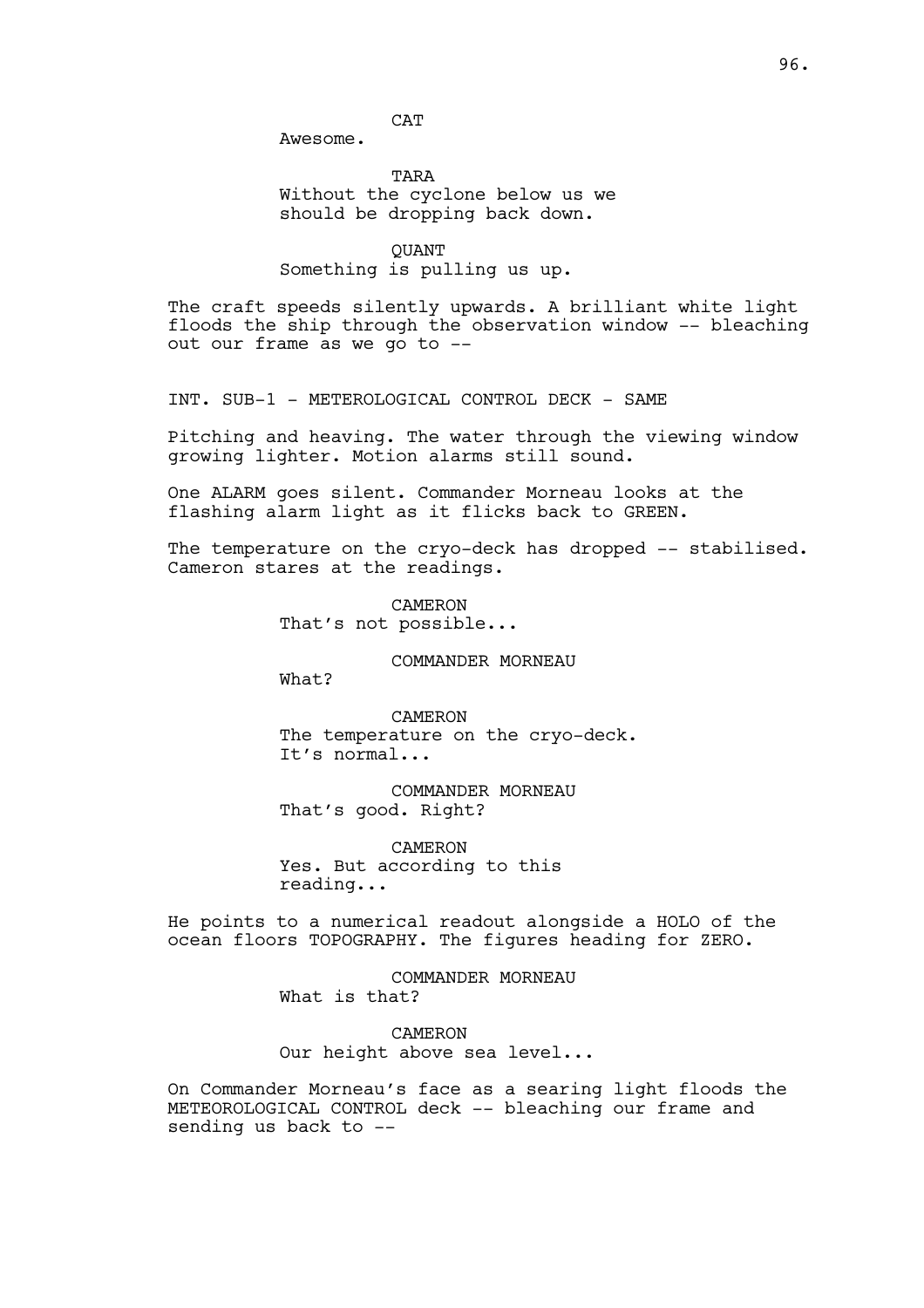CAT

Awesome.

TARA

Without the cyclone below us we should be dropping back down.

QUANT

Something is pulling us up.

The craft speeds silently upwards. A brilliant white light floods the ship through the observation window -- bleaching out our frame as we go to --

INT. SUB-1 - METEROLOGICAL CONTROL DECK - SAME

Pitching and heaving. The water through the viewing window growing lighter. Motion alarms still sound.

One ALARM goes silent. Commander Morneau looks at the flashing alarm light as it flicks back to GREEN.

The temperature on the cryo-deck has dropped -- stabilised. Cameron stares at the readings.

CAMERON

That's not possible...

COMMANDER MORNEAU

What?

CAMERON

The temperature on the cryo-deck. It's normal...

COMMANDER MORNEAU

That's good. Right?

CAMERON

Yes. But according to this reading...

He points to a numerical readout alongside a HOLO of the ocean floors TOPOGRAPHY. The figures heading for ZERO.

COMMANDER MORNEAU

What is that?

CAMERON

Our height above sea level...

On Commander Morneau's face as a searing light floods the METEOROLOGICAL CONTROL deck -- bleaching our frame and sending us back to --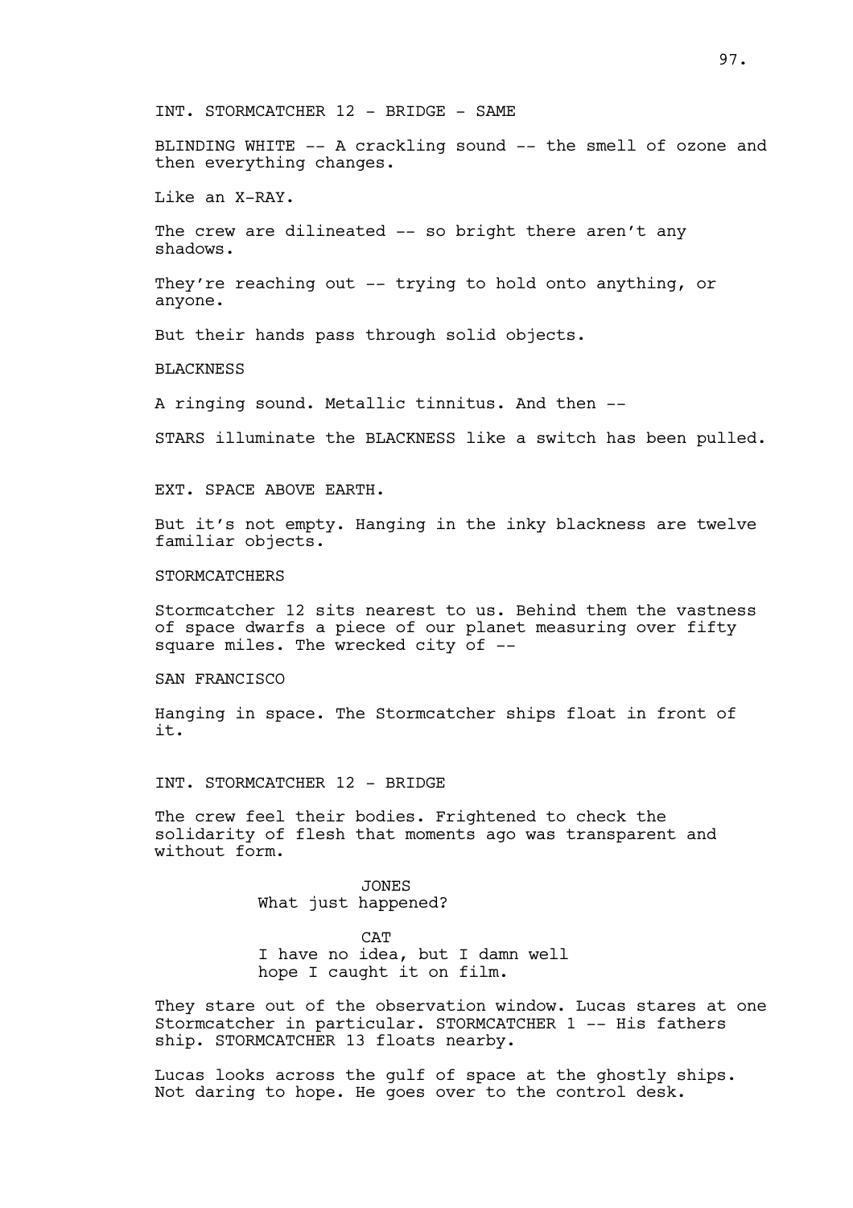INT. STORMCATCHER 12 - BRIDGE - SAME

BLINDING WHITE -- A crackling sound -- the smell of ozone and then everything changes.

Like an X-RAY.

The crew are dilineated -- so bright there aren't any shadows.

They're reaching out -- trying to hold onto anything, or anyone.

But their hands pass through solid objects.

BLACKNESS

A ringing sound. Metallic tinnitus. And then --

STARS illuminate the BLACKNESS like a switch has been pulled.

EXT. SPACE ABOVE EARTH.

But it's not empty. Hanging in the inky blackness are twelve familiar objects.

STORMCATCHERS

Stormcatcher 12 sits nearest to us. Behind them the vastness of space dwarfs a piece of our planet measuring over fifty square miles. The wrecked city of --

SAN FRANCISCO

Hanging in space. The Stormcatcher ships float in front of it.

INT. STORMCATCHER 12 - BRIDGE

The crew feel their bodies. Frightened to check the solidarity of flesh that moments ago was transparent and without form.

JONES
What just happened?

CAT
I have no idea, but I damn well hope I caught it on film.

They stare out of the observation window. Lucas stares at one Stormcatcher in particular. STORMCATCHER 1 -- His fathers ship. STORMCATCHER 13 floats nearby.

Lucas looks across the gulf of space at the ghostly ships. Not daring to hope. He goes over to the control desk.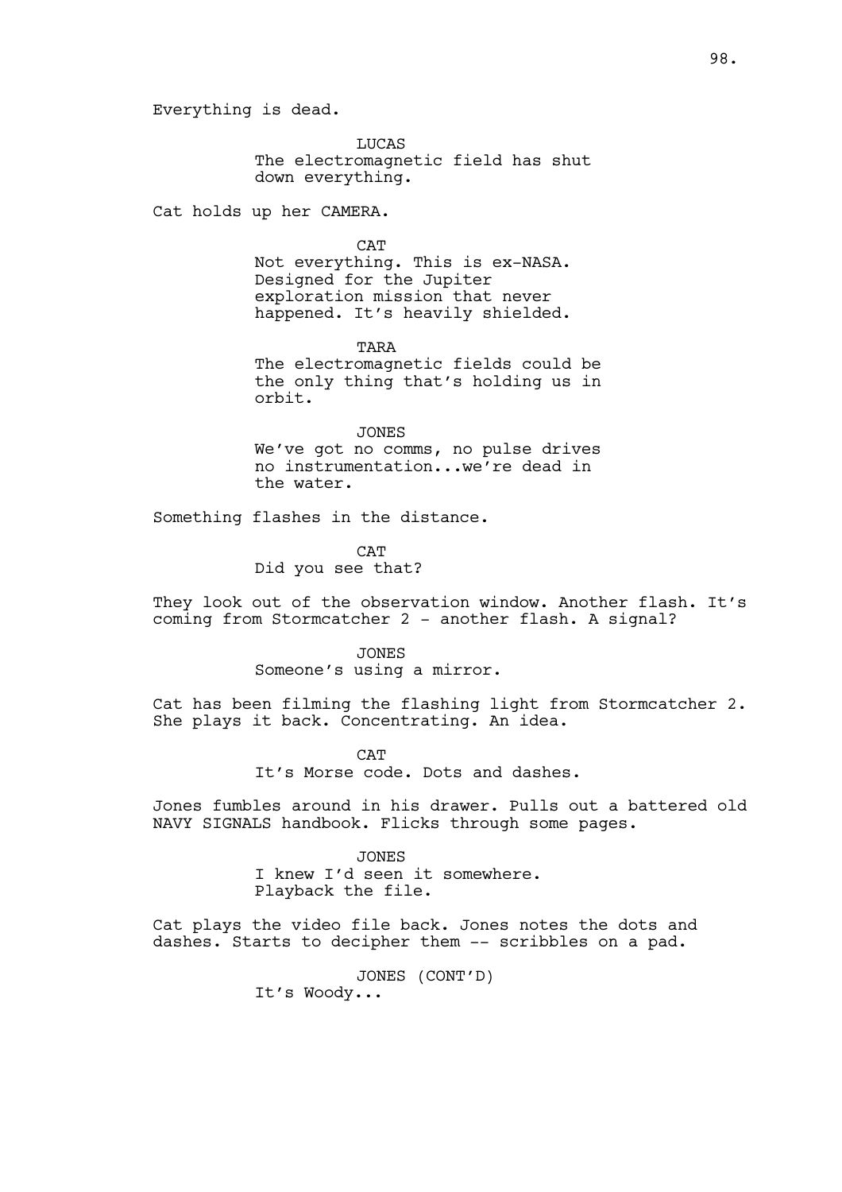Everything is dead.

LUCAS
The electromagnetic field has shut down everything.

Cat holds up her CAMERA.

CAT
Not everything. This is ex-NASA. Designed for the Jupiter exploration mission that never happened. It's heavily shielded.

TARA
The electromagnetic fields could be the only thing that's holding us in orbit.

JONES
We've got no comms, no pulse drives no instrumentation...we're dead in the water.

Something flashes in the distance.

CAT
Did you see that?

They look out of the observation window. Another flash. It's coming from Stormcatcher 2 - another flash. A signal?

JONES
Someone's using a mirror.

Cat has been filming the flashing light from Stormcatcher 2. She plays it back. Concentrating. An idea.

CAT
It's Morse code. Dots and dashes.

Jones fumbles around in his drawer. Pulls out a battered old NAVY SIGNALS handbook. Flicks through some pages.

JONES
I knew I'd seen it somewhere. Playback the file.

Cat plays the video file back. Jones notes the dots and dashes. Starts to decipher them -- scribbles on a pad.

JONES (CONT'D)
It's Woody...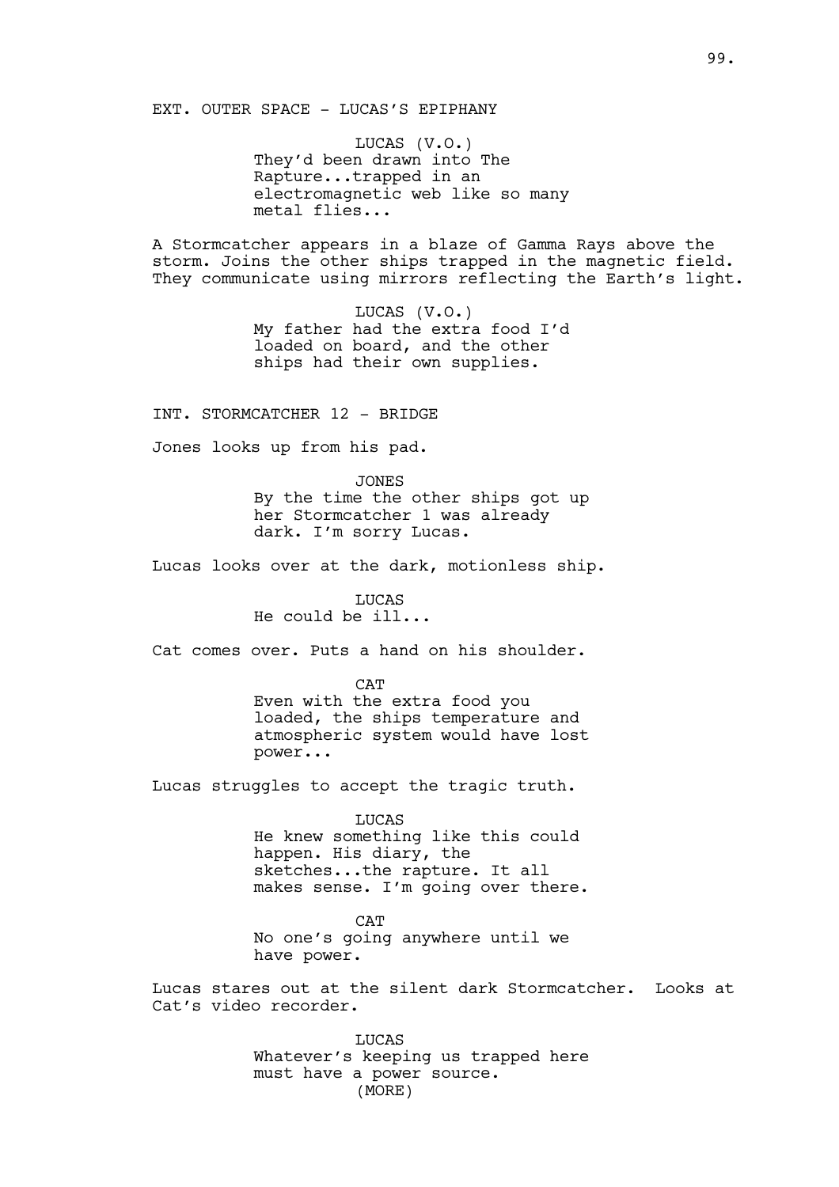EXT. OUTER SPACE - LUCAS'S EPIPHANY

LUCAS (V.O.)
They'd been drawn into The Rapture...trapped in an electromagnetic web like so many metal flies...

A Stormcatcher appears in a blaze of Gamma Rays above the storm. Joins the other ships trapped in the magnetic field. They communicate using mirrors reflecting the Earth's light.

LUCAS (V.O.)
My father had the extra food I'd loaded on board, and the other ships had their own supplies.

INT. STORMCATCHER 12 - BRIDGE

Jones looks up from his pad.

JONES
By the time the other ships got up her Stormcatcher 1 was already dark. I'm sorry Lucas.

Lucas looks over at the dark, motionless ship.

LUCAS
He could be ill...

Cat comes over. Puts a hand on his shoulder.

CAT
Even with the extra food you loaded, the ships temperature and atmospheric system would have lost power...

Lucas struggles to accept the tragic truth.

LUCAS
He knew something like this could happen. His diary, the sketches...the rapture. It all makes sense. I'm going over there.

CAT
No one's going anywhere until we have power.

Lucas stares out at the silent dark Stormcatcher. Looks at Cat's video recorder.

LUCAS
Whatever's keeping us trapped here must have a power source.
(MORE)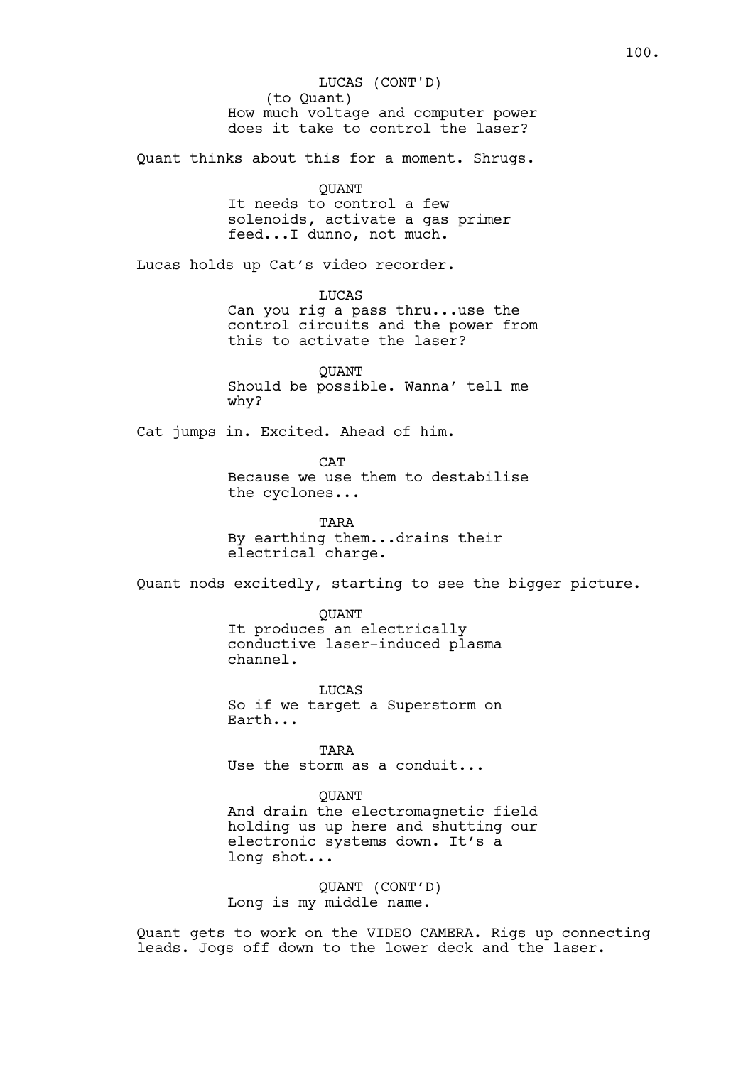LUCAS (CONT'D)
(to Quant)
How much voltage and computer power does it take to control the laser?

Quant thinks about this for a moment. Shrugs.

QUANT
It needs to control a few solenoids, activate a gas primer feed...I dunno, not much.

Lucas holds up Cat's video recorder.

LUCAS
Can you rig a pass thru...use the control circuits and the power from this to activate the laser?

QUANT
Should be possible. Wanna' tell me why?

Cat jumps in. Excited. Ahead of him.

CAT
Because we use them to destabilise the cyclones...

TARA
By earthing them...drains their electrical charge.

Quant nods excitedly, starting to see the bigger picture.

QUANT
It produces an electrically conductive laser-induced plasma channel.

LUCAS
So if we target a Superstorm on Earth...

TARA
Use the storm as a conduit...

QUANT
And drain the electromagnetic field holding us up here and shutting our electronic systems down. It's a long shot...

QUANT (CONT'D)
Long is my middle name.

Quant gets to work on the VIDEO CAMERA. Rigs up connecting leads. Jogs off down to the lower deck and the laser.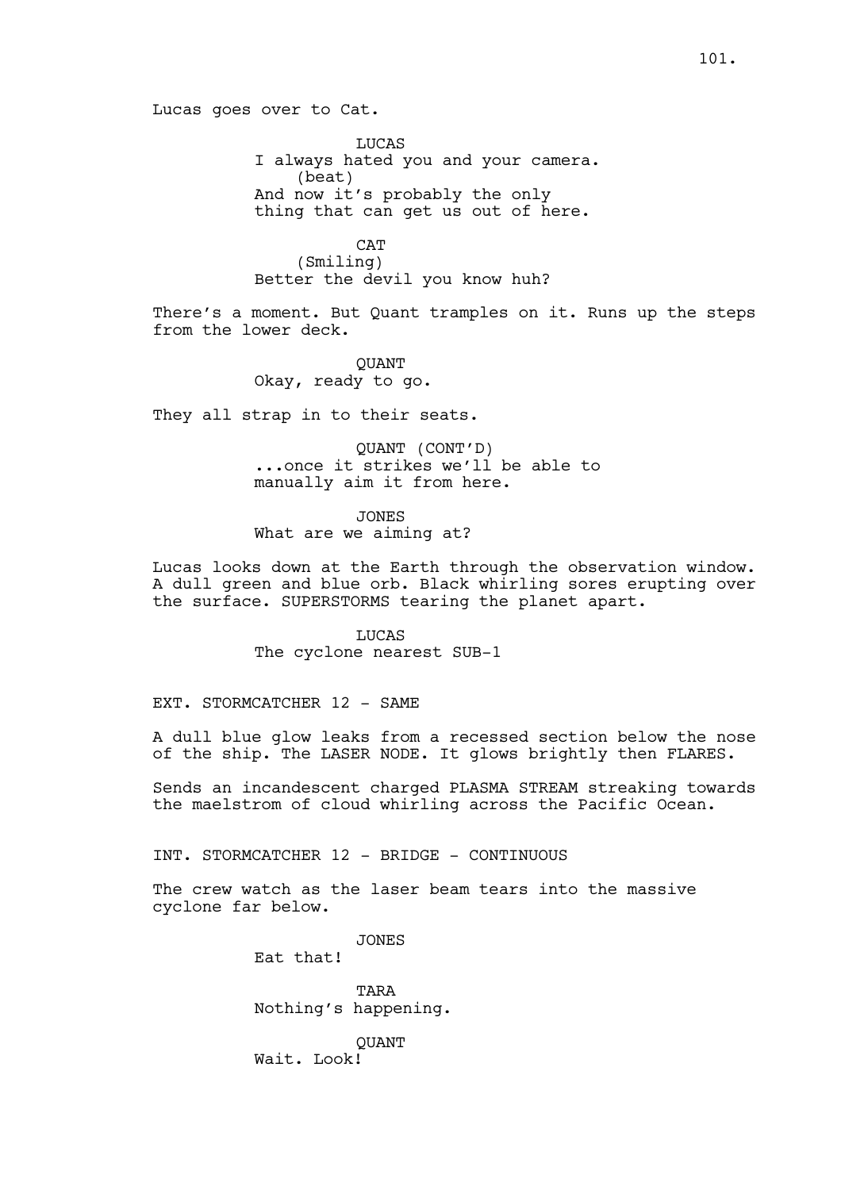Lucas goes over to Cat.

LUCAS
I always hated you and your camera.
(beat)
And now it's probably the only thing that can get us out of here.

CAT
(Smiling)
Better the devil you know huh?

There's a moment. But Quant tramples on it. Runs up the steps from the lower deck.

QUANT
Okay, ready to go.

They all strap in to their seats.

QUANT (CONT'D)
...once it strikes we'll be able to manually aim it from here.

JONES
What are we aiming at?

Lucas looks down at the Earth through the observation window. A dull green and blue orb. Black whirling sores erupting over the surface. SUPERSTORMS tearing the planet apart.

LUCAS
The cyclone nearest SUB-1

EXT. STORMCATCHER 12 - SAME

A dull blue glow leaks from a recessed section below the nose of the ship. The LASER NODE. It glows brightly then FLARES.

Sends an incandescent charged PLASMA STREAM streaking towards the maelstrom of cloud whirling across the Pacific Ocean.

INT. STORMCATCHER 12 - BRIDGE - CONTINUOUS

The crew watch as the laser beam tears into the massive cyclone far below.

JONES
Eat that!

TARA
Nothing's happening.

QUANT
Wait. Look!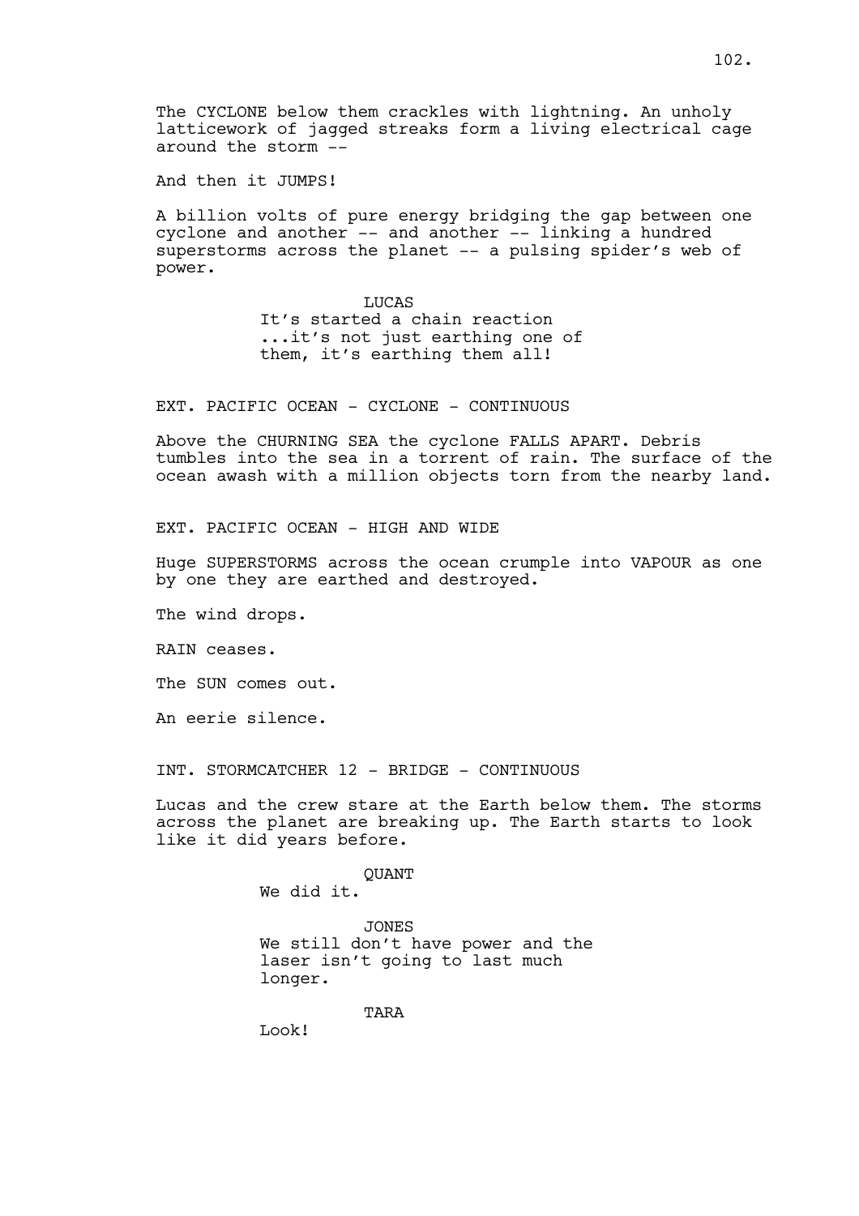The CYCLONE below them crackles with lightning. An unholy latticework of jagged streaks form a living electrical cage around the storm --

And then it JUMPS!

A billion volts of pure energy bridging the gap between one cyclone and another -- and another -- linking a hundred superstorms across the planet -- a pulsing spider's web of power.

LUCAS
It's started a chain reaction ...it's not just earthing one of them, it's earthing them all!

EXT. PACIFIC OCEAN - CYCLONE - CONTINUOUS

Above the CHURNING SEA the cyclone FALLS APART. Debris tumbles into the sea in a torrent of rain. The surface of the ocean awash with a million objects torn from the nearby land.

EXT. PACIFIC OCEAN - HIGH AND WIDE

Huge SUPERSTORMS across the ocean crumple into VAPOUR as one by one they are earthed and destroyed.

The wind drops.

RAIN ceases.

The SUN comes out.

An eerie silence.

INT. STORMCATCHER 12 - BRIDGE - CONTINUOUS

Lucas and the crew stare at the Earth below them. The storms across the planet are breaking up. The Earth starts to look like it did years before.

QUANT
We did it.

JONES
We still don't have power and the laser isn't going to last much longer.

TARA
Look!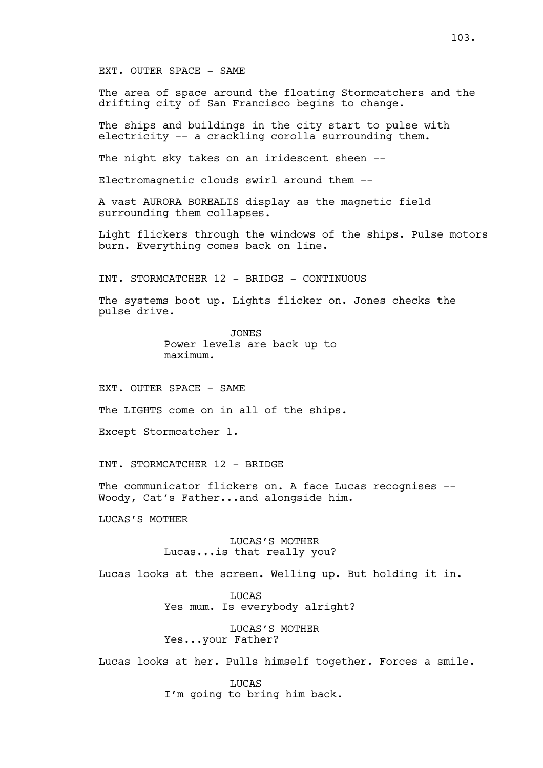EXT. OUTER SPACE - SAME

The area of space around the floating Stormcatchers and the drifting city of San Francisco begins to change.

The ships and buildings in the city start to pulse with electricity -- a crackling corolla surrounding them.

The night sky takes on an iridescent sheen --

Electromagnetic clouds swirl around them --

A vast AURORA BOREALIS display as the magnetic field surrounding them collapses.

Light flickers through the windows of the ships. Pulse motors burn. Everything comes back on line.

INT. STORMCATCHER 12 - BRIDGE - CONTINUOUS

The systems boot up. Lights flicker on. Jones checks the pulse drive.

JONES
Power levels are back up to maximum.

EXT. OUTER SPACE - SAME

The LIGHTS come on in all of the ships.

Except Stormcatcher 1.

INT. STORMCATCHER 12 - BRIDGE

The communicator flickers on. A face Lucas recognises -- Woody, Cat's Father...and alongside him.

LUCAS'S MOTHER

LUCAS'S MOTHER
Lucas...is that really you?

Lucas looks at the screen. Welling up. But holding it in.

LUCAS
Yes mum. Is everybody alright?

LUCAS'S MOTHER
Yes...your Father?

Lucas looks at her. Pulls himself together. Forces a smile.

LUCAS
I'm going to bring him back.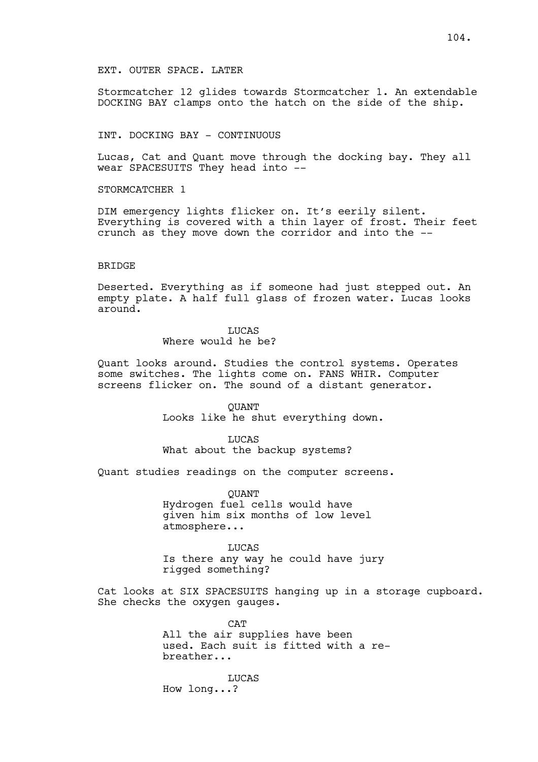EXT. OUTER SPACE. LATER

Stormcatcher 12 glides towards Stormcatcher 1. An extendable DOCKING BAY clamps onto the hatch on the side of the ship.

INT. DOCKING BAY - CONTINUOUS

Lucas, Cat and Quant move through the docking bay. They all wear SPACESUITS They head into --

STORMCATCHER 1

DIM emergency lights flicker on. It's eerily silent. Everything is covered with a thin layer of frost. Their feet crunch as they move down the corridor and into the --

BRIDGE

Deserted. Everything as if someone had just stepped out. An empty plate. A half full glass of frozen water. Lucas looks around.

LUCAS
Where would he be?

Quant looks around. Studies the control systems. Operates some switches. The lights come on. FANS WHIR. Computer screens flicker on. The sound of a distant generator.

QUANT
Looks like he shut everything down.

LUCAS
What about the backup systems?

Quant studies readings on the computer screens.

QUANT
Hydrogen fuel cells would have given him six months of low level atmosphere...

LUCAS
Is there any way he could have jury rigged something?

Cat looks at SIX SPACESUITS hanging up in a storage cupboard. She checks the oxygen gauges.

CAT
All the air supplies have been used. Each suit is fitted with a re-breather...

LUCAS
How long...?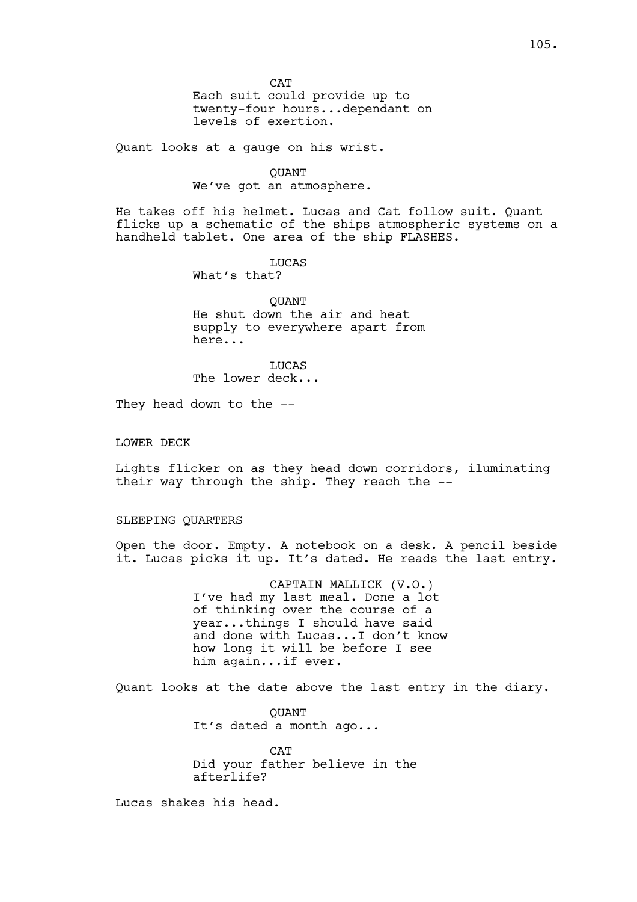CAT
Each suit could provide up to twenty-four hours...dependant on levels of exertion.

Quant looks at a gauge on his wrist.

QUANT
We've got an atmosphere.

He takes off his helmet. Lucas and Cat follow suit. Quant flicks up a schematic of the ships atmospheric systems on a handheld tablet. One area of the ship FLASHES.

LUCAS
What's that?

QUANT
He shut down the air and heat supply to everywhere apart from here...

LUCAS
The lower deck...

They head down to the --

LOWER DECK

Lights flicker on as they head down corridors, iluminating their way through the ship. They reach the --

SLEEPING QUARTERS

Open the door. Empty. A notebook on a desk. A pencil beside it. Lucas picks it up. It's dated. He reads the last entry.

CAPTAIN MALLICK (V.O.)
I've had my last meal. Done a lot of thinking over the course of a year...things I should have said and done with Lucas...I don't know how long it will be before I see him again...if ever.

Quant looks at the date above the last entry in the diary.

QUANT
It's dated a month ago...

CAT
Did your father believe in the afterlife?

Lucas shakes his head.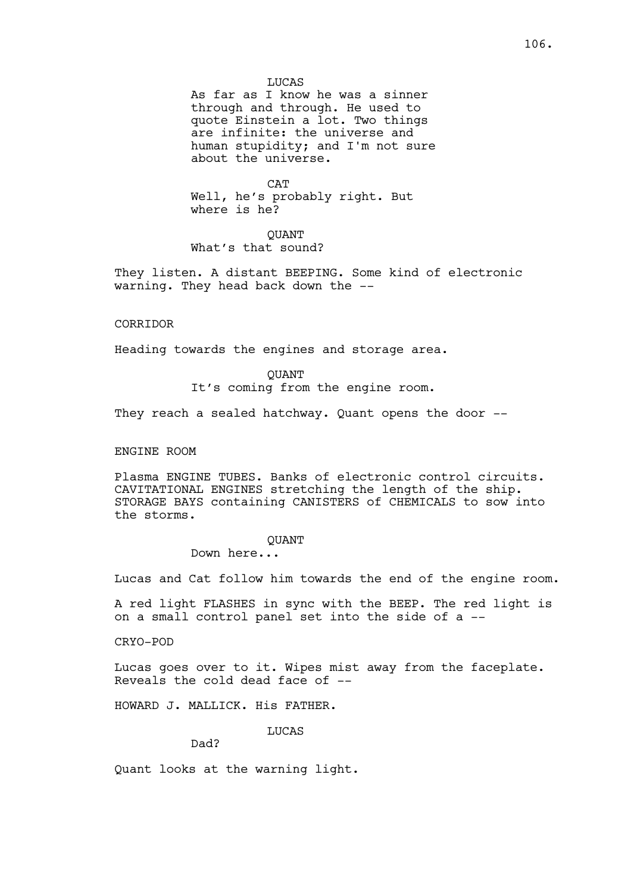LUCAS
As far as I know he was a sinner through and through. He used to quote Einstein a lot. Two things are infinite: the universe and human stupidity; and I'm not sure about the universe.

CAT
Well, he's probably right. But where is he?

QUANT
What's that sound?

They listen. A distant BEEPING. Some kind of electronic warning. They head back down the --

CORRIDOR

Heading towards the engines and storage area.

QUANT
It's coming from the engine room.

They reach a sealed hatchway. Quant opens the door --

ENGINE ROOM

Plasma ENGINE TUBES. Banks of electronic control circuits. CAVITATIONAL ENGINES stretching the length of the ship. STORAGE BAYS containing CANISTERS of CHEMICALS to sow into the storms.

QUANT
Down here...

Lucas and Cat follow him towards the end of the engine room.

A red light FLASHES in sync with the BEEP. The red light is on a small control panel set into the side of a --

CRYO-POD

Lucas goes over to it. Wipes mist away from the faceplate. Reveals the cold dead face of --

HOWARD J. MALLICK. His FATHER.

LUCAS
Dad?

Quant looks at the warning light.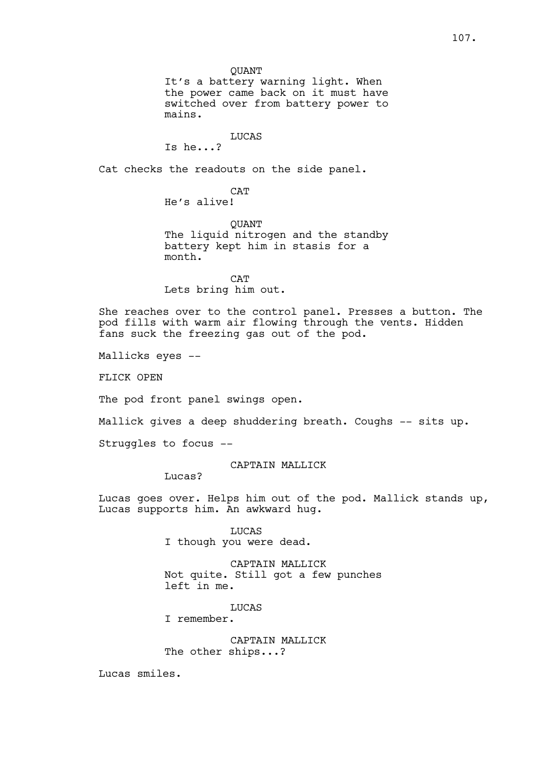QUANT
It's a battery warning light. When the power came back on it must have switched over from battery power to mains.

LUCAS
Is he...?

Cat checks the readouts on the side panel.

CAT
He's alive!

QUANT
The liquid nitrogen and the standby battery kept him in stasis for a month.

CAT
Lets bring him out.

She reaches over to the control panel. Presses a button. The pod fills with warm air flowing through the vents. Hidden fans suck the freezing gas out of the pod.

Mallicks eyes --

FLICK OPEN

The pod front panel swings open.

Mallick gives a deep shuddering breath. Coughs -- sits up.

Struggles to focus --

CAPTAIN MALLICK
Lucas?

Lucas goes over. Helps him out of the pod. Mallick stands up, Lucas supports him. An awkward hug.

LUCAS
I though you were dead.

CAPTAIN MALLICK
Not quite. Still got a few punches left in me.

LUCAS
I remember.

CAPTAIN MALLICK
The other ships...?

Lucas smiles.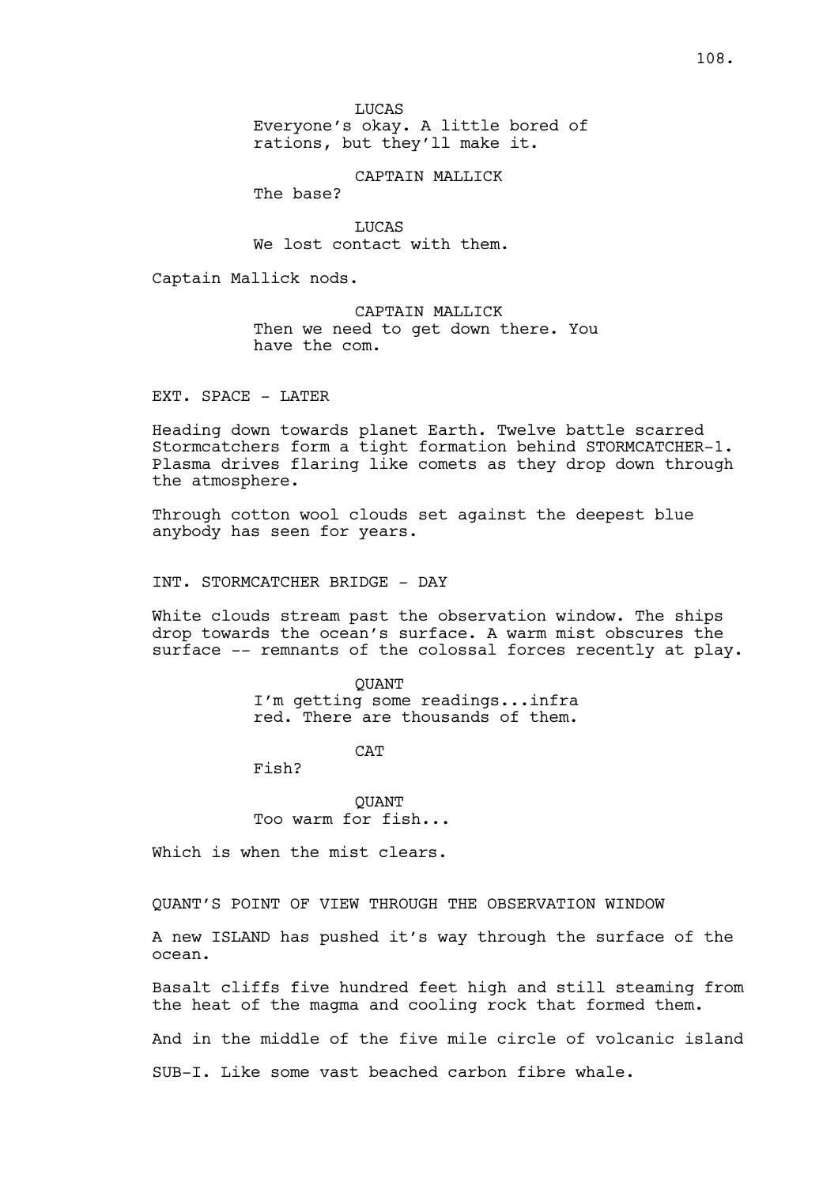LUCAS
Everyone's okay. A little bored of rations, but they'll make it.

CAPTAIN MALLICK
The base?

LUCAS
We lost contact with them.

Captain Mallick nods.

CAPTAIN MALLICK
Then we need to get down there. You have the com.

EXT. SPACE - LATER

Heading down towards planet Earth. Twelve battle scarred Stormcatchers form a tight formation behind STORMCATCHER-1. Plasma drives flaring like comets as they drop down through the atmosphere.

Through cotton wool clouds set against the deepest blue anybody has seen for years.

INT. STORMCATCHER BRIDGE - DAY

White clouds stream past the observation window. The ships drop towards the ocean's surface. A warm mist obscures the surface -- remnants of the colossal forces recently at play.

QUANT
I'm getting some readings...infra red. There are thousands of them.

CAT
Fish?

QUANT
Too warm for fish...

Which is when the mist clears.

QUANT'S POINT OF VIEW THROUGH THE OBSERVATION WINDOW

A new ISLAND has pushed it's way through the surface of the ocean.

Basalt cliffs five hundred feet high and still steaming from the heat of the magma and cooling rock that formed them.

And in the middle of the five mile circle of volcanic island

SUB-I. Like some vast beached carbon fibre whale.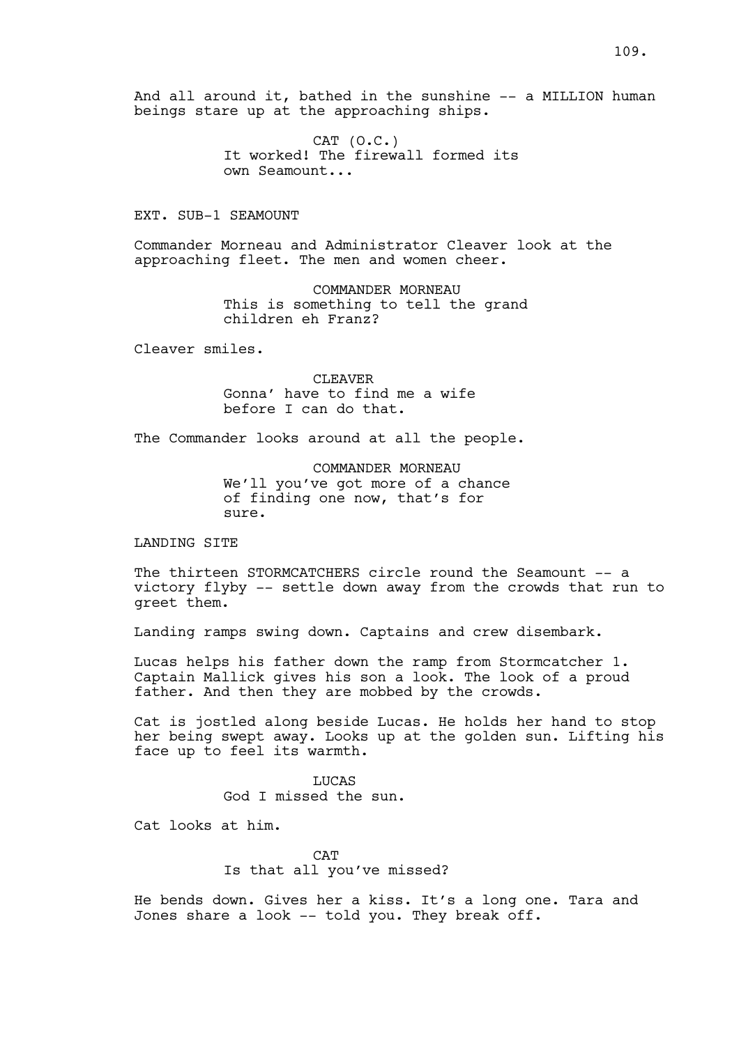And all around it, bathed in the sunshine -- a MILLION human beings stare up at the approaching ships.

CAT (O.C.)
It worked! The firewall formed its own Seamount...

EXT. SUB-1 SEAMOUNT

Commander Morneau and Administrator Cleaver look at the approaching fleet. The men and women cheer.

COMMANDER MORNEAU
This is something to tell the grand children eh Franz?

Cleaver smiles.

CLEAVER
Gonna' have to find me a wife before I can do that.

The Commander looks around at all the people.

COMMANDER MORNEAU
We'll you've got more of a chance of finding one now, that's for sure.

LANDING SITE

The thirteen STORMCATCHERS circle round the Seamount -- a victory flyby -- settle down away from the crowds that run to greet them.

Landing ramps swing down. Captains and crew disembark.

Lucas helps his father down the ramp from Stormcatcher 1. Captain Mallick gives his son a look. The look of a proud father. And then they are mobbed by the crowds.

Cat is jostled along beside Lucas. He holds her hand to stop her being swept away. Looks up at the golden sun. Lifting his face up to feel its warmth.

LUCAS
God I missed the sun.

Cat looks at him.

CAT
Is that all you've missed?

He bends down. Gives her a kiss. It's a long one. Tara and Jones share a look -- told you. They break off.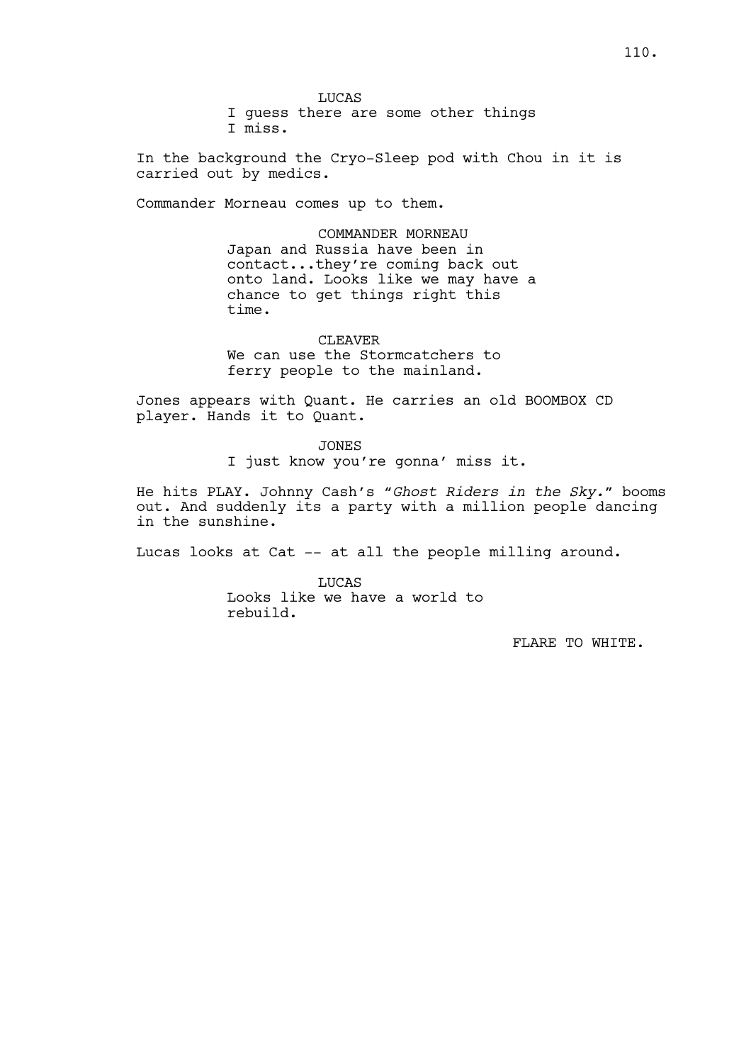LUCAS
I guess there are some other things
I miss.

In the background the Cryo-Sleep pod with Chou in it is carried out by medics.

Commander Morneau comes up to them.

COMMANDER MORNEAU
Japan and Russia have been in
contact...they're coming back out
onto land. Looks like we may have a
chance to get things right this
time.

CLEAVER
We can use the Stormcatchers to
ferry people to the mainland.

Jones appears with Quant. He carries an old BOOMBOX CD player. Hands it to Quant.

JONES
I just know you're gonna' miss it.

He hits PLAY. Johnny Cash's "*Ghost Riders in the Sky.*" booms out. And suddenly its a party with a million people dancing in the sunshine.

Lucas looks at Cat -- at all the people milling around.

LUCAS
Looks like we have a world to
rebuild.

FLARE TO WHITE.